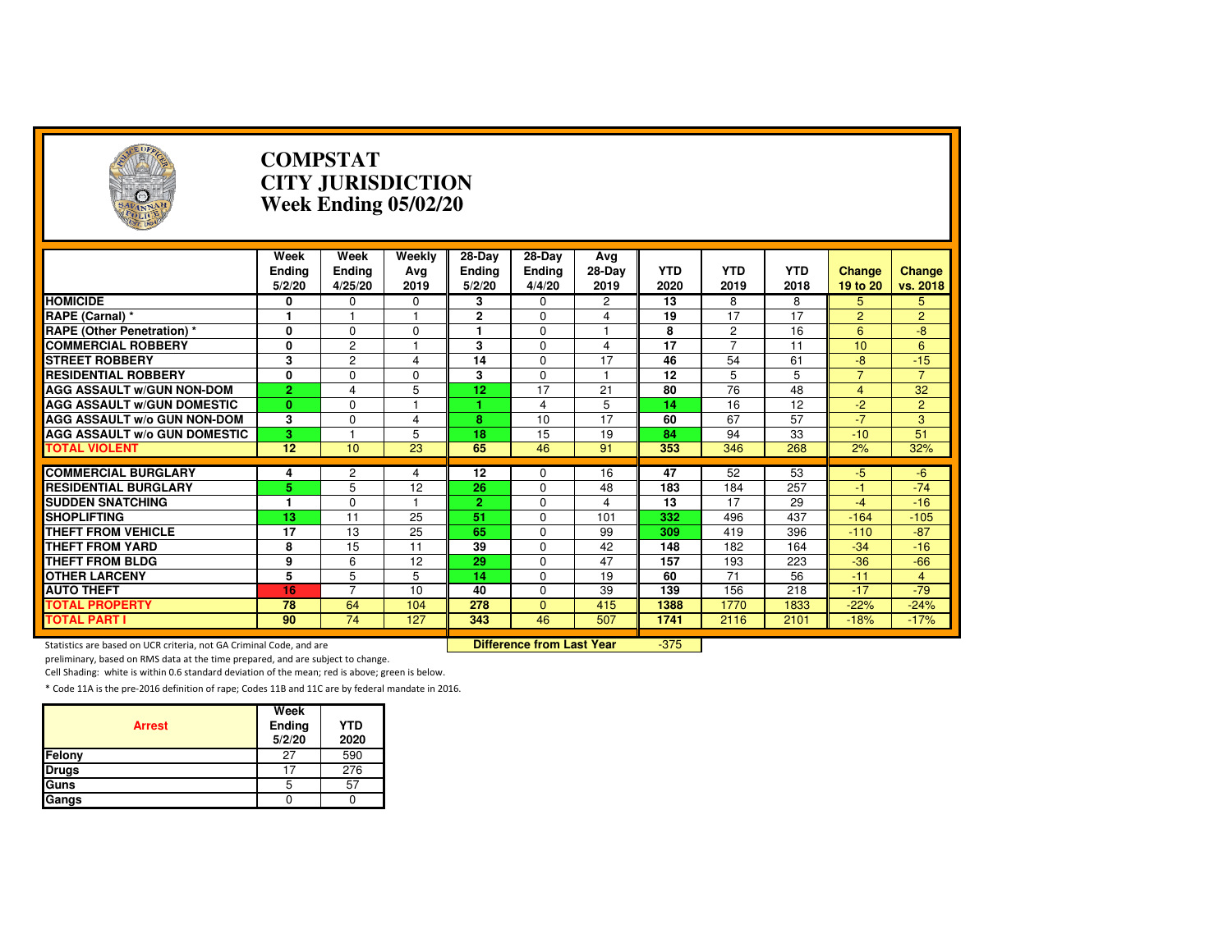# COMPSTAT
## CITY JURISDICTION
### Week Ending 05/02/20

| | Week Ending 5/2/20 | Week Ending 4/25/20 | Weekly Avg 2019 | 28-Day Ending 5/2/20 | 28-Day Ending 4/4/20 | Avg 28-Day 2019 | YTD 2020 | YTD 2019 | YTD 2018 | Change 19 to 20 | Change vs. 2018 |
|---|---|---|---|---|---|---|---|---|---|---|---|
| **HOMICIDE** | 0 | 0 | 0 | 3 | 0 | 2 | 13 | 8 | 8 | 5 | 5 |
| **RAPE (Carnal) *** | 1 | 1 | 1 | 2 | 0 | 4 | 19 | 17 | 17 | 2 | 2 |
| **RAPE (Other Penetration) *** | 0 | 0 | 0 | 1 | 0 | 1 | 8 | 2 | 16 | 6 | -8 |
| **COMMERCIAL ROBBERY** | 0 | 2 | 1 | 3 | 0 | 4 | 17 | 7 | 11 | 10 | 6 |
| **STREET ROBBERY** | 3 | 2 | 4 | 14 | 0 | 17 | 46 | 54 | 61 | -8 | -15 |
| **RESIDENTIAL ROBBERY** | 0 | 0 | 0 | 3 | 0 | 1 | 12 | 5 | 5 | 7 | 7 |
| **AGG ASSAULT w/GUN NON-DOM** | 2 | 4 | 5 | 12 | 17 | 21 | 80 | 76 | 48 | 4 | 32 |
| **AGG ASSAULT w/GUN DOMESTIC** | 0 | 0 | 1 | 1 | 4 | 5 | 14 | 16 | 12 | -2 | 2 |
| **AGG ASSAULT w/o GUN NON-DOM** | 3 | 0 | 4 | 8 | 10 | 17 | 60 | 67 | 57 | -7 | 3 |
| **AGG ASSAULT w/o GUN DOMESTIC** | 3 | 1 | 5 | 18 | 15 | 19 | 84 | 94 | 33 | -10 | 51 |
| **TOTAL VIOLENT** | 12 | 10 | 23 | 65 | 46 | 91 | 353 | 346 | 268 | 2% | 32% |
| **COMMERCIAL BURGLARY** | 4 | 2 | 4 | 12 | 0 | 16 | 47 | 52 | 53 | -5 | -6 |
| **RESIDENTIAL BURGLARY** | 5 | 5 | 12 | 26 | 0 | 48 | 183 | 184 | 257 | -1 | -74 |
| **SUDDEN SNATCHING** | 1 | 0 | 1 | 2 | 0 | 4 | 13 | 17 | 29 | -4 | -16 |
| **SHOPLIFTING** | 13 | 11 | 25 | 51 | 0 | 101 | 332 | 496 | 437 | -164 | -105 |
| **THEFT FROM VEHICLE** | 17 | 13 | 25 | 65 | 0 | 99 | 309 | 419 | 396 | -110 | -87 |
| **THEFT FROM YARD** | 8 | 15 | 11 | 39 | 0 | 42 | 148 | 182 | 164 | -34 | -16 |
| **THEFT FROM BLDG** | 9 | 6 | 12 | 29 | 0 | 47 | 157 | 193 | 223 | -36 | -66 |
| **OTHER LARCENY** | 5 | 5 | 5 | 14 | 0 | 19 | 60 | 71 | 56 | -11 | 4 |
| **AUTO THEFT** | 16 | 7 | 10 | 40 | 0 | 39 | 139 | 156 | 218 | -17 | -79 |
| **TOTAL PROPERTY** | 78 | 64 | 104 | 278 | 0 | 415 | 1388 | 1770 | 1833 | -22% | -24% |
| **TOTAL PART I** | 90 | 74 | 127 | 343 | 46 | 507 | 1741 | 2116 | 2101 | -18% | -17% |

**Difference from Last Year**: -375

Statistics are based on UCR criteria, not GA Criminal Code, and are preliminary, based on RMS data at the time prepared, and are subject to change.

Cell Shading: white is within 0.6 standard deviation of the mean; red is above; green is below.

* Code 11A is the pre-2016 definition of rape; Codes 11B and 11C are by federal mandate in 2016.

| Arrest | Week Ending 5/2/20 | YTD 2020 |
|---|---|---|
| Felony | 27 | 590 |
| Drugs | 17 | 276 |
| Guns | 5 | 57 |
| Gangs | 0 | 0 |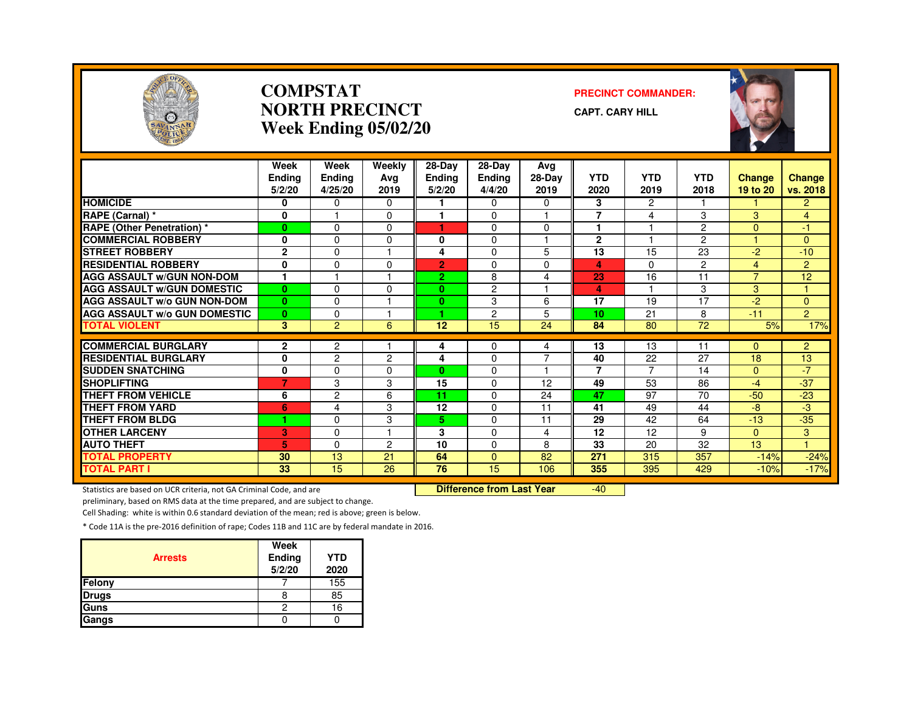# COMPSTAT
# NORTH PRECINCT
# Week Ending 05/02/20

**PRECINCT COMMANDER:**

**CAPT. CARY HILL**

| | Week Ending 5/2/20 | Week Ending 4/25/20 | Weekly Avg 2019 | 28-Day Ending 5/2/20 | 28-Day Ending 4/4/20 | Avg 28-Day 2019 | YTD 2020 | YTD 2019 | YTD 2018 | Change 19 to 20 | Change vs. 2018 |
|---|---|---|---|---|---|---|---|---|---|---|---|
| HOMICIDE | 0 | 0 | 0 | 1 | 0 | 0 | 3 | 2 | 1 | 1 | 2 |
| RAPE (Carnal) * | 0 | 1 | 0 | 1 | 0 | 1 | 7 | 4 | 3 | 3 | 4 |
| RAPE (Other Penetration) * | 0 | 0 | 0 | 1 | 0 | 0 | 1 | 1 | 2 | 0 | -1 |
| COMMERCIAL ROBBERY | 0 | 0 | 0 | 0 | 0 | 1 | 2 | 1 | 2 | 1 | 0 |
| STREET ROBBERY | 2 | 0 | 1 | 4 | 0 | 5 | 13 | 15 | 23 | -2 | -10 |
| RESIDENTIAL ROBBERY | 0 | 0 | 0 | 2 | 0 | 0 | 4 | 0 | 2 | 4 | 2 |
| AGG ASSAULT w/GUN NON-DOM | 1 | 1 | 1 | 2 | 8 | 4 | 23 | 16 | 11 | 7 | 12 |
| AGG ASSAULT w/GUN DOMESTIC | 0 | 0 | 0 | 0 | 2 | 1 | 4 | 1 | 3 | 3 | 1 |
| AGG ASSAULT w/o GUN NON-DOM | 0 | 0 | 1 | 0 | 3 | 6 | 17 | 19 | 17 | -2 | 0 |
| AGG ASSAULT w/o GUN DOMESTIC | 0 | 0 | 1 | 1 | 2 | 5 | 10 | 21 | 8 | -11 | 2 |
| TOTAL VIOLENT | 3 | 2 | 6 | 12 | 15 | 24 | 84 | 80 | 72 | 5% | 17% |
| COMMERCIAL BURGLARY | 2 | 2 | 1 | 4 | 0 | 4 | 13 | 13 | 11 | 0 | 2 |
| RESIDENTIAL BURGLARY | 0 | 2 | 2 | 4 | 0 | 7 | 40 | 22 | 27 | 18 | 13 |
| SUDDEN SNATCHING | 0 | 0 | 0 | 0 | 0 | 1 | 7 | 7 | 14 | 0 | -7 |
| SHOPLIFTING | 7 | 3 | 3 | 15 | 0 | 12 | 49 | 53 | 86 | -4 | -37 |
| THEFT FROM VEHICLE | 6 | 2 | 6 | 11 | 0 | 24 | 47 | 97 | 70 | -50 | -23 |
| THEFT FROM YARD | 6 | 4 | 3 | 12 | 0 | 11 | 41 | 49 | 44 | -8 | -3 |
| THEFT FROM BLDG | 1 | 0 | 3 | 5 | 0 | 11 | 29 | 42 | 64 | -13 | -35 |
| OTHER LARCENY | 3 | 0 | 1 | 3 | 0 | 4 | 12 | 12 | 9 | 0 | 3 |
| AUTO THEFT | 5 | 0 | 2 | 10 | 0 | 8 | 33 | 20 | 32 | 13 | 1 |
| TOTAL PROPERTY | 30 | 13 | 21 | 64 | 0 | 82 | 271 | 315 | 357 | -14% | -24% |
| TOTAL PART I | 33 | 15 | 26 | 76 | 15 | 106 | 355 | 395 | 429 | -10% | -17% |

**Difference from Last Year** -40

Statistics are based on UCR criteria, not GA Criminal Code, and are preliminary, based on RMS data at the time prepared, and are subject to change.

Cell Shading: white is within 0.6 standard deviation of the mean; red is above; green is below.

* Code 11A is the pre-2016 definition of rape; Codes 11B and 11C are by federal mandate in 2016.

| Arrests | Week Ending 5/2/20 | YTD 2020 |
|---|---|---|
| Felony | 7 | 155 |
| Drugs | 8 | 85 |
| Guns | 2 | 16 |
| Gangs | 0 | 0 |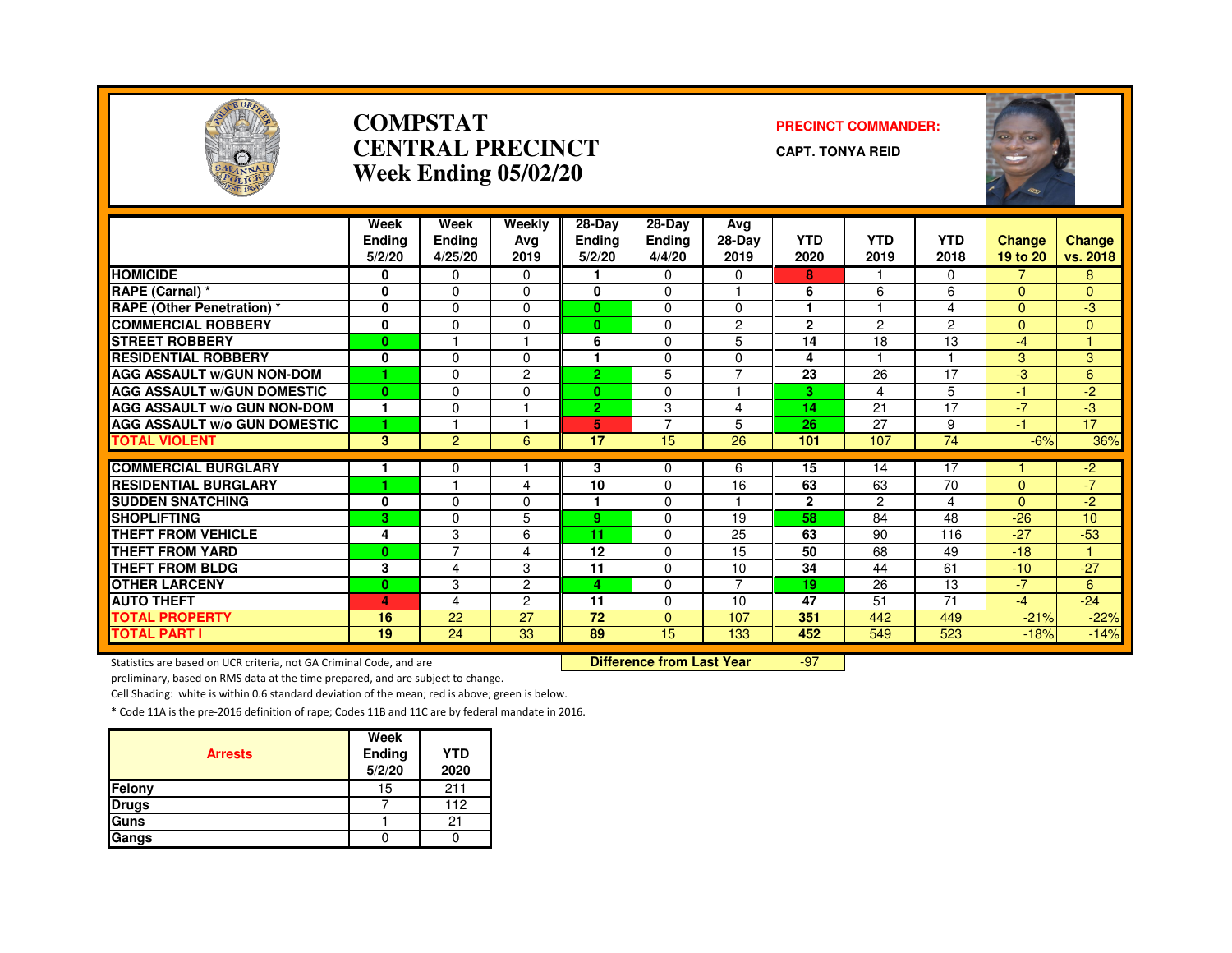# COMPSTAT CENTRAL PRECINCT Week Ending 05/02/20

**PRECINCT COMMANDER:**

**CAPT. TONYA REID**

| | Week Ending 5/2/20 | Week Ending 4/25/20 | Weekly Avg 2019 | 28-Day Ending 5/2/20 | 28-Day Ending 4/4/20 | Avg 28-Day 2019 | YTD 2020 | YTD 2019 | YTD 2018 | Change 19 to 20 | Change vs. 2018 |
|---|---|---|---|---|---|---|---|---|---|---|---|
| HOMICIDE | 0 | 0 | 0 | 1 | 0 | 0 | 8 | 1 | 0 | 7 | 8 |
| RAPE (Carnal) * | 0 | 0 | 0 | 0 | 0 | 1 | 6 | 6 | 6 | 0 | 0 |
| RAPE (Other Penetration) * | 0 | 0 | 0 | 0 | 0 | 0 | 1 | 1 | 4 | 0 | -3 |
| COMMERCIAL ROBBERY | 0 | 0 | 0 | 0 | 0 | 2 | 2 | 2 | 2 | 0 | 0 |
| STREET ROBBERY | 0 | 1 | 1 | 6 | 0 | 5 | 14 | 18 | 13 | -4 | 1 |
| RESIDENTIAL ROBBERY | 0 | 0 | 0 | 1 | 0 | 0 | 4 | 1 | 1 | 3 | 3 |
| AGG ASSAULT w/GUN NON-DOM | 1 | 0 | 2 | 2 | 5 | 7 | 23 | 26 | 17 | -3 | 6 |
| AGG ASSAULT w/GUN DOMESTIC | 0 | 0 | 0 | 0 | 0 | 1 | 3 | 4 | 5 | -1 | -2 |
| AGG ASSAULT w/o GUN NON-DOM | 1 | 0 | 1 | 2 | 3 | 4 | 14 | 21 | 17 | -7 | -3 |
| AGG ASSAULT w/o GUN DOMESTIC | 1 | 1 | 1 | 5 | 7 | 5 | 26 | 27 | 9 | -1 | 17 |
| TOTAL VIOLENT | 3 | 2 | 6 | 17 | 15 | 26 | 101 | 107 | 74 | -6% | 36% |
| COMMERCIAL BURGLARY | 1 | 0 | 1 | 3 | 0 | 6 | 15 | 14 | 17 | 1 | -2 |
| RESIDENTIAL BURGLARY | 1 | 1 | 4 | 10 | 0 | 16 | 63 | 63 | 70 | 0 | -7 |
| SUDDEN SNATCHING | 0 | 0 | 0 | 1 | 0 | 1 | 2 | 2 | 4 | 0 | -2 |
| SHOPLIFTING | 3 | 0 | 5 | 9 | 0 | 19 | 58 | 84 | 48 | -26 | 10 |
| THEFT FROM VEHICLE | 4 | 3 | 6 | 11 | 0 | 25 | 63 | 90 | 116 | -27 | -53 |
| THEFT FROM YARD | 0 | 7 | 4 | 12 | 0 | 15 | 50 | 68 | 49 | -18 | 1 |
| THEFT FROM BLDG | 3 | 4 | 3 | 11 | 0 | 10 | 34 | 44 | 61 | -10 | -27 |
| OTHER LARCENY | 0 | 3 | 2 | 4 | 0 | 7 | 19 | 26 | 13 | -7 | 6 |
| AUTO THEFT | 4 | 4 | 2 | 11 | 0 | 10 | 47 | 51 | 71 | -4 | -24 |
| TOTAL PROPERTY | 16 | 22 | 27 | 72 | 0 | 107 | 351 | 442 | 449 | -21% | -22% |
| TOTAL PART I | 19 | 24 | 33 | 89 | 15 | 133 | 452 | 549 | 523 | -18% | -14% |

**Difference from Last Year** -97

Statistics are based on UCR criteria, not GA Criminal Code, and are preliminary, based on RMS data at the time prepared, and are subject to change.

Cell Shading: white is within 0.6 standard deviation of the mean; red is above; green is below.

* Code 11A is the pre-2016 definition of rape; Codes 11B and 11C are by federal mandate in 2016.

| Arrests | Week Ending 5/2/20 | YTD 2020 |
|---|---|---|
| Felony | 15 | 211 |
| Drugs | 7 | 112 |
| Guns | 1 | 21 |
| Gangs | 0 | 0 |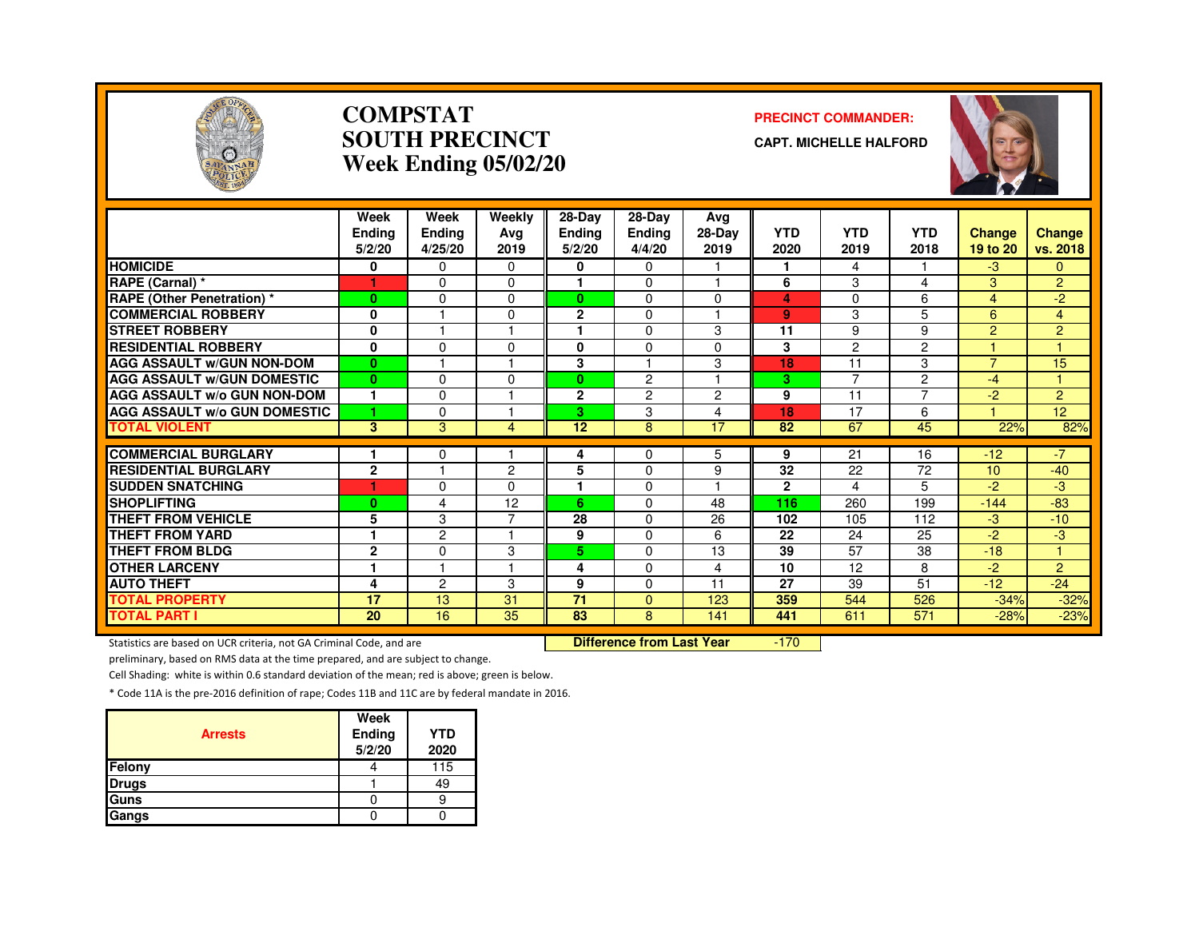# COMPSTAT
# SOUTH PRECINCT
# Week Ending 05/02/20

**PRECINCT COMMANDER:**

**CAPT. MICHELLE HALFORD**

| | Week Ending 5/2/20 | Week Ending 4/25/20 | Weekly Avg 2019 | 28-Day Ending 5/2/20 | 28-Day Ending 4/4/20 | Avg 28-Day 2019 | YTD 2020 | YTD 2019 | YTD 2018 | Change 19 to 20 | Change vs. 2018 |
|---|---|---|---|---|---|---|---|---|---|---|---|
| HOMICIDE | 0 | 0 | 0 | 0 | 0 | 1 | 1 | 4 | 1 | -3 | 0 |
| RAPE (Carnal) * | 1 | 0 | 0 | 1 | 0 | 1 | 6 | 3 | 4 | 3 | 2 |
| RAPE (Other Penetration) * | 0 | 0 | 0 | 0 | 0 | 0 | 4 | 0 | 6 | 4 | -2 |
| COMMERCIAL ROBBERY | 0 | 1 | 0 | 2 | 0 | 1 | 9 | 3 | 5 | 6 | 4 |
| STREET ROBBERY | 0 | 1 | 1 | 1 | 0 | 3 | 11 | 9 | 9 | 2 | 2 |
| RESIDENTIAL ROBBERY | 0 | 0 | 0 | 0 | 0 | 0 | 3 | 2 | 2 | 1 | 1 |
| AGG ASSAULT w/GUN NON-DOM | 0 | 1 | 1 | 3 | 1 | 3 | 18 | 11 | 3 | 7 | 15 |
| AGG ASSAULT w/GUN DOMESTIC | 0 | 0 | 0 | 0 | 2 | 1 | 3 | 7 | 2 | -4 | 1 |
| AGG ASSAULT w/o GUN NON-DOM | 1 | 0 | 1 | 2 | 2 | 2 | 9 | 11 | 7 | -2 | 2 |
| AGG ASSAULT w/o GUN DOMESTIC | 1 | 0 | 1 | 3 | 3 | 4 | 18 | 17 | 6 | 1 | 12 |
| TOTAL VIOLENT | 3 | 3 | 4 | 12 | 8 | 17 | 82 | 67 | 45 | 22% | 82% |
| COMMERCIAL BURGLARY | 1 | 0 | 1 | 4 | 0 | 5 | 9 | 21 | 16 | -12 | -7 |
| RESIDENTIAL BURGLARY | 2 | 1 | 2 | 5 | 0 | 9 | 32 | 22 | 72 | 10 | -40 |
| SUDDEN SNATCHING | 1 | 0 | 0 | 1 | 0 | 1 | 2 | 4 | 5 | -2 | -3 |
| SHOPLIFTING | 0 | 4 | 12 | 6 | 0 | 48 | 116 | 260 | 199 | -144 | -83 |
| THEFT FROM VEHICLE | 5 | 3 | 7 | 28 | 0 | 26 | 102 | 105 | 112 | -3 | -10 |
| THEFT FROM YARD | 1 | 2 | 1 | 9 | 0 | 6 | 22 | 24 | 25 | -2 | -3 |
| THEFT FROM BLDG | 2 | 0 | 3 | 5 | 0 | 13 | 39 | 57 | 38 | -18 | 1 |
| OTHER LARCENY | 1 | 1 | 1 | 4 | 0 | 4 | 10 | 12 | 8 | -2 | 2 |
| AUTO THEFT | 4 | 2 | 3 | 9 | 0 | 11 | 27 | 39 | 51 | -12 | -24 |
| TOTAL PROPERTY | 17 | 13 | 31 | 71 | 0 | 123 | 359 | 544 | 526 | -34% | -32% |
| TOTAL PART I | 20 | 16 | 35 | 83 | 8 | 141 | 441 | 611 | 571 | -28% | -23% |

**Difference from Last Year** -170

Statistics are based on UCR criteria, not GA Criminal Code, and are preliminary, based on RMS data at the time prepared, and are subject to change.

Cell Shading: white is within 0.6 standard deviation of the mean; red is above; green is below.

* Code 11A is the pre-2016 definition of rape; Codes 11B and 11C are by federal mandate in 2016.

| Arrests | Week Ending 5/2/20 | YTD 2020 |
|---|---|---|
| Felony | 4 | 115 |
| Drugs | 1 | 49 |
| Guns | 0 | 9 |
| Gangs | 0 | 0 |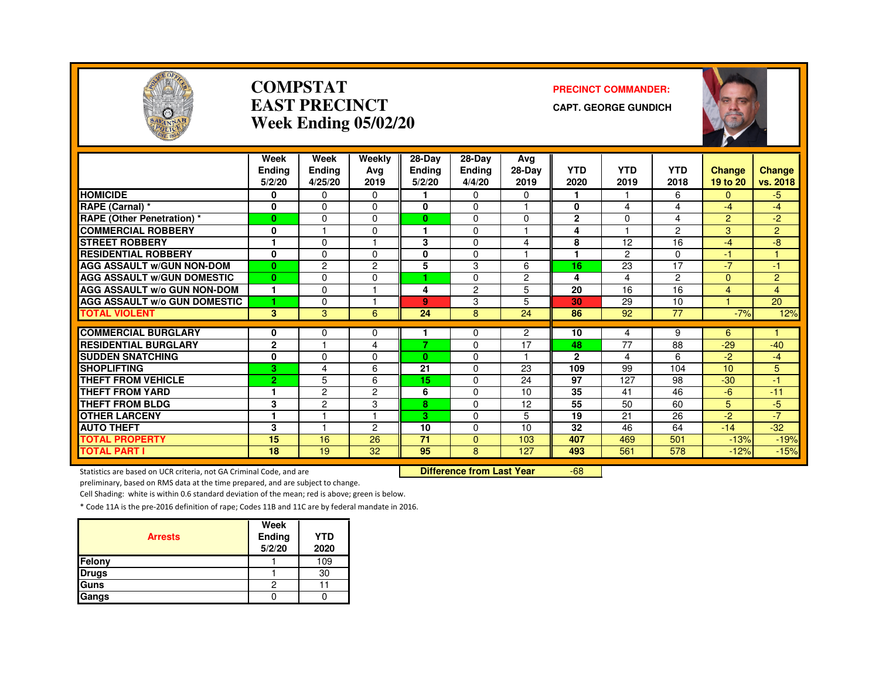# COMPSTAT
# EAST PRECINCT
## Week Ending 05/02/20

**PRECINCT COMMANDER:**

**CAPT. GEORGE GUNDICH**

| | Week Ending 5/2/20 | Week Ending 4/25/20 | Weekly Avg 2019 | 28-Day Ending 5/2/20 | 28-Day Ending 4/4/20 | Avg 28-Day 2019 | YTD 2020 | YTD 2019 | YTD 2018 | Change 19 to 20 | Change vs. 2018 |
|---|---|---|---|---|---|---|---|---|---|---|---|
| HOMICIDE | 0 | 0 | 0 | 1 | 0 | 0 | 1 | 1 | 6 | 0 | -5 |
| RAPE (Carnal) * | 0 | 0 | 0 | 0 | 0 | 1 | 0 | 4 | 4 | -4 | -4 |
| RAPE (Other Penetration) * | 0 | 0 | 0 | 0 | 0 | 0 | 2 | 0 | 4 | 2 | -2 |
| COMMERCIAL ROBBERY | 0 | 1 | 0 | 1 | 0 | 1 | 4 | 1 | 2 | 3 | 2 |
| STREET ROBBERY | 1 | 0 | 1 | 3 | 0 | 4 | 8 | 12 | 16 | -4 | -8 |
| RESIDENTIAL ROBBERY | 0 | 0 | 0 | 0 | 0 | 1 | 1 | 2 | 0 | -1 | 1 |
| AGG ASSAULT w/GUN NON-DOM | 0 | 2 | 2 | 5 | 3 | 6 | 16 | 23 | 17 | -7 | -1 |
| AGG ASSAULT w/GUN DOMESTIC | 0 | 0 | 0 | 1 | 0 | 2 | 4 | 4 | 2 | 0 | 2 |
| AGG ASSAULT w/o GUN NON-DOM | 1 | 0 | 1 | 4 | 2 | 5 | 20 | 16 | 16 | 4 | 4 |
| AGG ASSAULT w/o GUN DOMESTIC | 1 | 0 | 1 | 9 | 3 | 5 | 30 | 29 | 10 | 1 | 20 |
| TOTAL VIOLENT | 3 | 3 | 6 | 24 | 8 | 24 | 86 | 92 | 77 | -7% | 12% |
| COMMERCIAL BURGLARY | 0 | 0 | 0 | 1 | 0 | 2 | 10 | 4 | 9 | 6 | 1 |
| RESIDENTIAL BURGLARY | 2 | 1 | 4 | 7 | 0 | 17 | 48 | 77 | 88 | -29 | -40 |
| SUDDEN SNATCHING | 0 | 0 | 0 | 0 | 0 | 1 | 2 | 4 | 6 | -2 | -4 |
| SHOPLIFTING | 3 | 4 | 6 | 21 | 0 | 23 | 109 | 99 | 104 | 10 | 5 |
| THEFT FROM VEHICLE | 2 | 5 | 6 | 15 | 0 | 24 | 97 | 127 | 98 | -30 | -1 |
| THEFT FROM YARD | 1 | 2 | 2 | 6 | 0 | 10 | 35 | 41 | 46 | -6 | -11 |
| THEFT FROM BLDG | 3 | 2 | 3 | 8 | 0 | 12 | 55 | 50 | 60 | 5 | -5 |
| OTHER LARCENY | 1 | 1 | 1 | 3 | 0 | 5 | 19 | 21 | 26 | -2 | -7 |
| AUTO THEFT | 3 | 1 | 2 | 10 | 0 | 10 | 32 | 46 | 64 | -14 | -32 |
| TOTAL PROPERTY | 15 | 16 | 26 | 71 | 0 | 103 | 407 | 469 | 501 | -13% | -19% |
| TOTAL PART I | 18 | 19 | 32 | 95 | 8 | 127 | 493 | 561 | 578 | -12% | -15% |

**Difference from Last Year** -68

Statistics are based on UCR criteria, not GA Criminal Code, and are preliminary, based on RMS data at the time prepared, and are subject to change.

Cell Shading: white is within 0.6 standard deviation of the mean; red is above; green is below.

* Code 11A is the pre-2016 definition of rape; Codes 11B and 11C are by federal mandate in 2016.

| Arrests | Week Ending 5/2/20 | YTD 2020 |
|---|---|---|
| Felony | 1 | 109 |
| Drugs | 1 | 30 |
| Guns | 2 | 11 |
| Gangs | 0 | 0 |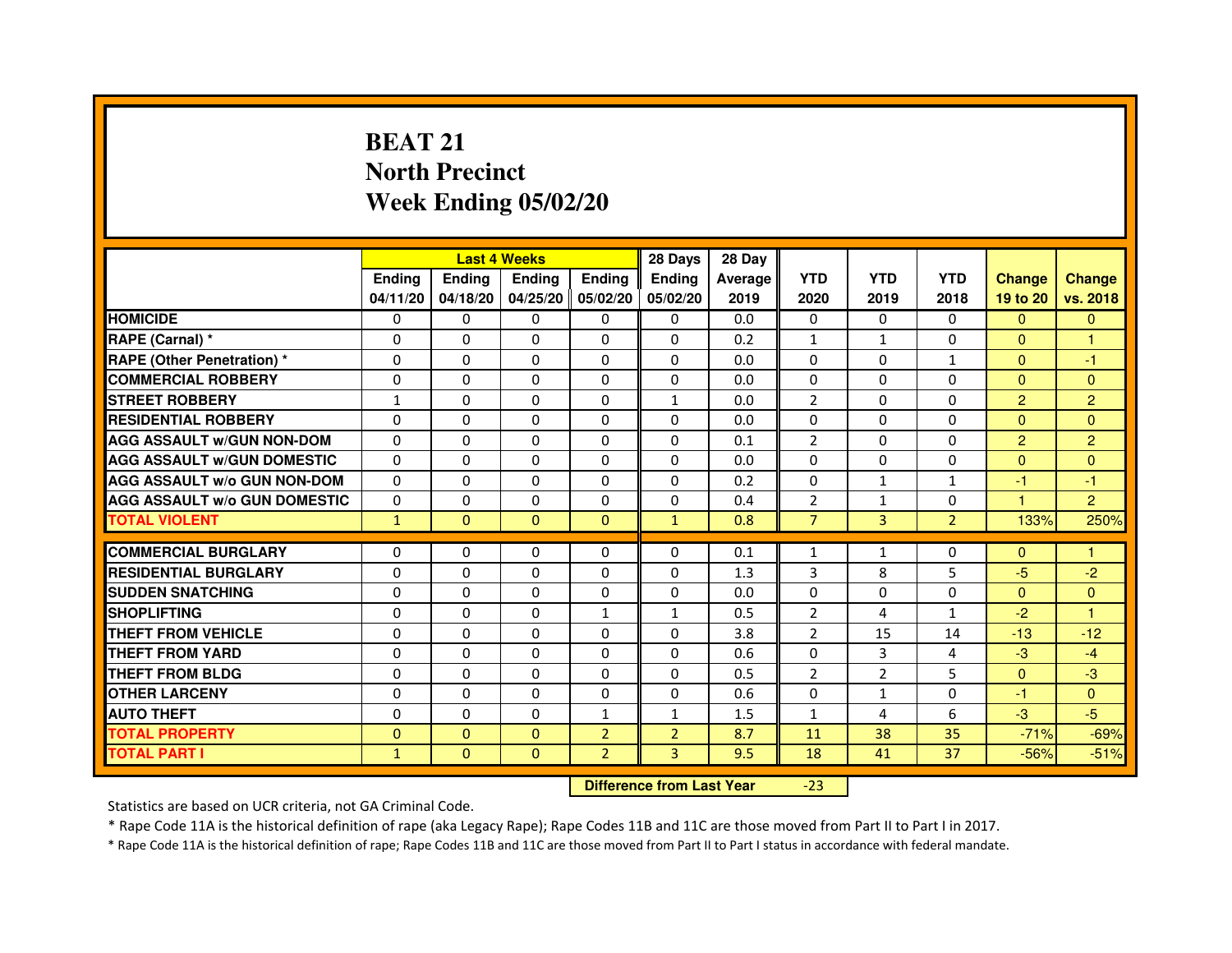# BEAT 21
## North Precinct
## Week Ending 05/02/20

| | Last 4 Weeks | | | | 28 Days | 28 Day | | | | | |
|---|---|---|---|---|---|---|---|---|---|---|---|
| | Ending 04/11/20 | Ending 04/18/20 | Ending 04/25/20 | Ending 05/02/20 | Ending 05/02/20 | Average 2019 | YTD 2020 | YTD 2019 | YTD 2018 | Change 19 to 20 | Change vs. 2018 |
| HOMICIDE | 0 | 0 | 0 | 0 | 0 | 0.0 | 0 | 0 | 0 | 0 | 0 |
| RAPE (Carnal) * | 0 | 0 | 0 | 0 | 0 | 0.2 | 1 | 1 | 0 | 0 | 1 |
| RAPE (Other Penetration) * | 0 | 0 | 0 | 0 | 0 | 0.0 | 0 | 0 | 1 | 0 | -1 |
| COMMERCIAL ROBBERY | 0 | 0 | 0 | 0 | 0 | 0.0 | 0 | 0 | 0 | 0 | 0 |
| STREET ROBBERY | 1 | 0 | 0 | 0 | 1 | 0.0 | 2 | 0 | 0 | 2 | 2 |
| RESIDENTIAL ROBBERY | 0 | 0 | 0 | 0 | 0 | 0.0 | 0 | 0 | 0 | 0 | 0 |
| AGG ASSAULT w/GUN NON-DOM | 0 | 0 | 0 | 0 | 0 | 0.1 | 2 | 0 | 0 | 2 | 2 |
| AGG ASSAULT w/GUN DOMESTIC | 0 | 0 | 0 | 0 | 0 | 0.0 | 0 | 0 | 0 | 0 | 0 |
| AGG ASSAULT w/o GUN NON-DOM | 0 | 0 | 0 | 0 | 0 | 0.2 | 0 | 1 | 1 | -1 | -1 |
| AGG ASSAULT w/o GUN DOMESTIC | 0 | 0 | 0 | 0 | 0 | 0.4 | 2 | 1 | 0 | 1 | 2 |
| TOTAL VIOLENT | 1 | 0 | 0 | 0 | 1 | 0.8 | 7 | 3 | 2 | 133% | 250% |
| COMMERCIAL BURGLARY | 0 | 0 | 0 | 0 | 0 | 0.1 | 1 | 1 | 0 | 0 | 1 |
| RESIDENTIAL BURGLARY | 0 | 0 | 0 | 0 | 0 | 1.3 | 3 | 8 | 5 | -5 | -2 |
| SUDDEN SNATCHING | 0 | 0 | 0 | 0 | 0 | 0.0 | 0 | 0 | 0 | 0 | 0 |
| SHOPLIFTING | 0 | 0 | 0 | 1 | 1 | 0.5 | 2 | 4 | 1 | -2 | 1 |
| THEFT FROM VEHICLE | 0 | 0 | 0 | 0 | 0 | 3.8 | 2 | 15 | 14 | -13 | -12 |
| THEFT FROM YARD | 0 | 0 | 0 | 0 | 0 | 0.6 | 0 | 3 | 4 | -3 | -4 |
| THEFT FROM BLDG | 0 | 0 | 0 | 0 | 0 | 0.5 | 2 | 2 | 5 | 0 | -3 |
| OTHER LARCENY | 0 | 0 | 0 | 0 | 0 | 0.6 | 0 | 1 | 0 | -1 | 0 |
| AUTO THEFT | 0 | 0 | 0 | 1 | 1 | 1.5 | 1 | 4 | 6 | -3 | -5 |
| TOTAL PROPERTY | 0 | 0 | 0 | 2 | 2 | 8.7 | 11 | 38 | 35 | -71% | -69% |
| TOTAL PART I | 1 | 0 | 0 | 2 | 3 | 9.5 | 18 | 41 | 37 | -56% | -51% |

**Difference from Last Year** -23

Statistics are based on UCR criteria, not GA Criminal Code.

* Rape Code 11A is the historical definition of rape (aka Legacy Rape); Rape Codes 11B and 11C are those moved from Part II to Part I in 2017.

* Rape Code 11A is the historical definition of rape; Rape Codes 11B and 11C are those moved from Part II to Part I status in accordance with federal mandate.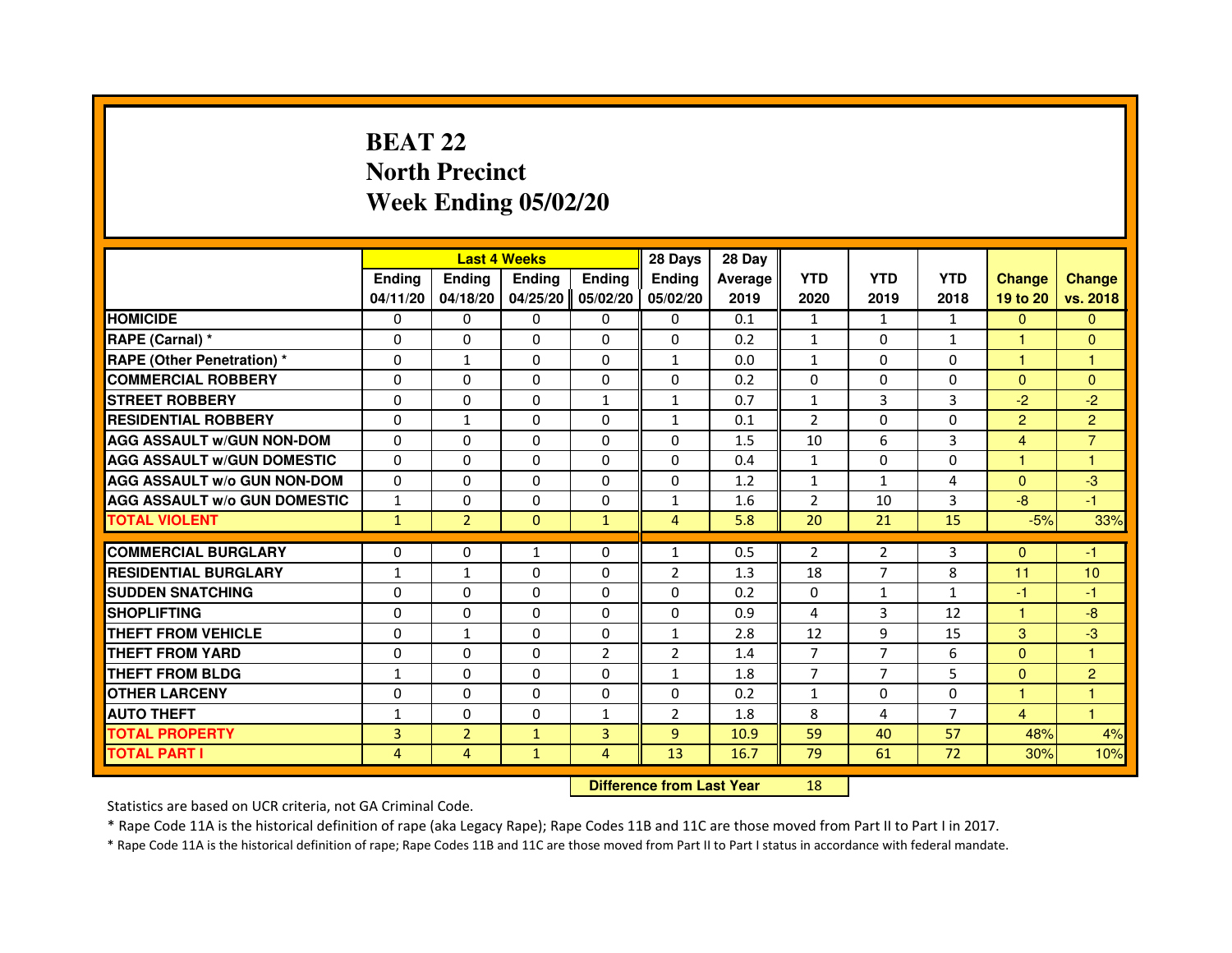# BEAT 22
## North Precinct
## Week Ending 05/02/20

| | Last 4 Weeks | | | | 28 Days | 28 Day | | | | | |
|---|---|---|---|---|---|---|---|---|---|---|---|
| | Ending 04/11/20 | Ending 04/18/20 | Ending 04/25/20 | Ending 05/02/20 | Ending 05/02/20 | Average 2019 | YTD 2020 | YTD 2019 | YTD 2018 | Change 19 to 20 | Change vs. 2018 |
| HOMICIDE | 0 | 0 | 0 | 0 | 0 | 0.1 | 1 | 1 | 1 | 0 | 0 |
| RAPE (Carnal) * | 0 | 0 | 0 | 0 | 0 | 0.2 | 1 | 0 | 1 | 1 | 0 |
| RAPE (Other Penetration) * | 0 | 1 | 0 | 0 | 1 | 0.0 | 1 | 0 | 0 | 1 | 1 |
| COMMERCIAL ROBBERY | 0 | 0 | 0 | 0 | 0 | 0.2 | 0 | 0 | 0 | 0 | 0 |
| STREET ROBBERY | 0 | 0 | 0 | 1 | 1 | 0.7 | 1 | 3 | 3 | -2 | -2 |
| RESIDENTIAL ROBBERY | 0 | 1 | 0 | 0 | 1 | 0.1 | 2 | 0 | 0 | 2 | 2 |
| AGG ASSAULT w/GUN NON-DOM | 0 | 0 | 0 | 0 | 0 | 1.5 | 10 | 6 | 3 | 4 | 7 |
| AGG ASSAULT w/GUN DOMESTIC | 0 | 0 | 0 | 0 | 0 | 0.4 | 1 | 0 | 0 | 1 | 1 |
| AGG ASSAULT w/o GUN NON-DOM | 0 | 0 | 0 | 0 | 0 | 1.2 | 1 | 1 | 4 | 0 | -3 |
| AGG ASSAULT w/o GUN DOMESTIC | 1 | 0 | 0 | 0 | 1 | 1.6 | 2 | 10 | 3 | -8 | -1 |
| TOTAL VIOLENT | 1 | 2 | 0 | 1 | 4 | 5.8 | 20 | 21 | 15 | -5% | 33% |
| COMMERCIAL BURGLARY | 0 | 0 | 1 | 0 | 1 | 0.5 | 2 | 2 | 3 | 0 | -1 |
| RESIDENTIAL BURGLARY | 1 | 1 | 0 | 0 | 2 | 1.3 | 18 | 7 | 8 | 11 | 10 |
| SUDDEN SNATCHING | 0 | 0 | 0 | 0 | 0 | 0.2 | 0 | 1 | 1 | -1 | -1 |
| SHOPLIFTING | 0 | 0 | 0 | 0 | 0 | 0.9 | 4 | 3 | 12 | 1 | -8 |
| THEFT FROM VEHICLE | 0 | 1 | 0 | 0 | 1 | 2.8 | 12 | 9 | 15 | 3 | -3 |
| THEFT FROM YARD | 0 | 0 | 0 | 2 | 2 | 1.4 | 7 | 7 | 6 | 0 | 1 |
| THEFT FROM BLDG | 1 | 0 | 0 | 0 | 1 | 1.8 | 7 | 7 | 5 | 0 | 2 |
| OTHER LARCENY | 0 | 0 | 0 | 0 | 0 | 0.2 | 1 | 0 | 0 | 1 | 1 |
| AUTO THEFT | 1 | 0 | 0 | 1 | 2 | 1.8 | 8 | 4 | 7 | 4 | 1 |
| TOTAL PROPERTY | 3 | 2 | 1 | 3 | 9 | 10.9 | 59 | 40 | 57 | 48% | 4% |
| TOTAL PART I | 4 | 4 | 1 | 4 | 13 | 16.7 | 79 | 61 | 72 | 30% | 10% |

**Difference from Last Year** 18

Statistics are based on UCR criteria, not GA Criminal Code.

* Rape Code 11A is the historical definition of rape (aka Legacy Rape); Rape Codes 11B and 11C are those moved from Part II to Part I in 2017.

* Rape Code 11A is the historical definition of rape; Rape Codes 11B and 11C are those moved from Part II to Part I status in accordance with federal mandate.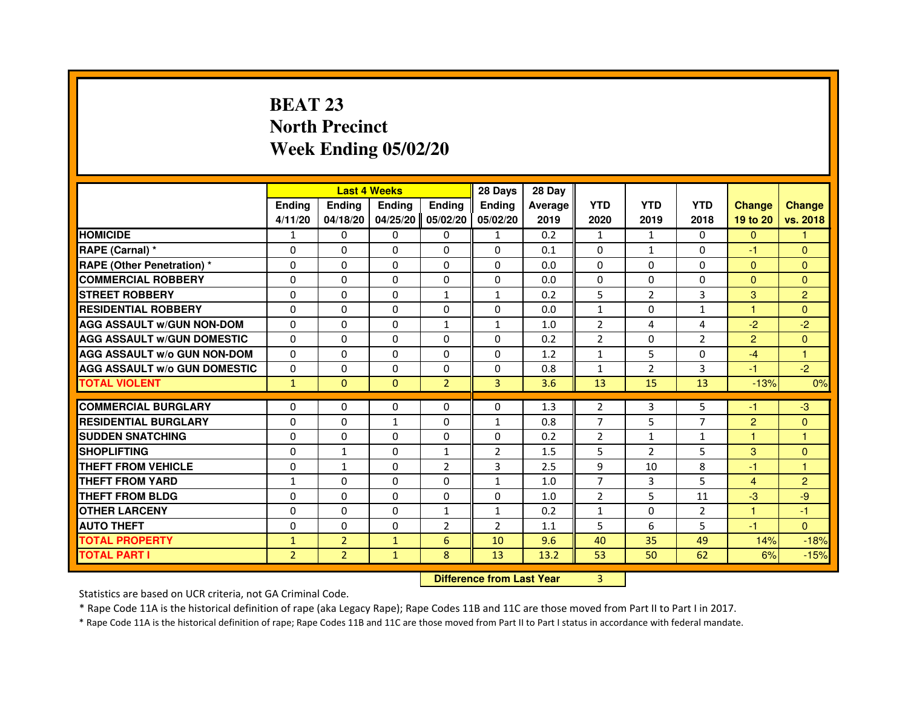# BEAT 23
# North Precinct
# Week Ending 05/02/20

| | Last 4 Weeks | | | | 28 Days | 28 Day | | | | | |
|---|---|---|---|---|---|---|---|---|---|---|---|
| | Ending 4/11/20 | Ending 04/18/20 | Ending 04/25/20 | Ending 05/02/20 | Ending 05/02/20 | Average 2019 | YTD 2020 | YTD 2019 | YTD 2018 | Change 19 to 20 | Change vs. 2018 |
| HOMICIDE | 1 | 0 | 0 | 0 | 1 | 0.2 | 1 | 1 | 0 | 0 | 1 |
| RAPE (Carnal) * | 0 | 0 | 0 | 0 | 0 | 0.1 | 0 | 1 | 0 | -1 | 0 |
| RAPE (Other Penetration) * | 0 | 0 | 0 | 0 | 0 | 0.0 | 0 | 0 | 0 | 0 | 0 |
| COMMERCIAL ROBBERY | 0 | 0 | 0 | 0 | 0 | 0.0 | 0 | 0 | 0 | 0 | 0 |
| STREET ROBBERY | 0 | 0 | 0 | 1 | 1 | 0.2 | 5 | 2 | 3 | 3 | 2 |
| RESIDENTIAL ROBBERY | 0 | 0 | 0 | 0 | 0 | 0.0 | 1 | 0 | 1 | 1 | 0 |
| AGG ASSAULT w/GUN NON-DOM | 0 | 0 | 0 | 1 | 1 | 1.0 | 2 | 4 | 4 | -2 | -2 |
| AGG ASSAULT w/GUN DOMESTIC | 0 | 0 | 0 | 0 | 0 | 0.2 | 2 | 0 | 2 | 2 | 0 |
| AGG ASSAULT w/o GUN NON-DOM | 0 | 0 | 0 | 0 | 0 | 1.2 | 1 | 5 | 0 | -4 | 1 |
| AGG ASSAULT w/o GUN DOMESTIC | 0 | 0 | 0 | 0 | 0 | 0.8 | 1 | 2 | 3 | -1 | -2 |
| TOTAL VIOLENT | 1 | 0 | 0 | 2 | 3 | 3.6 | 13 | 15 | 13 | -13% | 0% |
| COMMERCIAL BURGLARY | 0 | 0 | 0 | 0 | 0 | 1.3 | 2 | 3 | 5 | -1 | -3 |
| RESIDENTIAL BURGLARY | 0 | 0 | 1 | 0 | 1 | 0.8 | 7 | 5 | 7 | 2 | 0 |
| SUDDEN SNATCHING | 0 | 0 | 0 | 0 | 0 | 0.2 | 2 | 1 | 1 | 1 | 1 |
| SHOPLIFTING | 0 | 1 | 0 | 1 | 2 | 1.5 | 5 | 2 | 5 | 3 | 0 |
| THEFT FROM VEHICLE | 0 | 1 | 0 | 2 | 3 | 2.5 | 9 | 10 | 8 | -1 | 1 |
| THEFT FROM YARD | 1 | 0 | 0 | 0 | 1 | 1.0 | 7 | 3 | 5 | 4 | 2 |
| THEFT FROM BLDG | 0 | 0 | 0 | 0 | 0 | 1.0 | 2 | 5 | 11 | -3 | -9 |
| OTHER LARCENY | 0 | 0 | 0 | 1 | 1 | 0.2 | 1 | 0 | 2 | 1 | -1 |
| AUTO THEFT | 0 | 0 | 0 | 2 | 2 | 1.1 | 5 | 6 | 5 | -1 | 0 |
| TOTAL PROPERTY | 1 | 2 | 1 | 6 | 10 | 9.6 | 40 | 35 | 49 | 14% | -18% |
| TOTAL PART I | 2 | 2 | 1 | 8 | 13 | 13.2 | 53 | 50 | 62 | 6% | -15% |

**Difference from Last Year** 3

Statistics are based on UCR criteria, not GA Criminal Code.

* Rape Code 11A is the historical definition of rape (aka Legacy Rape); Rape Codes 11B and 11C are those moved from Part II to Part I in 2017.

* Rape Code 11A is the historical definition of rape; Rape Codes 11B and 11C are those moved from Part II to Part I status in accordance with federal mandate.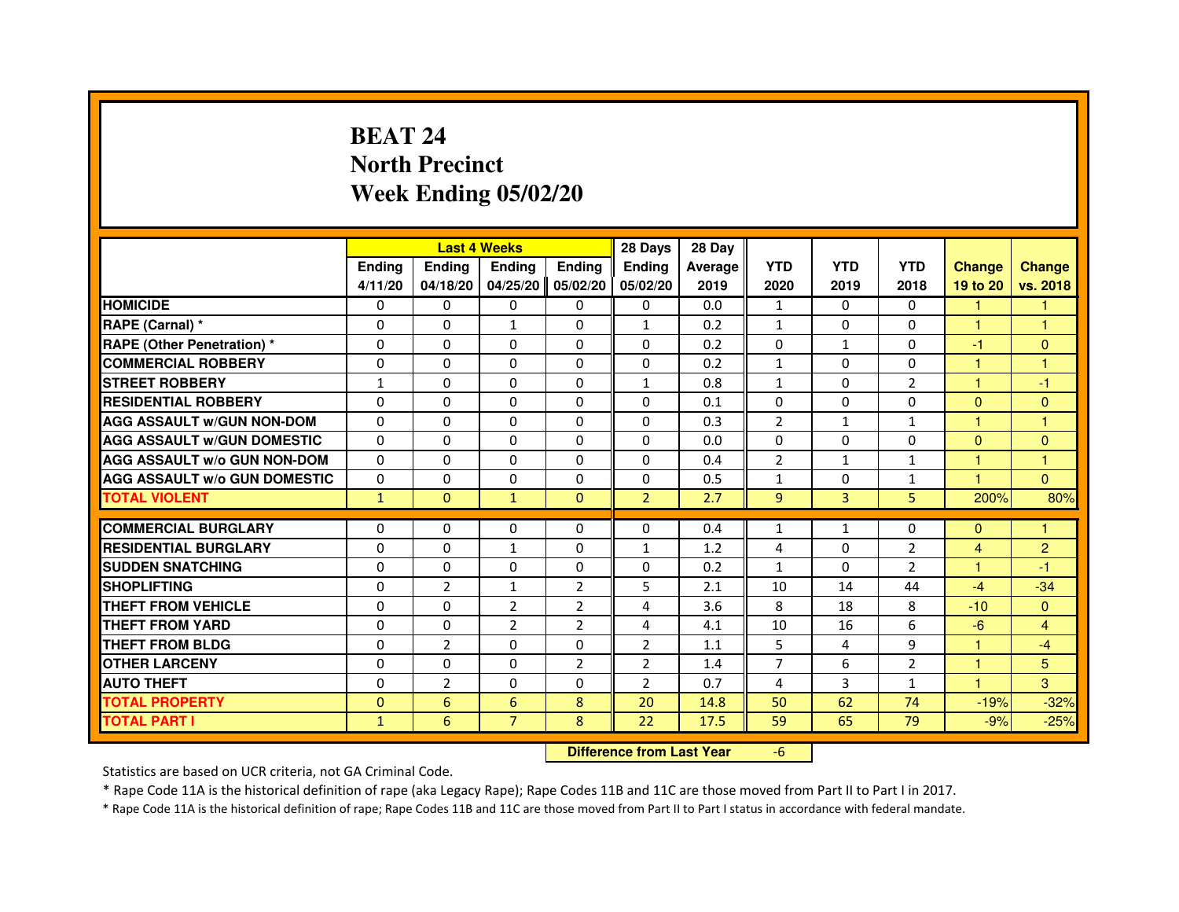# BEAT 24
## North Precinct
## Week Ending 05/02/20

| | Last 4 Weeks | | | | 28 Days | 28 Day | | | | | |
|---|---|---|---|---|---|---|---|---|---|---|---|
| | Ending 4/11/20 | Ending 04/18/20 | Ending 04/25/20 | Ending 05/02/20 | Ending 05/02/20 | Average 2019 | YTD 2020 | YTD 2019 | YTD 2018 | Change 19 to 20 | Change vs. 2018 |
| HOMICIDE | 0 | 0 | 0 | 0 | 0 | 0.0 | 1 | 0 | 0 | 1 | 1 |
| RAPE (Carnal) * | 0 | 0 | 1 | 0 | 1 | 0.2 | 1 | 0 | 0 | 1 | 1 |
| RAPE (Other Penetration) * | 0 | 0 | 0 | 0 | 0 | 0.2 | 0 | 1 | 0 | -1 | 0 |
| COMMERCIAL ROBBERY | 0 | 0 | 0 | 0 | 0 | 0.2 | 1 | 0 | 0 | 1 | 1 |
| STREET ROBBERY | 1 | 0 | 0 | 0 | 1 | 0.8 | 1 | 0 | 2 | 1 | -1 |
| RESIDENTIAL ROBBERY | 0 | 0 | 0 | 0 | 0 | 0.1 | 0 | 0 | 0 | 0 | 0 |
| AGG ASSAULT w/GUN NON-DOM | 0 | 0 | 0 | 0 | 0 | 0.3 | 2 | 1 | 1 | 1 | 1 |
| AGG ASSAULT w/GUN DOMESTIC | 0 | 0 | 0 | 0 | 0 | 0.0 | 0 | 0 | 0 | 0 | 0 |
| AGG ASSAULT w/o GUN NON-DOM | 0 | 0 | 0 | 0 | 0 | 0.4 | 2 | 1 | 1 | 1 | 1 |
| AGG ASSAULT w/o GUN DOMESTIC | 0 | 0 | 0 | 0 | 0 | 0.5 | 1 | 0 | 1 | 1 | 0 |
| TOTAL VIOLENT | 1 | 0 | 1 | 0 | 2 | 2.7 | 9 | 3 | 5 | 200% | 80% |
| COMMERCIAL BURGLARY | 0 | 0 | 0 | 0 | 0 | 0.4 | 1 | 1 | 0 | 0 | 1 |
| RESIDENTIAL BURGLARY | 0 | 0 | 1 | 0 | 1 | 1.2 | 4 | 0 | 2 | 4 | 2 |
| SUDDEN SNATCHING | 0 | 0 | 0 | 0 | 0 | 0.2 | 1 | 0 | 2 | 1 | -1 |
| SHOPLIFTING | 0 | 2 | 1 | 2 | 5 | 2.1 | 10 | 14 | 44 | -4 | -34 |
| THEFT FROM VEHICLE | 0 | 0 | 2 | 2 | 4 | 3.6 | 8 | 18 | 8 | -10 | 0 |
| THEFT FROM YARD | 0 | 0 | 2 | 2 | 4 | 4.1 | 10 | 16 | 6 | -6 | 4 |
| THEFT FROM BLDG | 0 | 2 | 0 | 0 | 2 | 1.1 | 5 | 4 | 9 | 1 | -4 |
| OTHER LARCENY | 0 | 0 | 0 | 2 | 2 | 1.4 | 7 | 6 | 2 | 1 | 5 |
| AUTO THEFT | 0 | 2 | 0 | 0 | 2 | 0.7 | 4 | 3 | 1 | 1 | 3 |
| TOTAL PROPERTY | 0 | 6 | 6 | 8 | 20 | 14.8 | 50 | 62 | 74 | -19% | -32% |
| TOTAL PART I | 1 | 6 | 7 | 8 | 22 | 17.5 | 59 | 65 | 79 | -9% | -25% |

**Difference from Last Year** -6

Statistics are based on UCR criteria, not GA Criminal Code.

* Rape Code 11A is the historical definition of rape (aka Legacy Rape); Rape Codes 11B and 11C are those moved from Part II to Part I in 2017.

* Rape Code 11A is the historical definition of rape; Rape Codes 11B and 11C are those moved from Part II to Part I status in accordance with federal mandate.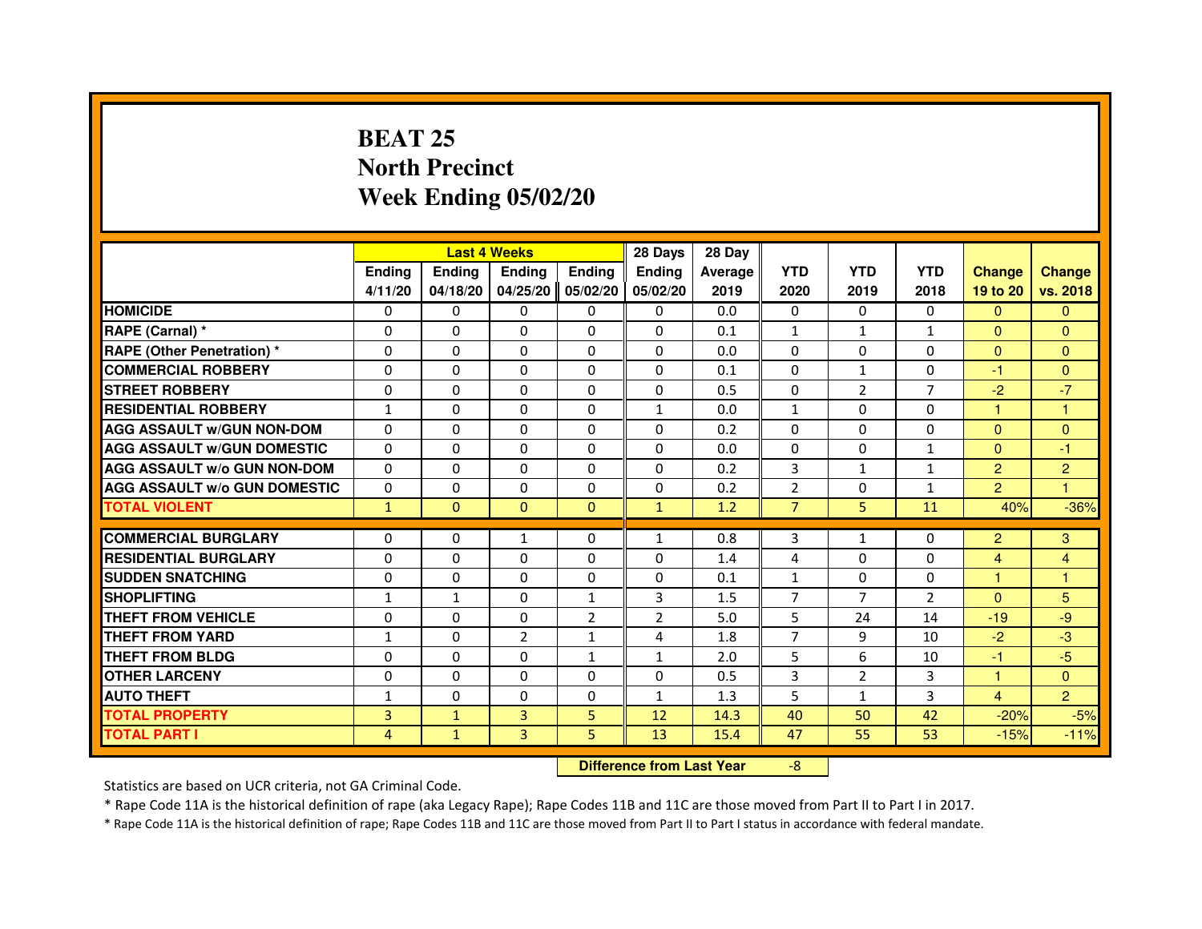# BEAT 25
# North Precinct
# Week Ending 05/02/20

| | Last 4 Weeks | | | | 28 Days | 28 Day | | | | | |
|---|---|---|---|---|---|---|---|---|---|---|---|
| | Ending 4/11/20 | Ending 04/18/20 | Ending 04/25/20 | Ending 05/02/20 | Ending 05/02/20 | Average 2019 | YTD 2020 | YTD 2019 | YTD 2018 | Change 19 to 20 | Change vs. 2018 |
| HOMICIDE | 0 | 0 | 0 | 0 | 0 | 0.0 | 0 | 0 | 0 | 0 | 0 |
| RAPE (Carnal) * | 0 | 0 | 0 | 0 | 0 | 0.1 | 1 | 1 | 1 | 0 | 0 |
| RAPE (Other Penetration) * | 0 | 0 | 0 | 0 | 0 | 0.0 | 0 | 0 | 0 | 0 | 0 |
| COMMERCIAL ROBBERY | 0 | 0 | 0 | 0 | 0 | 0.1 | 0 | 1 | 0 | -1 | 0 |
| STREET ROBBERY | 0 | 0 | 0 | 0 | 0 | 0.5 | 0 | 2 | 7 | -2 | -7 |
| RESIDENTIAL ROBBERY | 1 | 0 | 0 | 0 | 1 | 0.0 | 1 | 0 | 0 | 1 | 1 |
| AGG ASSAULT w/GUN NON-DOM | 0 | 0 | 0 | 0 | 0 | 0.2 | 0 | 0 | 0 | 0 | 0 |
| AGG ASSAULT w/GUN DOMESTIC | 0 | 0 | 0 | 0 | 0 | 0.0 | 0 | 0 | 1 | 0 | -1 |
| AGG ASSAULT w/o GUN NON-DOM | 0 | 0 | 0 | 0 | 0 | 0.2 | 3 | 1 | 1 | 2 | 2 |
| AGG ASSAULT w/o GUN DOMESTIC | 0 | 0 | 0 | 0 | 0 | 0.2 | 2 | 0 | 1 | 2 | 1 |
| TOTAL VIOLENT | 1 | 0 | 0 | 0 | 1 | 1.2 | 7 | 5 | 11 | 40% | -36% |
| COMMERCIAL BURGLARY | 0 | 0 | 1 | 0 | 1 | 0.8 | 3 | 1 | 0 | 2 | 3 |
| RESIDENTIAL BURGLARY | 0 | 0 | 0 | 0 | 0 | 1.4 | 4 | 0 | 0 | 4 | 4 |
| SUDDEN SNATCHING | 0 | 0 | 0 | 0 | 0 | 0.1 | 1 | 0 | 0 | 1 | 1 |
| SHOPLIFTING | 1 | 1 | 0 | 1 | 3 | 1.5 | 7 | 7 | 2 | 0 | 5 |
| THEFT FROM VEHICLE | 0 | 0 | 0 | 2 | 2 | 5.0 | 5 | 24 | 14 | -19 | -9 |
| THEFT FROM YARD | 1 | 0 | 2 | 1 | 4 | 1.8 | 7 | 9 | 10 | -2 | -3 |
| THEFT FROM BLDG | 0 | 0 | 0 | 1 | 1 | 2.0 | 5 | 6 | 10 | -1 | -5 |
| OTHER LARCENY | 0 | 0 | 0 | 0 | 0 | 0.5 | 3 | 2 | 3 | 1 | 0 |
| AUTO THEFT | 1 | 0 | 0 | 0 | 1 | 1.3 | 5 | 1 | 3 | 4 | 2 |
| TOTAL PROPERTY | 3 | 1 | 3 | 5 | 12 | 14.3 | 40 | 50 | 42 | -20% | -5% |
| TOTAL PART I | 4 | 1 | 3 | 5 | 13 | 15.4 | 47 | 55 | 53 | -15% | -11% |

**Difference from Last Year** -8

Statistics are based on UCR criteria, not GA Criminal Code.

* Rape Code 11A is the historical definition of rape (aka Legacy Rape); Rape Codes 11B and 11C are those moved from Part II to Part I in 2017.

* Rape Code 11A is the historical definition of rape; Rape Codes 11B and 11C are those moved from Part II to Part I status in accordance with federal mandate.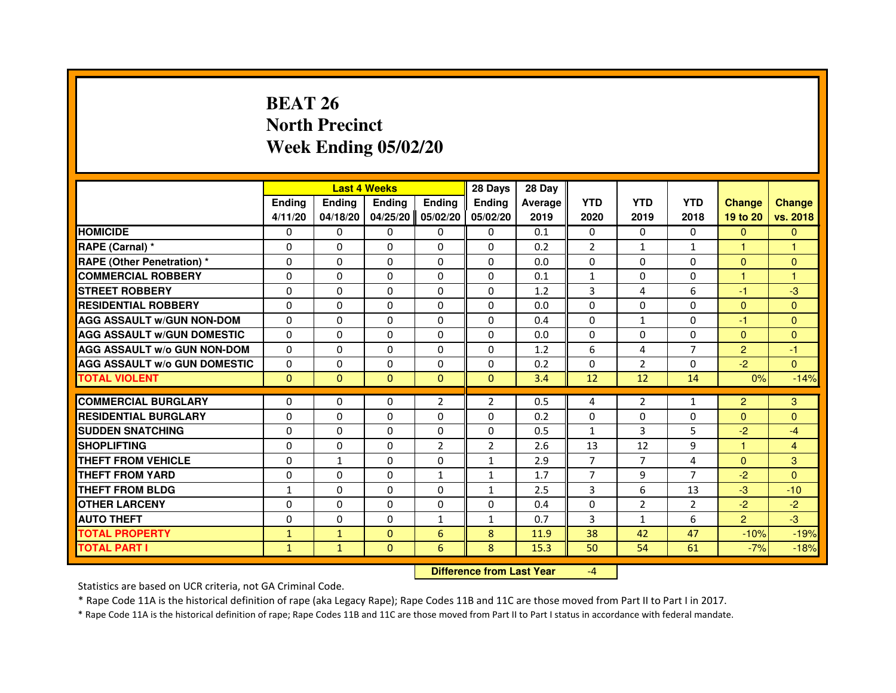# BEAT 26
# North Precinct
# Week Ending 05/02/20

| | Last 4 Weeks | | | | 28 Days | 28 Day | | | | | |
|---|---|---|---|---|---|---|---|---|---|---|---|
| | Ending 4/11/20 | Ending 04/18/20 | Ending 04/25/20 | Ending 05/02/20 | Ending 05/02/20 | Average 2019 | YTD 2020 | YTD 2019 | YTD 2018 | Change 19 to 20 | Change vs. 2018 |
| HOMICIDE | 0 | 0 | 0 | 0 | 0 | 0.1 | 0 | 0 | 0 | 0 | 0 |
| RAPE (Carnal) * | 0 | 0 | 0 | 0 | 0 | 0.2 | 2 | 1 | 1 | 1 | 1 |
| RAPE (Other Penetration) * | 0 | 0 | 0 | 0 | 0 | 0.0 | 0 | 0 | 0 | 0 | 0 |
| COMMERCIAL ROBBERY | 0 | 0 | 0 | 0 | 0 | 0.1 | 1 | 0 | 0 | 1 | 1 |
| STREET ROBBERY | 0 | 0 | 0 | 0 | 0 | 1.2 | 3 | 4 | 6 | -1 | -3 |
| RESIDENTIAL ROBBERY | 0 | 0 | 0 | 0 | 0 | 0.0 | 0 | 0 | 0 | 0 | 0 |
| AGG ASSAULT w/GUN NON-DOM | 0 | 0 | 0 | 0 | 0 | 0.4 | 0 | 1 | 0 | -1 | 0 |
| AGG ASSAULT w/GUN DOMESTIC | 0 | 0 | 0 | 0 | 0 | 0.0 | 0 | 0 | 0 | 0 | 0 |
| AGG ASSAULT w/o GUN NON-DOM | 0 | 0 | 0 | 0 | 0 | 1.2 | 6 | 4 | 7 | 2 | -1 |
| AGG ASSAULT w/o GUN DOMESTIC | 0 | 0 | 0 | 0 | 0 | 0.2 | 0 | 2 | 0 | -2 | 0 |
| TOTAL VIOLENT | 0 | 0 | 0 | 0 | 0 | 3.4 | 12 | 12 | 14 | 0% | -14% |
| COMMERCIAL BURGLARY | 0 | 0 | 0 | 2 | 2 | 0.5 | 4 | 2 | 1 | 2 | 3 |
| RESIDENTIAL BURGLARY | 0 | 0 | 0 | 0 | 0 | 0.2 | 0 | 0 | 0 | 0 | 0 |
| SUDDEN SNATCHING | 0 | 0 | 0 | 0 | 0 | 0.5 | 1 | 3 | 5 | -2 | -4 |
| SHOPLIFTING | 0 | 0 | 0 | 2 | 2 | 2.6 | 13 | 12 | 9 | 1 | 4 |
| THEFT FROM VEHICLE | 0 | 1 | 0 | 0 | 1 | 2.9 | 7 | 7 | 4 | 0 | 3 |
| THEFT FROM YARD | 0 | 0 | 0 | 1 | 1 | 1.7 | 7 | 9 | 7 | -2 | 0 |
| THEFT FROM BLDG | 1 | 0 | 0 | 0 | 1 | 2.5 | 3 | 6 | 13 | -3 | -10 |
| OTHER LARCENY | 0 | 0 | 0 | 0 | 0 | 0.4 | 0 | 2 | 2 | -2 | -2 |
| AUTO THEFT | 0 | 0 | 0 | 1 | 1 | 0.7 | 3 | 1 | 6 | 2 | -3 |
| TOTAL PROPERTY | 1 | 1 | 0 | 6 | 8 | 11.9 | 38 | 42 | 47 | -10% | -19% |
| TOTAL PART I | 1 | 1 | 0 | 6 | 8 | 15.3 | 50 | 54 | 61 | -7% | -18% |

**Difference from Last Year** -4

Statistics are based on UCR criteria, not GA Criminal Code.

* Rape Code 11A is the historical definition of rape (aka Legacy Rape); Rape Codes 11B and 11C are those moved from Part II to Part I in 2017.

* Rape Code 11A is the historical definition of rape; Rape Codes 11B and 11C are those moved from Part II to Part I status in accordance with federal mandate.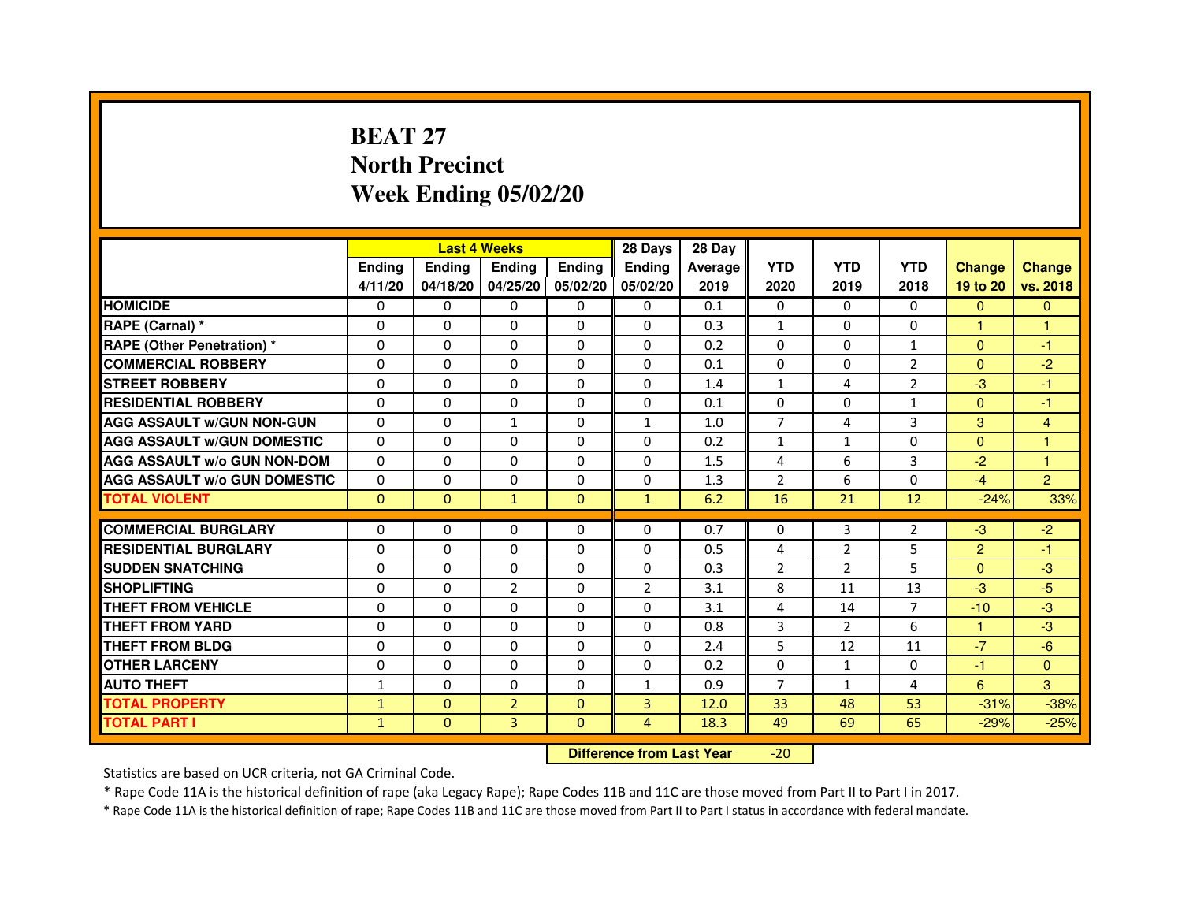# BEAT 27
## North Precinct
## Week Ending 05/02/20

| | Last 4 Weeks | | | | 28 Days | 28 Day | | | | | |
|---|---|---|---|---|---|---|---|---|---|---|---|
| | Ending 4/11/20 | Ending 04/18/20 | Ending 04/25/20 | Ending 05/02/20 | Ending 05/02/20 | Average 2019 | YTD 2020 | YTD 2019 | YTD 2018 | Change 19 to 20 | Change vs. 2018 |
| HOMICIDE | 0 | 0 | 0 | 0 | 0 | 0.1 | 0 | 0 | 0 | 0 | 0 |
| RAPE (Carnal) * | 0 | 0 | 0 | 0 | 0 | 0.3 | 1 | 0 | 0 | 1 | 1 |
| RAPE (Other Penetration) * | 0 | 0 | 0 | 0 | 0 | 0.2 | 0 | 0 | 1 | 0 | -1 |
| COMMERCIAL ROBBERY | 0 | 0 | 0 | 0 | 0 | 0.1 | 0 | 0 | 2 | 0 | -2 |
| STREET ROBBERY | 0 | 0 | 0 | 0 | 0 | 1.4 | 1 | 4 | 2 | -3 | -1 |
| RESIDENTIAL ROBBERY | 0 | 0 | 0 | 0 | 0 | 0.1 | 0 | 0 | 1 | 0 | -1 |
| AGG ASSAULT w/GUN NON-GUN | 0 | 0 | 1 | 0 | 1 | 1.0 | 7 | 4 | 3 | 3 | 4 |
| AGG ASSAULT w/GUN DOMESTIC | 0 | 0 | 0 | 0 | 0 | 0.2 | 1 | 1 | 0 | 0 | 1 |
| AGG ASSAULT w/o GUN NON-DOM | 0 | 0 | 0 | 0 | 0 | 1.5 | 4 | 6 | 3 | -2 | 1 |
| AGG ASSAULT w/o GUN DOMESTIC | 0 | 0 | 0 | 0 | 0 | 1.3 | 2 | 6 | 0 | -4 | 2 |
| TOTAL VIOLENT | 0 | 0 | 1 | 0 | 1 | 6.2 | 16 | 21 | 12 | -24% | 33% |
| COMMERCIAL BURGLARY | 0 | 0 | 0 | 0 | 0 | 0.7 | 0 | 3 | 2 | -3 | -2 |
| RESIDENTIAL BURGLARY | 0 | 0 | 0 | 0 | 0 | 0.5 | 4 | 2 | 5 | 2 | -1 |
| SUDDEN SNATCHING | 0 | 0 | 0 | 0 | 0 | 0.3 | 2 | 2 | 5 | 0 | -3 |
| SHOPLIFTING | 0 | 0 | 2 | 0 | 2 | 3.1 | 8 | 11 | 13 | -3 | -5 |
| THEFT FROM VEHICLE | 0 | 0 | 0 | 0 | 0 | 3.1 | 4 | 14 | 7 | -10 | -3 |
| THEFT FROM YARD | 0 | 0 | 0 | 0 | 0 | 0.8 | 3 | 2 | 6 | 1 | -3 |
| THEFT FROM BLDG | 0 | 0 | 0 | 0 | 0 | 2.4 | 5 | 12 | 11 | -7 | -6 |
| OTHER LARCENY | 0 | 0 | 0 | 0 | 0 | 0.2 | 0 | 1 | 0 | -1 | 0 |
| AUTO THEFT | 1 | 0 | 0 | 0 | 1 | 0.9 | 7 | 1 | 4 | 6 | 3 |
| TOTAL PROPERTY | 1 | 0 | 2 | 0 | 3 | 12.0 | 33 | 48 | 53 | -31% | -38% |
| TOTAL PART I | 1 | 0 | 3 | 0 | 4 | 18.3 | 49 | 69 | 65 | -29% | -25% |

**Difference from Last Year** -20

Statistics are based on UCR criteria, not GA Criminal Code.

* Rape Code 11A is the historical definition of rape (aka Legacy Rape); Rape Codes 11B and 11C are those moved from Part II to Part I in 2017.

* Rape Code 11A is the historical definition of rape; Rape Codes 11B and 11C are those moved from Part II to Part I status in accordance with federal mandate.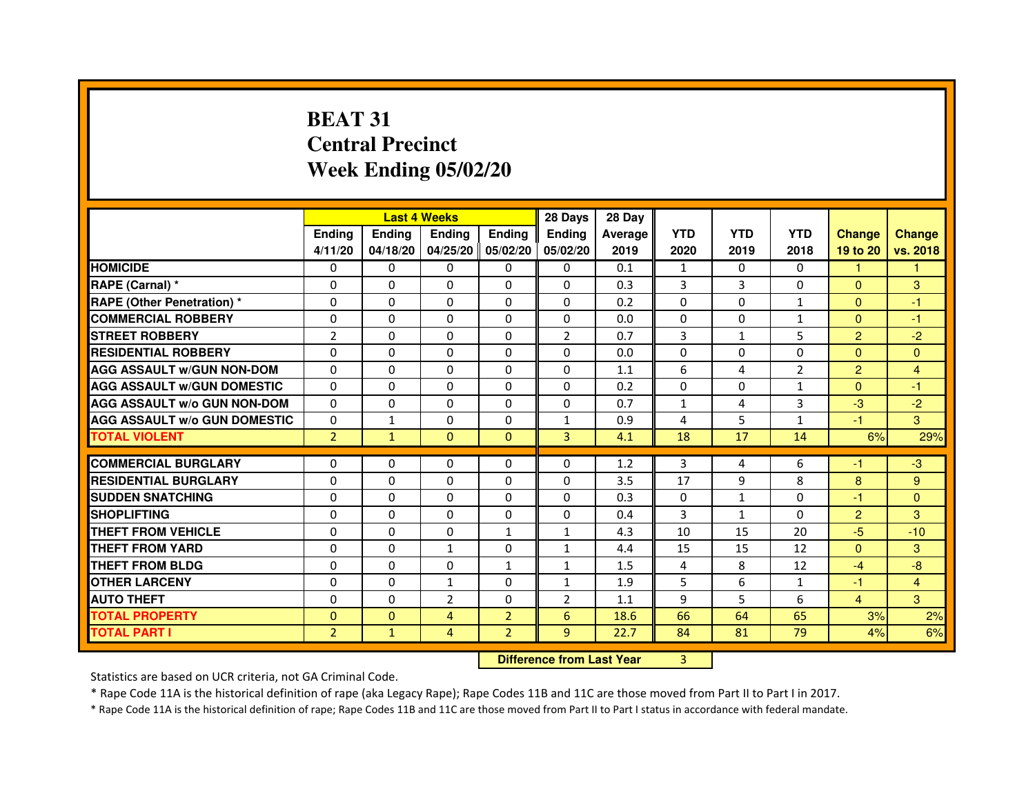# BEAT 31
# Central Precinct
# Week Ending 05/02/20

| | Last 4 Weeks | | | | 28 Days | 28 Day | | | | | |
|---|---|---|---|---|---|---|---|---|---|---|---|
| | Ending 4/11/20 | Ending 04/18/20 | Ending 04/25/20 | Ending 05/02/20 | Ending 05/02/20 | Average 2019 | YTD 2020 | YTD 2019 | YTD 2018 | Change 19 to 20 | Change vs. 2018 |
| HOMICIDE | 0 | 0 | 0 | 0 | 0 | 0.1 | 1 | 0 | 0 | 1 | 1 |
| RAPE (Carnal) * | 0 | 0 | 0 | 0 | 0 | 0.3 | 3 | 3 | 0 | 0 | 3 |
| RAPE (Other Penetration) * | 0 | 0 | 0 | 0 | 0 | 0.2 | 0 | 0 | 1 | 0 | -1 |
| COMMERCIAL ROBBERY | 0 | 0 | 0 | 0 | 0 | 0.0 | 0 | 0 | 1 | 0 | -1 |
| STREET ROBBERY | 2 | 0 | 0 | 0 | 2 | 0.7 | 3 | 1 | 5 | 2 | -2 |
| RESIDENTIAL ROBBERY | 0 | 0 | 0 | 0 | 0 | 0.0 | 0 | 0 | 0 | 0 | 0 |
| AGG ASSAULT w/GUN NON-DOM | 0 | 0 | 0 | 0 | 0 | 1.1 | 6 | 4 | 2 | 2 | 4 |
| AGG ASSAULT w/GUN DOMESTIC | 0 | 0 | 0 | 0 | 0 | 0.2 | 0 | 0 | 1 | 0 | -1 |
| AGG ASSAULT w/o GUN NON-DOM | 0 | 0 | 0 | 0 | 0 | 0.7 | 1 | 4 | 3 | -3 | -2 |
| AGG ASSAULT w/o GUN DOMESTIC | 0 | 1 | 0 | 0 | 1 | 0.9 | 4 | 5 | 1 | -1 | 3 |
| TOTAL VIOLENT | 2 | 1 | 0 | 0 | 3 | 4.1 | 18 | 17 | 14 | 6% | 29% |
| COMMERCIAL BURGLARY | 0 | 0 | 0 | 0 | 0 | 1.2 | 3 | 4 | 6 | -1 | -3 |
| RESIDENTIAL BURGLARY | 0 | 0 | 0 | 0 | 0 | 3.5 | 17 | 9 | 8 | 8 | 9 |
| SUDDEN SNATCHING | 0 | 0 | 0 | 0 | 0 | 0.3 | 0 | 1 | 0 | -1 | 0 |
| SHOPLIFTING | 0 | 0 | 0 | 0 | 0 | 0.4 | 3 | 1 | 0 | 2 | 3 |
| THEFT FROM VEHICLE | 0 | 0 | 0 | 1 | 1 | 4.3 | 10 | 15 | 20 | -5 | -10 |
| THEFT FROM YARD | 0 | 0 | 1 | 0 | 1 | 4.4 | 15 | 15 | 12 | 0 | 3 |
| THEFT FROM BLDG | 0 | 0 | 0 | 1 | 1 | 1.5 | 4 | 8 | 12 | -4 | -8 |
| OTHER LARCENY | 0 | 0 | 1 | 0 | 1 | 1.9 | 5 | 6 | 1 | -1 | 4 |
| AUTO THEFT | 0 | 0 | 2 | 0 | 2 | 1.1 | 9 | 5 | 6 | 4 | 3 |
| TOTAL PROPERTY | 0 | 0 | 4 | 2 | 6 | 18.6 | 66 | 64 | 65 | 3% | 2% |
| TOTAL PART I | 2 | 1 | 4 | 2 | 9 | 22.7 | 84 | 81 | 79 | 4% | 6% |

**Difference from Last Year** 3

Statistics are based on UCR criteria, not GA Criminal Code.

* Rape Code 11A is the historical definition of rape (aka Legacy Rape); Rape Codes 11B and 11C are those moved from Part II to Part I in 2017.

* Rape Code 11A is the historical definition of rape; Rape Codes 11B and 11C are those moved from Part II to Part I status in accordance with federal mandate.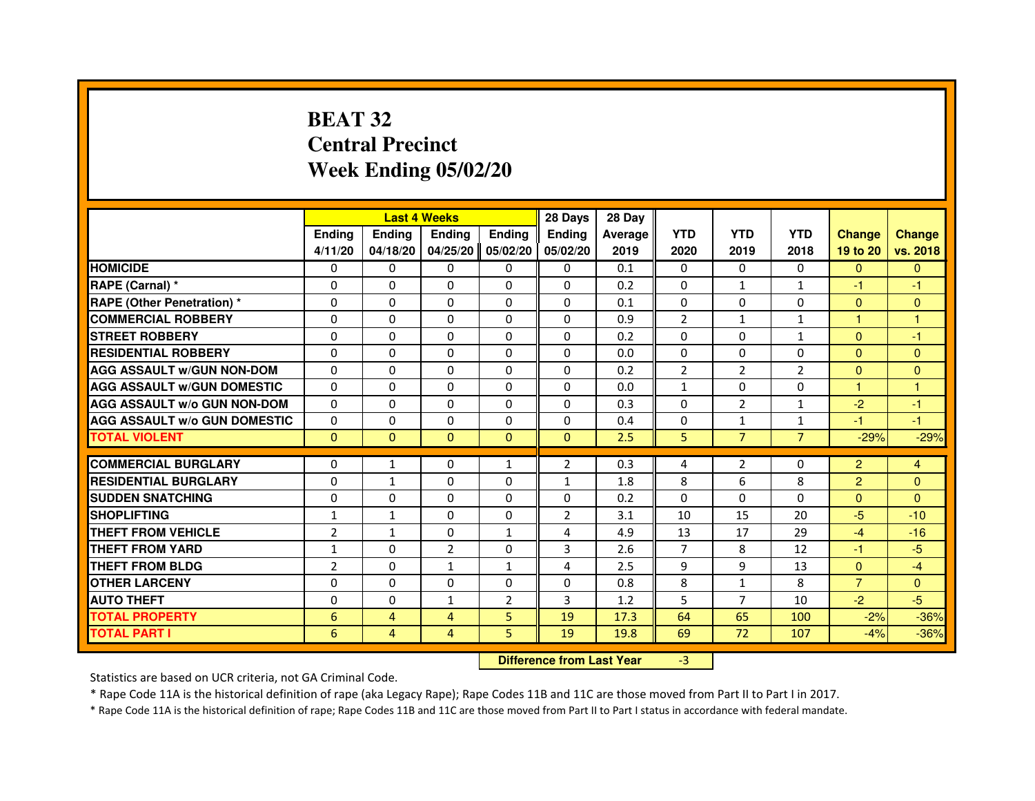# BEAT 32
# Central Precinct
# Week Ending 05/02/20

| | Last 4 Weeks | | | | 28 Days | 28 Day | | | | | |
|---|---|---|---|---|---|---|---|---|---|---|---|
| | Ending 4/11/20 | Ending 04/18/20 | Ending 04/25/20 | Ending 05/02/20 | Ending 05/02/20 | Average 2019 | YTD 2020 | YTD 2019 | YTD 2018 | Change 19 to 20 | Change vs. 2018 |
| HOMICIDE | 0 | 0 | 0 | 0 | 0 | 0.1 | 0 | 0 | 0 | 0 | 0 |
| RAPE (Carnal) * | 0 | 0 | 0 | 0 | 0 | 0.2 | 0 | 1 | 1 | -1 | -1 |
| RAPE (Other Penetration) * | 0 | 0 | 0 | 0 | 0 | 0.1 | 0 | 0 | 0 | 0 | 0 |
| COMMERCIAL ROBBERY | 0 | 0 | 0 | 0 | 0 | 0.9 | 2 | 1 | 1 | 1 | 1 |
| STREET ROBBERY | 0 | 0 | 0 | 0 | 0 | 0.2 | 0 | 0 | 1 | 0 | -1 |
| RESIDENTIAL ROBBERY | 0 | 0 | 0 | 0 | 0 | 0.0 | 0 | 0 | 0 | 0 | 0 |
| AGG ASSAULT w/GUN NON-DOM | 0 | 0 | 0 | 0 | 0 | 0.2 | 2 | 2 | 2 | 0 | 0 |
| AGG ASSAULT w/GUN DOMESTIC | 0 | 0 | 0 | 0 | 0 | 0.0 | 1 | 0 | 0 | 1 | 1 |
| AGG ASSAULT w/o GUN NON-DOM | 0 | 0 | 0 | 0 | 0 | 0.3 | 0 | 2 | 1 | -2 | -1 |
| AGG ASSAULT w/o GUN DOMESTIC | 0 | 0 | 0 | 0 | 0 | 0.4 | 0 | 1 | 1 | -1 | -1 |
| TOTAL VIOLENT | 0 | 0 | 0 | 0 | 0 | 2.5 | 5 | 7 | 7 | -29% | -29% |
| COMMERCIAL BURGLARY | 0 | 1 | 0 | 1 | 2 | 0.3 | 4 | 2 | 0 | 2 | 4 |
| RESIDENTIAL BURGLARY | 0 | 1 | 0 | 0 | 1 | 1.8 | 8 | 6 | 8 | 2 | 0 |
| SUDDEN SNATCHING | 0 | 0 | 0 | 0 | 0 | 0.2 | 0 | 0 | 0 | 0 | 0 |
| SHOPLIFTING | 1 | 1 | 0 | 0 | 2 | 3.1 | 10 | 15 | 20 | -5 | -10 |
| THEFT FROM VEHICLE | 2 | 1 | 0 | 1 | 4 | 4.9 | 13 | 17 | 29 | -4 | -16 |
| THEFT FROM YARD | 1 | 0 | 2 | 0 | 3 | 2.6 | 7 | 8 | 12 | -1 | -5 |
| THEFT FROM BLDG | 2 | 0 | 1 | 1 | 4 | 2.5 | 9 | 9 | 13 | 0 | -4 |
| OTHER LARCENY | 0 | 0 | 0 | 0 | 0 | 0.8 | 8 | 1 | 8 | 7 | 0 |
| AUTO THEFT | 0 | 0 | 1 | 2 | 3 | 1.2 | 5 | 7 | 10 | -2 | -5 |
| TOTAL PROPERTY | 6 | 4 | 4 | 5 | 19 | 17.3 | 64 | 65 | 100 | -2% | -36% |
| TOTAL PART I | 6 | 4 | 4 | 5 | 19 | 19.8 | 69 | 72 | 107 | -4% | -36% |

**Difference from Last Year** -3

Statistics are based on UCR criteria, not GA Criminal Code.

* Rape Code 11A is the historical definition of rape (aka Legacy Rape); Rape Codes 11B and 11C are those moved from Part II to Part I in 2017.

* Rape Code 11A is the historical definition of rape; Rape Codes 11B and 11C are those moved from Part II to Part I status in accordance with federal mandate.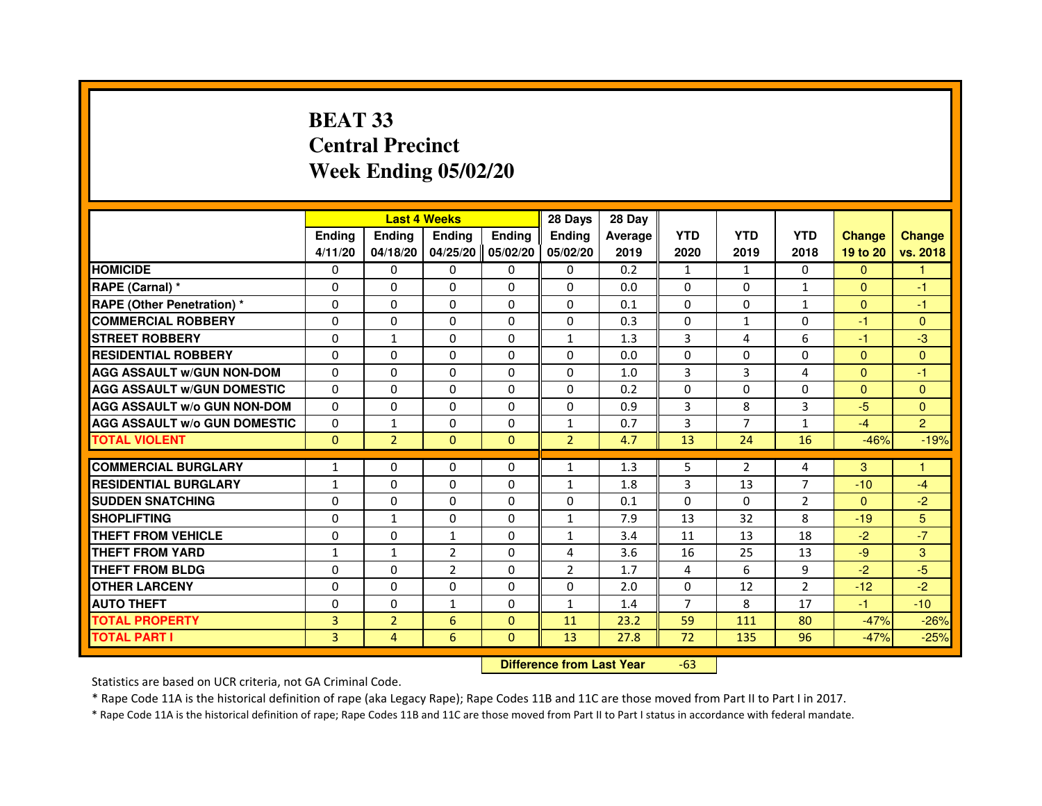# BEAT 33
## Central Precinct
## Week Ending 05/02/20

| | Last 4 Weeks | | | | 28 Days | 28 Day | | | | | |
|---|---|---|---|---|---|---|---|---|---|---|---|
| | Ending 4/11/20 | Ending 04/18/20 | Ending 04/25/20 | Ending 05/02/20 | Ending 05/02/20 | Average 2019 | YTD 2020 | YTD 2019 | YTD 2018 | Change 19 to 20 | Change vs. 2018 |
| HOMICIDE | 0 | 0 | 0 | 0 | 0 | 0.2 | 1 | 1 | 0 | 0 | 1 |
| RAPE (Carnal) * | 0 | 0 | 0 | 0 | 0 | 0.0 | 0 | 0 | 1 | 0 | -1 |
| RAPE (Other Penetration) * | 0 | 0 | 0 | 0 | 0 | 0.1 | 0 | 0 | 1 | 0 | -1 |
| COMMERCIAL ROBBERY | 0 | 0 | 0 | 0 | 0 | 0.3 | 0 | 1 | 0 | -1 | 0 |
| STREET ROBBERY | 0 | 1 | 0 | 0 | 1 | 1.3 | 3 | 4 | 6 | -1 | -3 |
| RESIDENTIAL ROBBERY | 0 | 0 | 0 | 0 | 0 | 0.0 | 0 | 0 | 0 | 0 | 0 |
| AGG ASSAULT w/GUN NON-DOM | 0 | 0 | 0 | 0 | 0 | 1.0 | 3 | 3 | 4 | 0 | -1 |
| AGG ASSAULT w/GUN DOMESTIC | 0 | 0 | 0 | 0 | 0 | 0.2 | 0 | 0 | 0 | 0 | 0 |
| AGG ASSAULT w/o GUN NON-DOM | 0 | 0 | 0 | 0 | 0 | 0.9 | 3 | 8 | 3 | -5 | 0 |
| AGG ASSAULT w/o GUN DOMESTIC | 0 | 1 | 0 | 0 | 1 | 0.7 | 3 | 7 | 1 | -4 | 2 |
| TOTAL VIOLENT | 0 | 2 | 0 | 0 | 2 | 4.7 | 13 | 24 | 16 | -46% | -19% |
| COMMERCIAL BURGLARY | 1 | 0 | 0 | 0 | 1 | 1.3 | 5 | 2 | 4 | 3 | 1 |
| RESIDENTIAL BURGLARY | 1 | 0 | 0 | 0 | 1 | 1.8 | 3 | 13 | 7 | -10 | -4 |
| SUDDEN SNATCHING | 0 | 0 | 0 | 0 | 0 | 0.1 | 0 | 0 | 2 | 0 | -2 |
| SHOPLIFTING | 0 | 1 | 0 | 0 | 1 | 7.9 | 13 | 32 | 8 | -19 | 5 |
| THEFT FROM VEHICLE | 0 | 0 | 1 | 0 | 1 | 3.4 | 11 | 13 | 18 | -2 | -7 |
| THEFT FROM YARD | 1 | 1 | 2 | 0 | 4 | 3.6 | 16 | 25 | 13 | -9 | 3 |
| THEFT FROM BLDG | 0 | 0 | 2 | 0 | 2 | 1.7 | 4 | 6 | 9 | -2 | -5 |
| OTHER LARCENY | 0 | 0 | 0 | 0 | 0 | 2.0 | 0 | 12 | 2 | -12 | -2 |
| AUTO THEFT | 0 | 0 | 1 | 0 | 1 | 1.4 | 7 | 8 | 17 | -1 | -10 |
| TOTAL PROPERTY | 3 | 2 | 6 | 0 | 11 | 23.2 | 59 | 111 | 80 | -47% | -26% |
| TOTAL PART I | 3 | 4 | 6 | 0 | 13 | 27.8 | 72 | 135 | 96 | -47% | -25% |

**Difference from Last Year** -63

Statistics are based on UCR criteria, not GA Criminal Code.

* Rape Code 11A is the historical definition of rape (aka Legacy Rape); Rape Codes 11B and 11C are those moved from Part II to Part I in 2017.

* Rape Code 11A is the historical definition of rape; Rape Codes 11B and 11C are those moved from Part II to Part I status in accordance with federal mandate.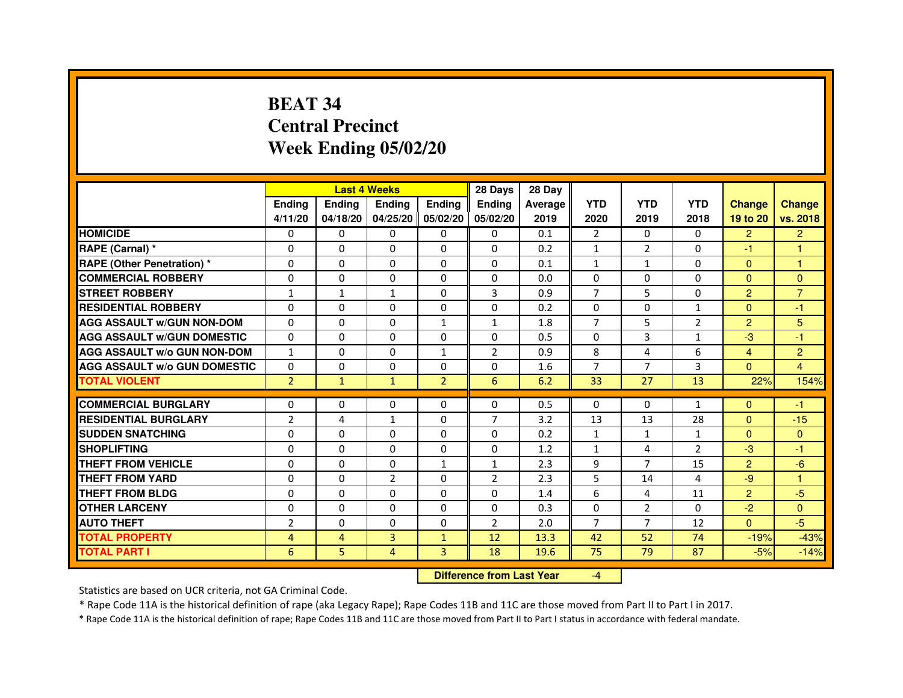# BEAT 34
# Central Precinct
# Week Ending 05/02/20

| | Last 4 Weeks | | | | 28 Days | 28 Day | | | | | |
|---|---|---|---|---|---|---|---|---|---|---|---|
| | Ending 4/11/20 | Ending 04/18/20 | Ending 04/25/20 | Ending 05/02/20 | Ending 05/02/20 | Average 2019 | YTD 2020 | YTD 2019 | YTD 2018 | Change 19 to 20 | Change vs. 2018 |
| HOMICIDE | 0 | 0 | 0 | 0 | 0 | 0.1 | 2 | 0 | 0 | 2 | 2 |
| RAPE (Carnal) * | 0 | 0 | 0 | 0 | 0 | 0.2 | 1 | 2 | 0 | -1 | 1 |
| RAPE (Other Penetration) * | 0 | 0 | 0 | 0 | 0 | 0.1 | 1 | 1 | 0 | 0 | 1 |
| COMMERCIAL ROBBERY | 0 | 0 | 0 | 0 | 0 | 0.0 | 0 | 0 | 0 | 0 | 0 |
| STREET ROBBERY | 1 | 1 | 1 | 0 | 3 | 0.9 | 7 | 5 | 0 | 2 | 7 |
| RESIDENTIAL ROBBERY | 0 | 0 | 0 | 0 | 0 | 0.2 | 0 | 0 | 1 | 0 | -1 |
| AGG ASSAULT w/GUN NON-DOM | 0 | 0 | 0 | 1 | 1 | 1.8 | 7 | 5 | 2 | 2 | 5 |
| AGG ASSAULT w/GUN DOMESTIC | 0 | 0 | 0 | 0 | 0 | 0.5 | 0 | 3 | 1 | -3 | -1 |
| AGG ASSAULT w/o GUN NON-DOM | 1 | 0 | 0 | 1 | 2 | 0.9 | 8 | 4 | 6 | 4 | 2 |
| AGG ASSAULT w/o GUN DOMESTIC | 0 | 0 | 0 | 0 | 0 | 1.6 | 7 | 7 | 3 | 0 | 4 |
| TOTAL VIOLENT | 2 | 1 | 1 | 2 | 6 | 6.2 | 33 | 27 | 13 | 22% | 154% |
| COMMERCIAL BURGLARY | 0 | 0 | 0 | 0 | 0 | 0.5 | 0 | 0 | 1 | 0 | -1 |
| RESIDENTIAL BURGLARY | 2 | 4 | 1 | 0 | 7 | 3.2 | 13 | 13 | 28 | 0 | -15 |
| SUDDEN SNATCHING | 0 | 0 | 0 | 0 | 0 | 0.2 | 1 | 1 | 1 | 0 | 0 |
| SHOPLIFTING | 0 | 0 | 0 | 0 | 0 | 1.2 | 1 | 4 | 2 | -3 | -1 |
| THEFT FROM VEHICLE | 0 | 0 | 0 | 1 | 1 | 2.3 | 9 | 7 | 15 | 2 | -6 |
| THEFT FROM YARD | 0 | 0 | 2 | 0 | 2 | 2.3 | 5 | 14 | 4 | -9 | 1 |
| THEFT FROM BLDG | 0 | 0 | 0 | 0 | 0 | 1.4 | 6 | 4 | 11 | 2 | -5 |
| OTHER LARCENY | 0 | 0 | 0 | 0 | 0 | 0.3 | 0 | 2 | 0 | -2 | 0 |
| AUTO THEFT | 2 | 0 | 0 | 0 | 2 | 2.0 | 7 | 7 | 12 | 0 | -5 |
| TOTAL PROPERTY | 4 | 4 | 3 | 1 | 12 | 13.3 | 42 | 52 | 74 | -19% | -43% |
| TOTAL PART I | 6 | 5 | 4 | 3 | 18 | 19.6 | 75 | 79 | 87 | -5% | -14% |

**Difference from Last Year** -4

Statistics are based on UCR criteria, not GA Criminal Code.

* Rape Code 11A is the historical definition of rape (aka Legacy Rape); Rape Codes 11B and 11C are those moved from Part II to Part I in 2017.

* Rape Code 11A is the historical definition of rape; Rape Codes 11B and 11C are those moved from Part II to Part I status in accordance with federal mandate.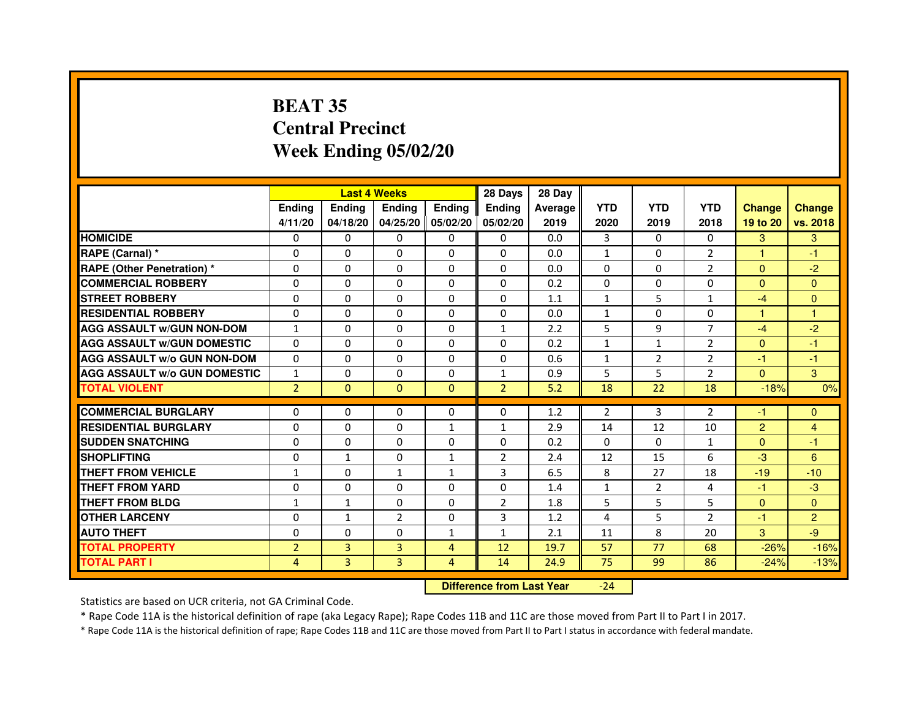# BEAT 35
# Central Precinct
# Week Ending 05/02/20

| | Last 4 Weeks | | | | 28 Days | 28 Day | | | | | |
|---|---|---|---|---|---|---|---|---|---|---|---|
| | Ending 4/11/20 | Ending 04/18/20 | Ending 04/25/20 | Ending 05/02/20 | Ending 05/02/20 | Average 2019 | YTD 2020 | YTD 2019 | YTD 2018 | Change 19 to 20 | Change vs. 2018 |
| HOMICIDE | 0 | 0 | 0 | 0 | 0 | 0.0 | 3 | 0 | 0 | 3 | 3 |
| RAPE (Carnal) * | 0 | 0 | 0 | 0 | 0 | 0.0 | 1 | 0 | 2 | 1 | -1 |
| RAPE (Other Penetration) * | 0 | 0 | 0 | 0 | 0 | 0.0 | 0 | 0 | 2 | 0 | -2 |
| COMMERCIAL ROBBERY | 0 | 0 | 0 | 0 | 0 | 0.2 | 0 | 0 | 0 | 0 | 0 |
| STREET ROBBERY | 0 | 0 | 0 | 0 | 0 | 1.1 | 1 | 5 | 1 | -4 | 0 |
| RESIDENTIAL ROBBERY | 0 | 0 | 0 | 0 | 0 | 0.0 | 1 | 0 | 0 | 1 | 1 |
| AGG ASSAULT w/GUN NON-DOM | 1 | 0 | 0 | 0 | 1 | 2.2 | 5 | 9 | 7 | -4 | -2 |
| AGG ASSAULT w/GUN DOMESTIC | 0 | 0 | 0 | 0 | 0 | 0.2 | 1 | 1 | 2 | 0 | -1 |
| AGG ASSAULT w/o GUN NON-DOM | 0 | 0 | 0 | 0 | 0 | 0.6 | 1 | 2 | 2 | -1 | -1 |
| AGG ASSAULT w/o GUN DOMESTIC | 1 | 0 | 0 | 0 | 1 | 0.9 | 5 | 5 | 2 | 0 | 3 |
| TOTAL VIOLENT | 2 | 0 | 0 | 0 | 2 | 5.2 | 18 | 22 | 18 | -18% | 0% |
| COMMERCIAL BURGLARY | 0 | 0 | 0 | 0 | 0 | 1.2 | 2 | 3 | 2 | -1 | 0 |
| RESIDENTIAL BURGLARY | 0 | 0 | 0 | 1 | 1 | 2.9 | 14 | 12 | 10 | 2 | 4 |
| SUDDEN SNATCHING | 0 | 0 | 0 | 0 | 0 | 0.2 | 0 | 0 | 1 | 0 | -1 |
| SHOPLIFTING | 0 | 1 | 0 | 1 | 2 | 2.4 | 12 | 15 | 6 | -3 | 6 |
| THEFT FROM VEHICLE | 1 | 0 | 1 | 1 | 3 | 6.5 | 8 | 27 | 18 | -19 | -10 |
| THEFT FROM YARD | 0 | 0 | 0 | 0 | 0 | 1.4 | 1 | 2 | 4 | -1 | -3 |
| THEFT FROM BLDG | 1 | 1 | 0 | 0 | 2 | 1.8 | 5 | 5 | 5 | 0 | 0 |
| OTHER LARCENY | 0 | 1 | 2 | 0 | 3 | 1.2 | 4 | 5 | 2 | -1 | 2 |
| AUTO THEFT | 0 | 0 | 0 | 1 | 1 | 2.1 | 11 | 8 | 20 | 3 | -9 |
| TOTAL PROPERTY | 2 | 3 | 3 | 4 | 12 | 19.7 | 57 | 77 | 68 | -26% | -16% |
| TOTAL PART I | 4 | 3 | 3 | 4 | 14 | 24.9 | 75 | 99 | 86 | -24% | -13% |

**Difference from Last Year** -24

Statistics are based on UCR criteria, not GA Criminal Code.

* Rape Code 11A is the historical definition of rape (aka Legacy Rape); Rape Codes 11B and 11C are those moved from Part II to Part I in 2017.

* Rape Code 11A is the historical definition of rape; Rape Codes 11B and 11C are those moved from Part II to Part I status in accordance with federal mandate.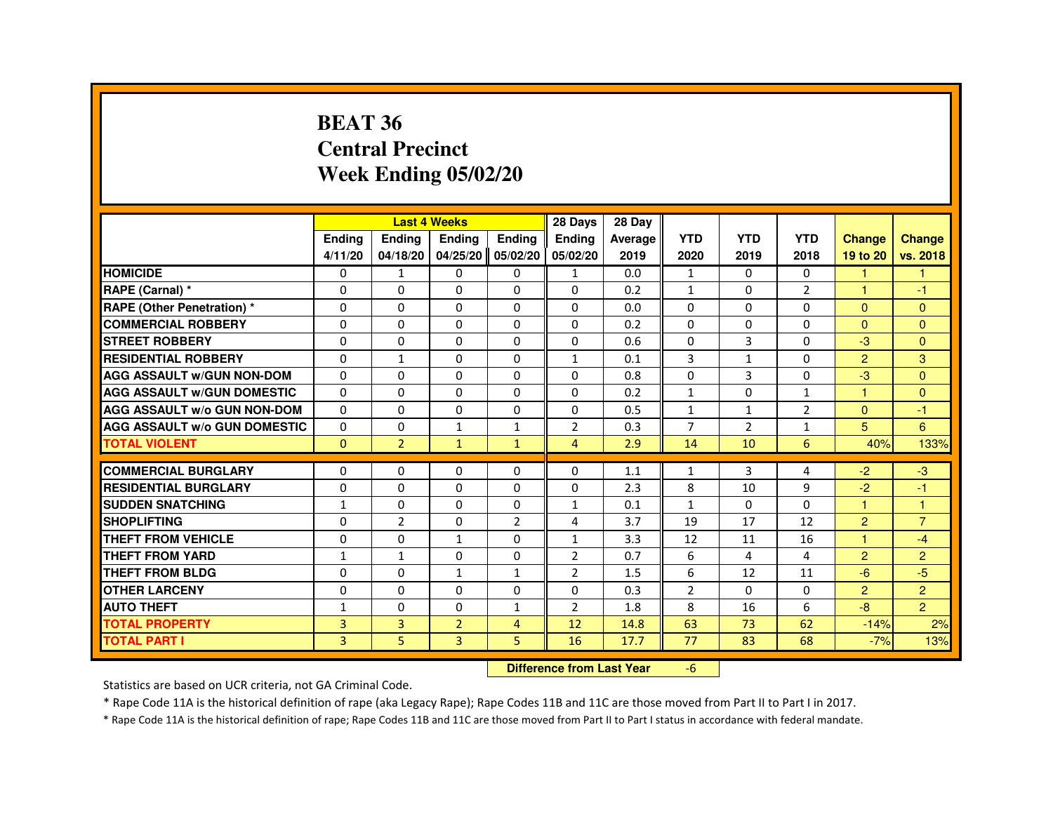# BEAT 36
# Central Precinct
# Week Ending 05/02/20

| | Last 4 Weeks | | | | 28 Days | 28 Day | | | | | |
|---|---|---|---|---|---|---|---|---|---|---|---|
| | Ending 4/11/20 | Ending 04/18/20 | Ending 04/25/20 | Ending 05/02/20 | Ending 05/02/20 | Average 2019 | YTD 2020 | YTD 2019 | YTD 2018 | Change 19 to 20 | Change vs. 2018 |
| **HOMICIDE** | 0 | 1 | 0 | 0 | 1 | 0.0 | 1 | 0 | 0 | 1 | 1 |
| **RAPE (Carnal) *** | 0 | 0 | 0 | 0 | 0 | 0.2 | 1 | 0 | 2 | 1 | -1 |
| **RAPE (Other Penetration) *** | 0 | 0 | 0 | 0 | 0 | 0.0 | 0 | 0 | 0 | 0 | 0 |
| **COMMERCIAL ROBBERY** | 0 | 0 | 0 | 0 | 0 | 0.2 | 0 | 0 | 0 | 0 | 0 |
| **STREET ROBBERY** | 0 | 0 | 0 | 0 | 0 | 0.6 | 0 | 3 | 0 | -3 | 0 |
| **RESIDENTIAL ROBBERY** | 0 | 1 | 0 | 0 | 1 | 0.1 | 3 | 1 | 0 | 2 | 3 |
| **AGG ASSAULT w/GUN NON-DOM** | 0 | 0 | 0 | 0 | 0 | 0.8 | 0 | 3 | 0 | -3 | 0 |
| **AGG ASSAULT w/GUN DOMESTIC** | 0 | 0 | 0 | 0 | 0 | 0.2 | 1 | 0 | 1 | 1 | 0 |
| **AGG ASSAULT w/o GUN NON-DOM** | 0 | 0 | 0 | 0 | 0 | 0.5 | 1 | 1 | 2 | 0 | -1 |
| **AGG ASSAULT w/o GUN DOMESTIC** | 0 | 0 | 1 | 1 | 2 | 0.3 | 7 | 2 | 1 | 5 | 6 |
| **TOTAL VIOLENT** | 0 | 2 | 1 | 1 | 4 | 2.9 | 14 | 10 | 6 | 40% | 133% |
| **COMMERCIAL BURGLARY** | 0 | 0 | 0 | 0 | 0 | 1.1 | 1 | 3 | 4 | -2 | -3 |
| **RESIDENTIAL BURGLARY** | 0 | 0 | 0 | 0 | 0 | 2.3 | 8 | 10 | 9 | -2 | -1 |
| **SUDDEN SNATCHING** | 1 | 0 | 0 | 0 | 1 | 0.1 | 1 | 0 | 0 | 1 | 1 |
| **SHOPLIFTING** | 0 | 2 | 0 | 2 | 4 | 3.7 | 19 | 17 | 12 | 2 | 7 |
| **THEFT FROM VEHICLE** | 0 | 0 | 1 | 0 | 1 | 3.3 | 12 | 11 | 16 | 1 | -4 |
| **THEFT FROM YARD** | 1 | 1 | 0 | 0 | 2 | 0.7 | 6 | 4 | 4 | 2 | 2 |
| **THEFT FROM BLDG** | 0 | 0 | 1 | 1 | 2 | 1.5 | 6 | 12 | 11 | -6 | -5 |
| **OTHER LARCENY** | 0 | 0 | 0 | 0 | 0 | 0.3 | 2 | 0 | 0 | 2 | 2 |
| **AUTO THEFT** | 1 | 0 | 0 | 1 | 2 | 1.8 | 8 | 16 | 6 | -8 | 2 |
| **TOTAL PROPERTY** | 3 | 3 | 2 | 4 | 12 | 14.8 | 63 | 73 | 62 | -14% | 2% |
| **TOTAL PART I** | 3 | 5 | 3 | 5 | 16 | 17.7 | 77 | 83 | 68 | -7% | 13% |

**Difference from Last Year** -6

Statistics are based on UCR criteria, not GA Criminal Code.

* Rape Code 11A is the historical definition of rape (aka Legacy Rape); Rape Codes 11B and 11C are those moved from Part II to Part I in 2017.

* Rape Code 11A is the historical definition of rape; Rape Codes 11B and 11C are those moved from Part II to Part I status in accordance with federal mandate.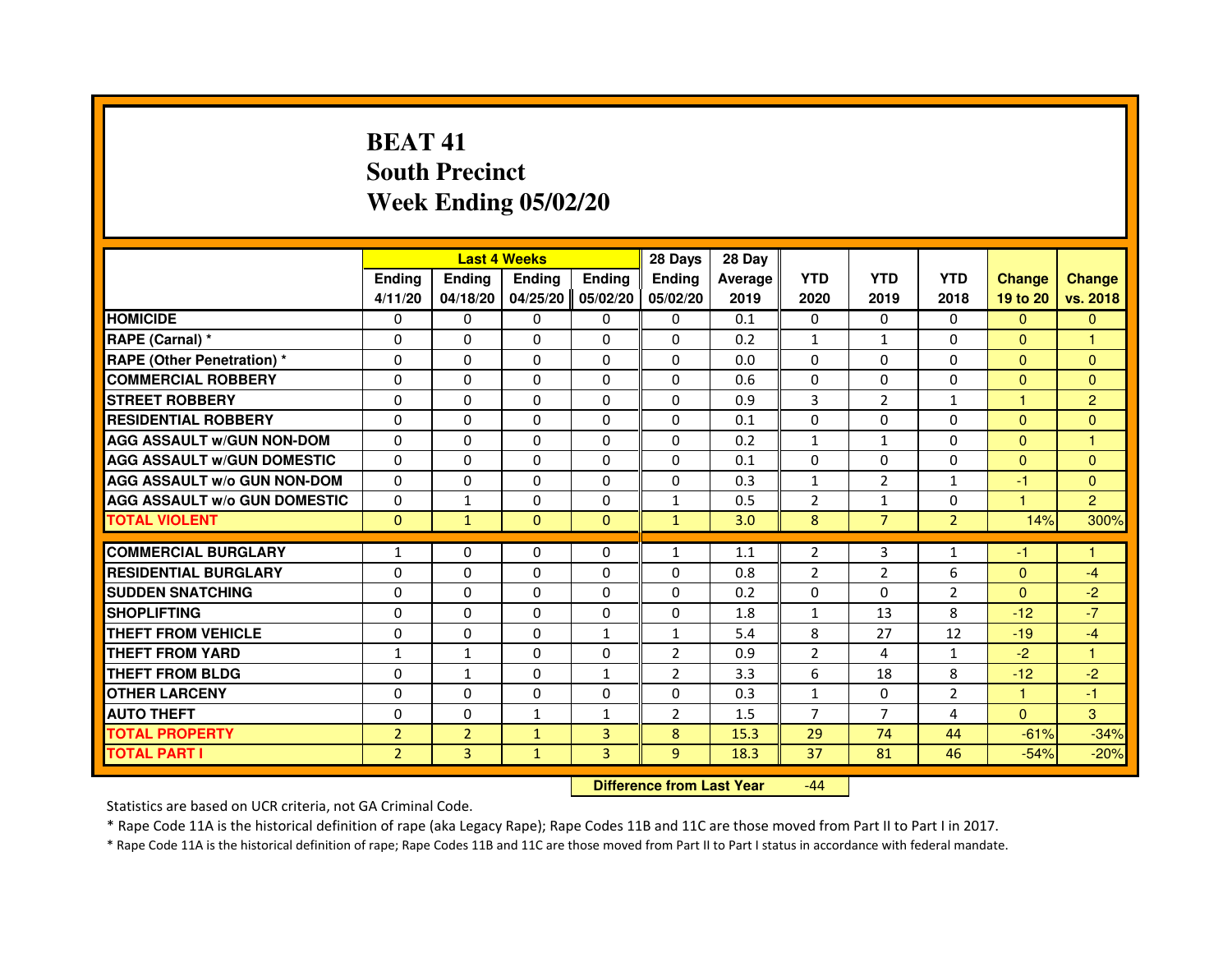# BEAT 41
## South Precinct
## Week Ending 05/02/20

| | Last 4 Weeks | | | | 28 Days | 28 Day | | | | | |
|---|---|---|---|---|---|---|---|---|---|---|---|
| | Ending 4/11/20 | Ending 04/18/20 | Ending 04/25/20 | Ending 05/02/20 | Ending 05/02/20 | Average 2019 | YTD 2020 | YTD 2019 | YTD 2018 | Change 19 to 20 | Change vs. 2018 |
| HOMICIDE | 0 | 0 | 0 | 0 | 0 | 0.1 | 0 | 0 | 0 | 0 | 0 |
| RAPE (Carnal) * | 0 | 0 | 0 | 0 | 0 | 0.2 | 1 | 1 | 0 | 0 | 1 |
| RAPE (Other Penetration) * | 0 | 0 | 0 | 0 | 0 | 0.0 | 0 | 0 | 0 | 0 | 0 |
| COMMERCIAL ROBBERY | 0 | 0 | 0 | 0 | 0 | 0.6 | 0 | 0 | 0 | 0 | 0 |
| STREET ROBBERY | 0 | 0 | 0 | 0 | 0 | 0.9 | 3 | 2 | 1 | 1 | 2 |
| RESIDENTIAL ROBBERY | 0 | 0 | 0 | 0 | 0 | 0.1 | 0 | 0 | 0 | 0 | 0 |
| AGG ASSAULT w/GUN NON-DOM | 0 | 0 | 0 | 0 | 0 | 0.2 | 1 | 1 | 0 | 0 | 1 |
| AGG ASSAULT w/GUN DOMESTIC | 0 | 0 | 0 | 0 | 0 | 0.1 | 0 | 0 | 0 | 0 | 0 |
| AGG ASSAULT w/o GUN NON-DOM | 0 | 0 | 0 | 0 | 0 | 0.3 | 1 | 2 | 1 | -1 | 0 |
| AGG ASSAULT w/o GUN DOMESTIC | 0 | 1 | 0 | 0 | 1 | 0.5 | 2 | 1 | 0 | 1 | 2 |
| TOTAL VIOLENT | 0 | 1 | 0 | 0 | 1 | 3.0 | 8 | 7 | 2 | 14% | 300% |
| COMMERCIAL BURGLARY | 1 | 0 | 0 | 0 | 1 | 1.1 | 2 | 3 | 1 | -1 | 1 |
| RESIDENTIAL BURGLARY | 0 | 0 | 0 | 0 | 0 | 0.8 | 2 | 2 | 6 | 0 | -4 |
| SUDDEN SNATCHING | 0 | 0 | 0 | 0 | 0 | 0.2 | 0 | 0 | 2 | 0 | -2 |
| SHOPLIFTING | 0 | 0 | 0 | 0 | 0 | 1.8 | 1 | 13 | 8 | -12 | -7 |
| THEFT FROM VEHICLE | 0 | 0 | 0 | 1 | 1 | 5.4 | 8 | 27 | 12 | -19 | -4 |
| THEFT FROM YARD | 1 | 1 | 0 | 0 | 2 | 0.9 | 2 | 4 | 1 | -2 | 1 |
| THEFT FROM BLDG | 0 | 1 | 0 | 1 | 2 | 3.3 | 6 | 18 | 8 | -12 | -2 |
| OTHER LARCENY | 0 | 0 | 0 | 0 | 0 | 0.3 | 1 | 0 | 2 | 1 | -1 |
| AUTO THEFT | 0 | 0 | 1 | 1 | 2 | 1.5 | 7 | 7 | 4 | 0 | 3 |
| TOTAL PROPERTY | 2 | 2 | 1 | 3 | 8 | 15.3 | 29 | 74 | 44 | -61% | -34% |
| TOTAL PART I | 2 | 3 | 1 | 3 | 9 | 18.3 | 37 | 81 | 46 | -54% | -20% |

**Difference from Last Year** -44

Statistics are based on UCR criteria, not GA Criminal Code.

* Rape Code 11A is the historical definition of rape (aka Legacy Rape); Rape Codes 11B and 11C are those moved from Part II to Part I in 2017.

* Rape Code 11A is the historical definition of rape; Rape Codes 11B and 11C are those moved from Part II to Part I status in accordance with federal mandate.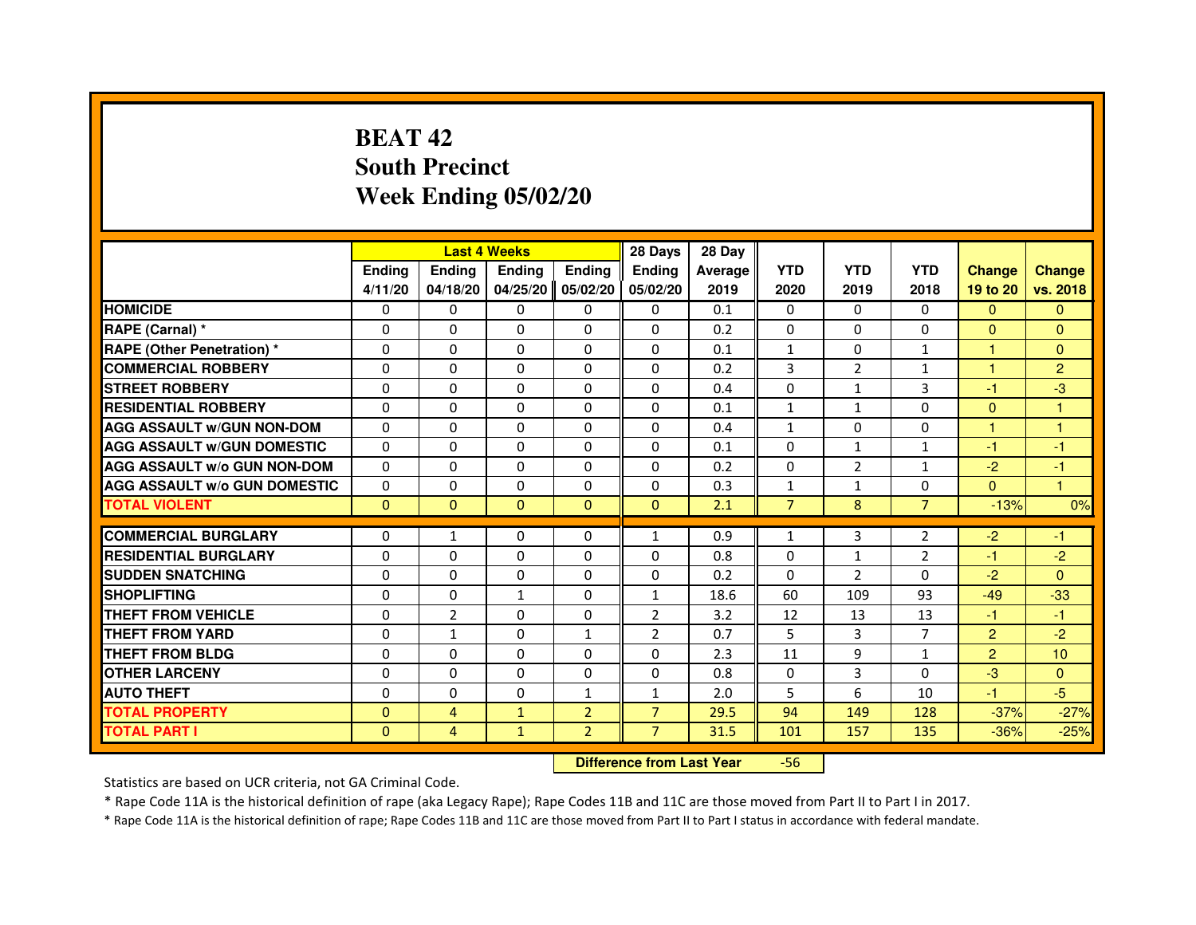# BEAT 42
## South Precinct
## Week Ending 05/02/20

| | Last 4 Weeks | | | | 28 Days | 28 Day | | | | | |
|---|---|---|---|---|---|---|---|---|---|---|---|
| | Ending 4/11/20 | Ending 04/18/20 | Ending 04/25/20 | Ending 05/02/20 | Ending 05/02/20 | Average 2019 | YTD 2020 | YTD 2019 | YTD 2018 | Change 19 to 20 | Change vs. 2018 |
| HOMICIDE | 0 | 0 | 0 | 0 | 0 | 0.1 | 0 | 0 | 0 | 0 | 0 |
| RAPE (Carnal) * | 0 | 0 | 0 | 0 | 0 | 0.2 | 0 | 0 | 0 | 0 | 0 |
| RAPE (Other Penetration) * | 0 | 0 | 0 | 0 | 0 | 0.1 | 1 | 0 | 1 | 1 | 0 |
| COMMERCIAL ROBBERY | 0 | 0 | 0 | 0 | 0 | 0.2 | 3 | 2 | 1 | 1 | 2 |
| STREET ROBBERY | 0 | 0 | 0 | 0 | 0 | 0.4 | 0 | 1 | 3 | -1 | -3 |
| RESIDENTIAL ROBBERY | 0 | 0 | 0 | 0 | 0 | 0.1 | 1 | 1 | 0 | 0 | 1 |
| AGG ASSAULT w/GUN NON-DOM | 0 | 0 | 0 | 0 | 0 | 0.4 | 1 | 0 | 0 | 1 | 1 |
| AGG ASSAULT w/GUN DOMESTIC | 0 | 0 | 0 | 0 | 0 | 0.1 | 0 | 1 | 1 | -1 | -1 |
| AGG ASSAULT w/o GUN NON-DOM | 0 | 0 | 0 | 0 | 0 | 0.2 | 0 | 2 | 1 | -2 | -1 |
| AGG ASSAULT w/o GUN DOMESTIC | 0 | 0 | 0 | 0 | 0 | 0.3 | 1 | 1 | 0 | 0 | 1 |
| TOTAL VIOLENT | 0 | 0 | 0 | 0 | 0 | 2.1 | 7 | 8 | 7 | -13% | 0% |
| COMMERCIAL BURGLARY | 0 | 1 | 0 | 0 | 1 | 0.9 | 1 | 3 | 2 | -2 | -1 |
| RESIDENTIAL BURGLARY | 0 | 0 | 0 | 0 | 0 | 0.8 | 0 | 1 | 2 | -1 | -2 |
| SUDDEN SNATCHING | 0 | 0 | 0 | 0 | 0 | 0.2 | 0 | 2 | 0 | -2 | 0 |
| SHOPLIFTING | 0 | 0 | 1 | 0 | 1 | 18.6 | 60 | 109 | 93 | -49 | -33 |
| THEFT FROM VEHICLE | 0 | 2 | 0 | 0 | 2 | 3.2 | 12 | 13 | 13 | -1 | -1 |
| THEFT FROM YARD | 0 | 1 | 0 | 1 | 2 | 0.7 | 5 | 3 | 7 | 2 | -2 |
| THEFT FROM BLDG | 0 | 0 | 0 | 0 | 0 | 2.3 | 11 | 9 | 1 | 2 | 10 |
| OTHER LARCENY | 0 | 0 | 0 | 0 | 0 | 0.8 | 0 | 3 | 0 | -3 | 0 |
| AUTO THEFT | 0 | 0 | 0 | 1 | 1 | 2.0 | 5 | 6 | 10 | -1 | -5 |
| TOTAL PROPERTY | 0 | 4 | 1 | 2 | 7 | 29.5 | 94 | 149 | 128 | -37% | -27% |
| TOTAL PART I | 0 | 4 | 1 | 2 | 7 | 31.5 | 101 | 157 | 135 | -36% | -25% |

**Difference from Last Year** -56

Statistics are based on UCR criteria, not GA Criminal Code.

* Rape Code 11A is the historical definition of rape (aka Legacy Rape); Rape Codes 11B and 11C are those moved from Part II to Part I in 2017.

* Rape Code 11A is the historical definition of rape; Rape Codes 11B and 11C are those moved from Part II to Part I status in accordance with federal mandate.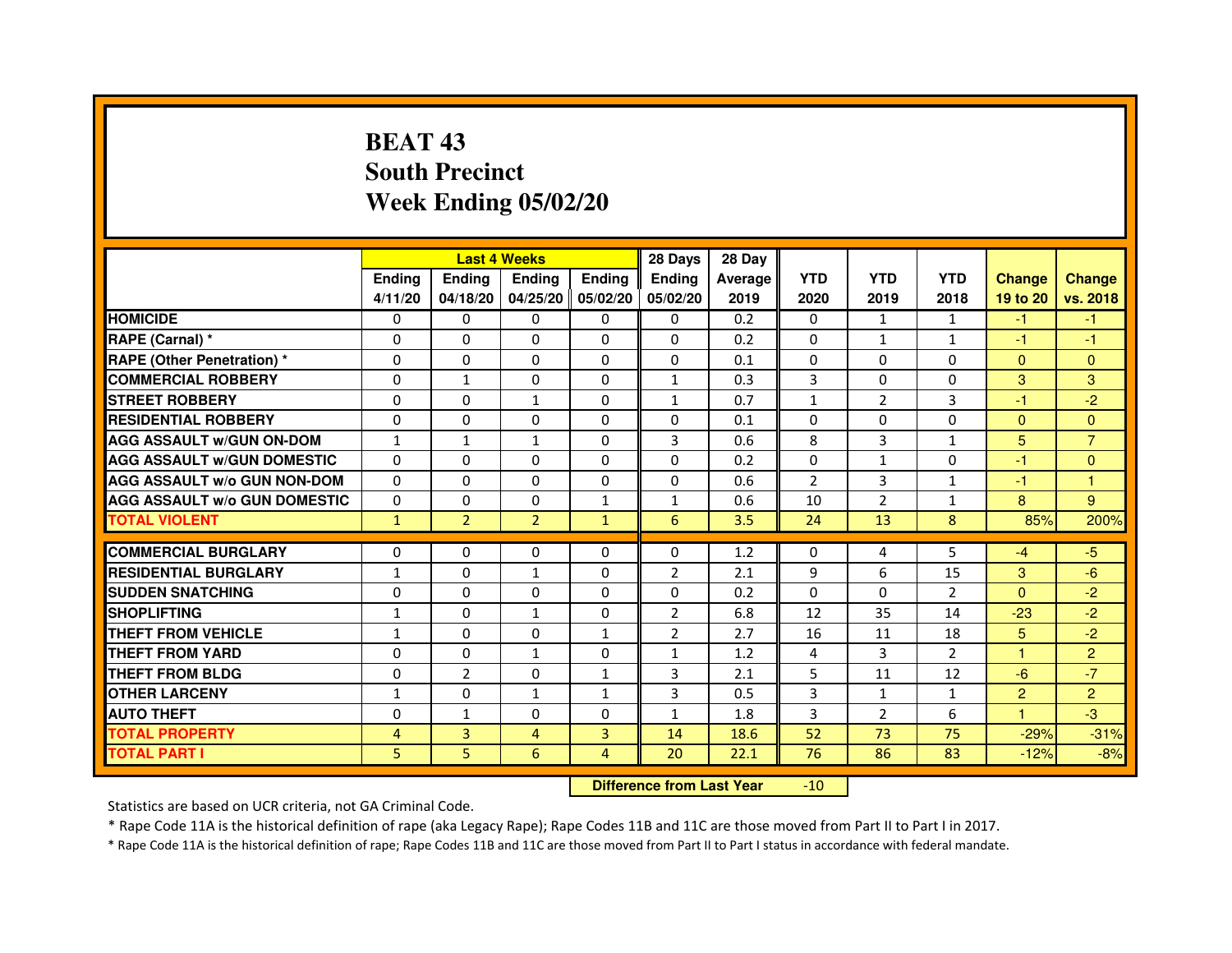# BEAT 43
# South Precinct
# Week Ending 05/02/20

| | Last 4 Weeks | | | | 28 Days | 28 Day | | | | | |
|---|---|---|---|---|---|---|---|---|---|---|---|
| | Ending 4/11/20 | Ending 04/18/20 | Ending 04/25/20 | Ending 05/02/20 | Ending 05/02/20 | Average 2019 | YTD 2020 | YTD 2019 | YTD 2018 | Change 19 to 20 | Change vs. 2018 |
| HOMICIDE | 0 | 0 | 0 | 0 | 0 | 0.2 | 0 | 1 | 1 | -1 | -1 |
| RAPE (Carnal) * | 0 | 0 | 0 | 0 | 0 | 0.2 | 0 | 1 | 1 | -1 | -1 |
| RAPE (Other Penetration) * | 0 | 0 | 0 | 0 | 0 | 0.1 | 0 | 0 | 0 | 0 | 0 |
| COMMERCIAL ROBBERY | 0 | 1 | 0 | 0 | 1 | 0.3 | 3 | 0 | 0 | 3 | 3 |
| STREET ROBBERY | 0 | 0 | 1 | 0 | 1 | 0.7 | 1 | 2 | 3 | -1 | -2 |
| RESIDENTIAL ROBBERY | 0 | 0 | 0 | 0 | 0 | 0.1 | 0 | 0 | 0 | 0 | 0 |
| AGG ASSAULT w/GUN ON-DOM | 1 | 1 | 1 | 0 | 3 | 0.6 | 8 | 3 | 1 | 5 | 7 |
| AGG ASSAULT w/GUN DOMESTIC | 0 | 0 | 0 | 0 | 0 | 0.2 | 0 | 1 | 0 | -1 | 0 |
| AGG ASSAULT w/o GUN NON-DOM | 0 | 0 | 0 | 0 | 0 | 0.6 | 2 | 3 | 1 | -1 | 1 |
| AGG ASSAULT w/o GUN DOMESTIC | 0 | 0 | 0 | 1 | 1 | 0.6 | 10 | 2 | 1 | 8 | 9 |
| TOTAL VIOLENT | 1 | 2 | 2 | 1 | 6 | 3.5 | 24 | 13 | 8 | 85% | 200% |
| COMMERCIAL BURGLARY | 0 | 0 | 0 | 0 | 0 | 1.2 | 0 | 4 | 5 | -4 | -5 |
| RESIDENTIAL BURGLARY | 1 | 0 | 1 | 0 | 2 | 2.1 | 9 | 6 | 15 | 3 | -6 |
| SUDDEN SNATCHING | 0 | 0 | 0 | 0 | 0 | 0.2 | 0 | 0 | 2 | 0 | -2 |
| SHOPLIFTING | 1 | 0 | 1 | 0 | 2 | 6.8 | 12 | 35 | 14 | -23 | -2 |
| THEFT FROM VEHICLE | 1 | 0 | 0 | 1 | 2 | 2.7 | 16 | 11 | 18 | 5 | -2 |
| THEFT FROM YARD | 0 | 0 | 1 | 0 | 1 | 1.2 | 4 | 3 | 2 | 1 | 2 |
| THEFT FROM BLDG | 0 | 2 | 0 | 1 | 3 | 2.1 | 5 | 11 | 12 | -6 | -7 |
| OTHER LARCENY | 1 | 0 | 1 | 1 | 3 | 0.5 | 3 | 1 | 1 | 2 | 2 |
| AUTO THEFT | 0 | 1 | 0 | 0 | 1 | 1.8 | 3 | 2 | 6 | 1 | -3 |
| TOTAL PROPERTY | 4 | 3 | 4 | 3 | 14 | 18.6 | 52 | 73 | 75 | -29% | -31% |
| TOTAL PART I | 5 | 5 | 6 | 4 | 20 | 22.1 | 76 | 86 | 83 | -12% | -8% |

**Difference from Last Year** -10

Statistics are based on UCR criteria, not GA Criminal Code.

* Rape Code 11A is the historical definition of rape (aka Legacy Rape); Rape Codes 11B and 11C are those moved from Part II to Part I in 2017.

* Rape Code 11A is the historical definition of rape; Rape Codes 11B and 11C are those moved from Part II to Part I status in accordance with federal mandate.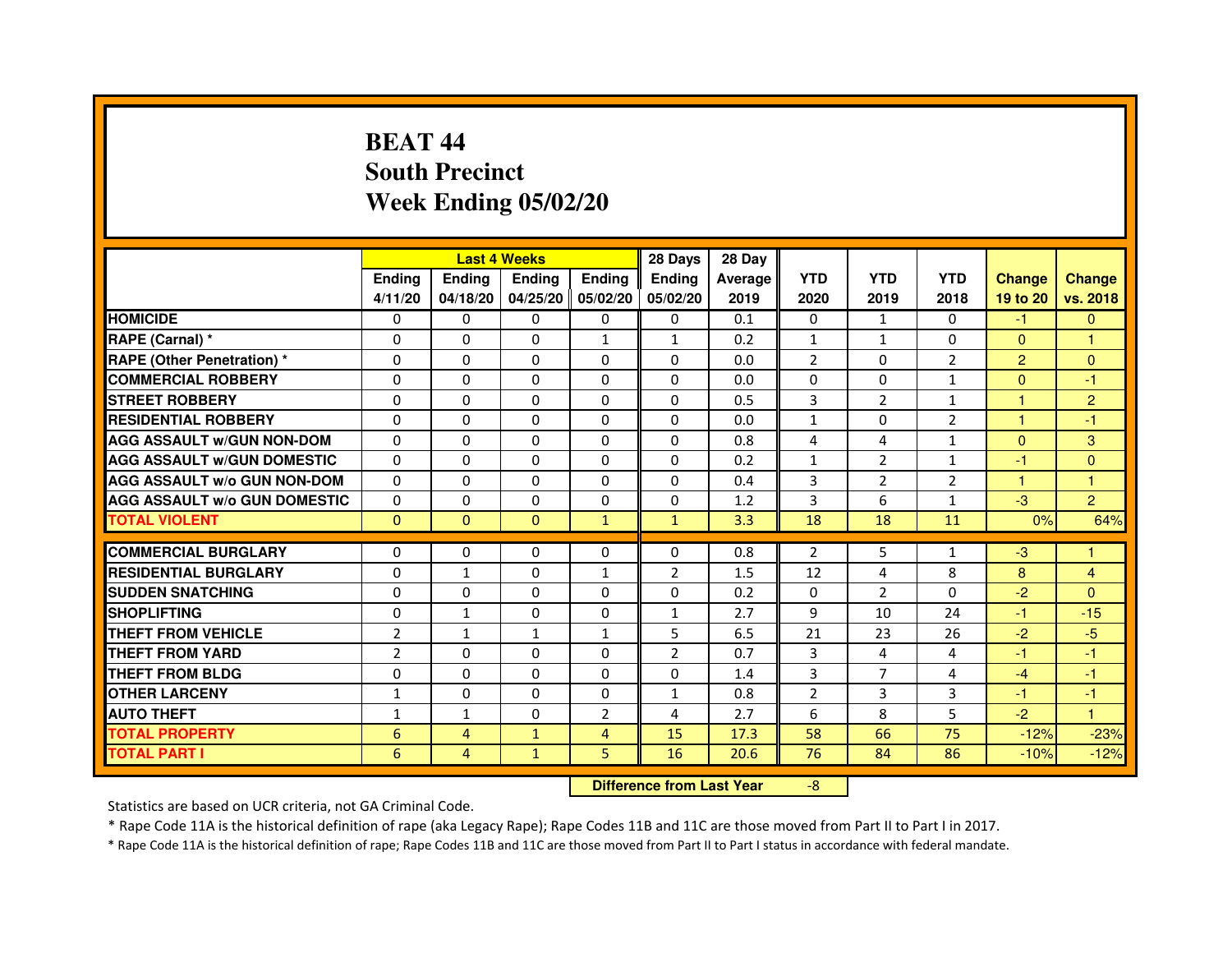# BEAT 44
## South Precinct
## Week Ending 05/02/20

| | Last 4 Weeks | | | | 28 Days | 28 Day | | | | | |
|---|---|---|---|---|---|---|---|---|---|---|---|
| | Ending 4/11/20 | Ending 04/18/20 | Ending 04/25/20 | Ending 05/02/20 | Ending 05/02/20 | Average 2019 | YTD 2020 | YTD 2019 | YTD 2018 | Change 19 to 20 | Change vs. 2018 |
| HOMICIDE | 0 | 0 | 0 | 0 | 0 | 0.1 | 0 | 1 | 0 | -1 | 0 |
| RAPE (Carnal) * | 0 | 0 | 0 | 1 | 1 | 0.2 | 1 | 1 | 0 | 0 | 1 |
| RAPE (Other Penetration) * | 0 | 0 | 0 | 0 | 0 | 0.0 | 2 | 0 | 2 | 2 | 0 |
| COMMERCIAL ROBBERY | 0 | 0 | 0 | 0 | 0 | 0.0 | 0 | 0 | 1 | 0 | -1 |
| STREET ROBBERY | 0 | 0 | 0 | 0 | 0 | 0.5 | 3 | 2 | 1 | 1 | 2 |
| RESIDENTIAL ROBBERY | 0 | 0 | 0 | 0 | 0 | 0.0 | 1 | 0 | 2 | 1 | -1 |
| AGG ASSAULT w/GUN NON-DOM | 0 | 0 | 0 | 0 | 0 | 0.8 | 4 | 4 | 1 | 0 | 3 |
| AGG ASSAULT w/GUN DOMESTIC | 0 | 0 | 0 | 0 | 0 | 0.2 | 1 | 2 | 1 | -1 | 0 |
| AGG ASSAULT w/o GUN NON-DOM | 0 | 0 | 0 | 0 | 0 | 0.4 | 3 | 2 | 2 | 1 | 1 |
| AGG ASSAULT w/o GUN DOMESTIC | 0 | 0 | 0 | 0 | 0 | 1.2 | 3 | 6 | 1 | -3 | 2 |
| TOTAL VIOLENT | 0 | 0 | 0 | 1 | 1 | 3.3 | 18 | 18 | 11 | 0% | 64% |
| COMMERCIAL BURGLARY | 0 | 0 | 0 | 0 | 0 | 0.8 | 2 | 5 | 1 | -3 | 1 |
| RESIDENTIAL BURGLARY | 0 | 1 | 0 | 1 | 2 | 1.5 | 12 | 4 | 8 | 8 | 4 |
| SUDDEN SNATCHING | 0 | 0 | 0 | 0 | 0 | 0.2 | 0 | 2 | 0 | -2 | 0 |
| SHOPLIFTING | 0 | 1 | 0 | 0 | 1 | 2.7 | 9 | 10 | 24 | -1 | -15 |
| THEFT FROM VEHICLE | 2 | 1 | 1 | 1 | 5 | 6.5 | 21 | 23 | 26 | -2 | -5 |
| THEFT FROM YARD | 2 | 0 | 0 | 0 | 2 | 0.7 | 3 | 4 | 4 | -1 | -1 |
| THEFT FROM BLDG | 0 | 0 | 0 | 0 | 0 | 1.4 | 3 | 7 | 4 | -4 | -1 |
| OTHER LARCENY | 1 | 0 | 0 | 0 | 1 | 0.8 | 2 | 3 | 3 | -1 | -1 |
| AUTO THEFT | 1 | 1 | 0 | 2 | 4 | 2.7 | 6 | 8 | 5 | -2 | 1 |
| TOTAL PROPERTY | 6 | 4 | 1 | 4 | 15 | 17.3 | 58 | 66 | 75 | -12% | -23% |
| TOTAL PART I | 6 | 4 | 1 | 5 | 16 | 20.6 | 76 | 84 | 86 | -10% | -12% |

**Difference from Last Year** -8

Statistics are based on UCR criteria, not GA Criminal Code.

* Rape Code 11A is the historical definition of rape (aka Legacy Rape); Rape Codes 11B and 11C are those moved from Part II to Part I in 2017.

* Rape Code 11A is the historical definition of rape; Rape Codes 11B and 11C are those moved from Part II to Part I status in accordance with federal mandate.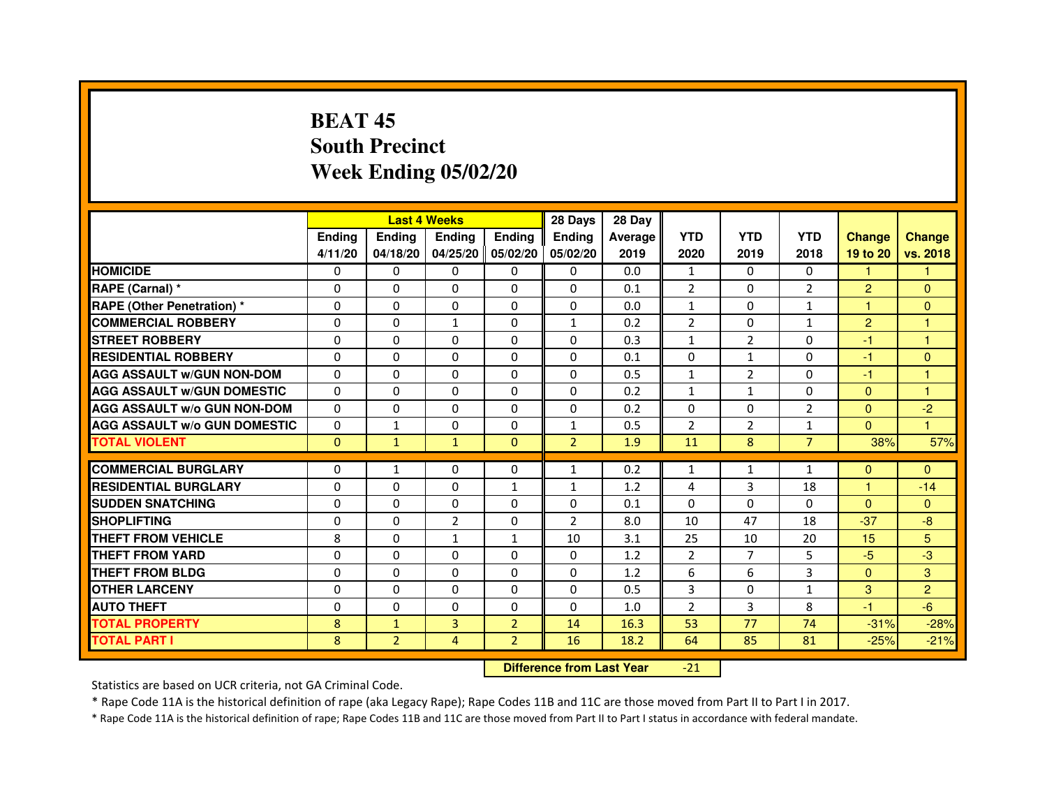# BEAT 45
## South Precinct
## Week Ending 05/02/20

| | Last 4 Weeks | | | | 28 Days | 28 Day | | | | | |
|---|---|---|---|---|---|---|---|---|---|---|---|
| | Ending 4/11/20 | Ending 04/18/20 | Ending 04/25/20 | Ending 05/02/20 | Ending 05/02/20 | Average 2019 | YTD 2020 | YTD 2019 | YTD 2018 | Change 19 to 20 | Change vs. 2018 |
| HOMICIDE | 0 | 0 | 0 | 0 | 0 | 0.0 | 1 | 0 | 0 | 1 | 1 |
| RAPE (Carnal) * | 0 | 0 | 0 | 0 | 0 | 0.1 | 2 | 0 | 2 | 2 | 0 |
| RAPE (Other Penetration) * | 0 | 0 | 0 | 0 | 0 | 0.0 | 1 | 0 | 1 | 1 | 0 |
| COMMERCIAL ROBBERY | 0 | 0 | 1 | 0 | 1 | 0.2 | 2 | 0 | 1 | 2 | 1 |
| STREET ROBBERY | 0 | 0 | 0 | 0 | 0 | 0.3 | 1 | 2 | 0 | -1 | 1 |
| RESIDENTIAL ROBBERY | 0 | 0 | 0 | 0 | 0 | 0.1 | 0 | 1 | 0 | -1 | 0 |
| AGG ASSAULT w/GUN NON-DOM | 0 | 0 | 0 | 0 | 0 | 0.5 | 1 | 2 | 0 | -1 | 1 |
| AGG ASSAULT w/GUN DOMESTIC | 0 | 0 | 0 | 0 | 0 | 0.2 | 1 | 1 | 0 | 0 | 1 |
| AGG ASSAULT w/o GUN NON-DOM | 0 | 0 | 0 | 0 | 0 | 0.2 | 0 | 0 | 2 | 0 | -2 |
| AGG ASSAULT w/o GUN DOMESTIC | 0 | 1 | 0 | 0 | 1 | 0.5 | 2 | 2 | 1 | 0 | 1 |
| TOTAL VIOLENT | 0 | 1 | 1 | 0 | 2 | 1.9 | 11 | 8 | 7 | 38% | 57% |
| COMMERCIAL BURGLARY | 0 | 1 | 0 | 0 | 1 | 0.2 | 1 | 1 | 1 | 0 | 0 |
| RESIDENTIAL BURGLARY | 0 | 0 | 0 | 1 | 1 | 1.2 | 4 | 3 | 18 | 1 | -14 |
| SUDDEN SNATCHING | 0 | 0 | 0 | 0 | 0 | 0.1 | 0 | 0 | 0 | 0 | 0 |
| SHOPLIFTING | 0 | 0 | 2 | 0 | 2 | 8.0 | 10 | 47 | 18 | -37 | -8 |
| THEFT FROM VEHICLE | 8 | 0 | 1 | 1 | 10 | 3.1 | 25 | 10 | 20 | 15 | 5 |
| THEFT FROM YARD | 0 | 0 | 0 | 0 | 0 | 1.2 | 2 | 7 | 5 | -5 | -3 |
| THEFT FROM BLDG | 0 | 0 | 0 | 0 | 0 | 1.2 | 6 | 6 | 3 | 0 | 3 |
| OTHER LARCENY | 0 | 0 | 0 | 0 | 0 | 0.5 | 3 | 0 | 1 | 3 | 2 |
| AUTO THEFT | 0 | 0 | 0 | 0 | 0 | 1.0 | 2 | 3 | 8 | -1 | -6 |
| TOTAL PROPERTY | 8 | 1 | 3 | 2 | 14 | 16.3 | 53 | 77 | 74 | -31% | -28% |
| TOTAL PART I | 8 | 2 | 4 | 2 | 16 | 18.2 | 64 | 85 | 81 | -25% | -21% |

**Difference from Last Year** -21

Statistics are based on UCR criteria, not GA Criminal Code.

* Rape Code 11A is the historical definition of rape (aka Legacy Rape); Rape Codes 11B and 11C are those moved from Part II to Part I in 2017.

* Rape Code 11A is the historical definition of rape; Rape Codes 11B and 11C are those moved from Part II to Part I status in accordance with federal mandate.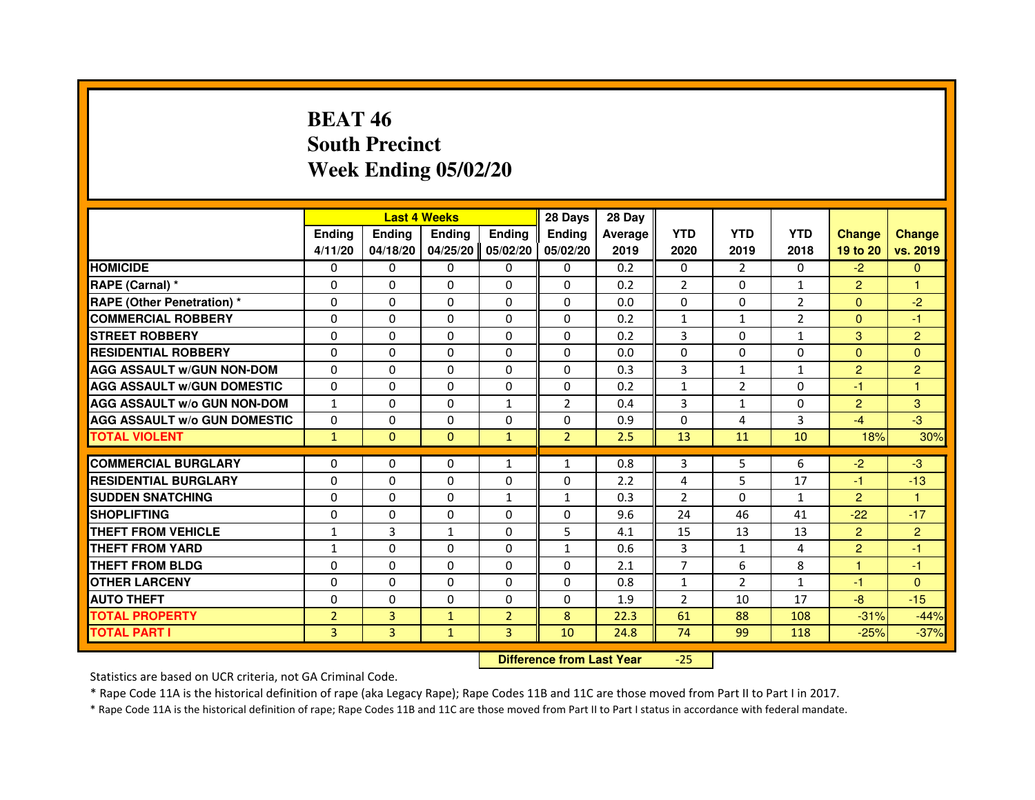# BEAT 46
## South Precinct
## Week Ending 05/02/20

| | Last 4 Weeks | | | | 28 Days | 28 Day | | | | | |
|---|---|---|---|---|---|---|---|---|---|---|---|
| | Ending 4/11/20 | Ending 04/18/20 | Ending 04/25/20 | Ending 05/02/20 | Ending 05/02/20 | Average 2019 | YTD 2020 | YTD 2019 | YTD 2018 | Change 19 to 20 | Change vs. 2019 |
| HOMICIDE | 0 | 0 | 0 | 0 | 0 | 0.2 | 0 | 2 | 0 | -2 | 0 |
| RAPE (Carnal) * | 0 | 0 | 0 | 0 | 0 | 0.2 | 2 | 0 | 1 | 2 | 1 |
| RAPE (Other Penetration) * | 0 | 0 | 0 | 0 | 0 | 0.0 | 0 | 0 | 2 | 0 | -2 |
| COMMERCIAL ROBBERY | 0 | 0 | 0 | 0 | 0 | 0.2 | 1 | 1 | 2 | 0 | -1 |
| STREET ROBBERY | 0 | 0 | 0 | 0 | 0 | 0.2 | 3 | 0 | 1 | 3 | 2 |
| RESIDENTIAL ROBBERY | 0 | 0 | 0 | 0 | 0 | 0.0 | 0 | 0 | 0 | 0 | 0 |
| AGG ASSAULT w/GUN NON-DOM | 0 | 0 | 0 | 0 | 0 | 0.3 | 3 | 1 | 1 | 2 | 2 |
| AGG ASSAULT w/GUN DOMESTIC | 0 | 0 | 0 | 0 | 0 | 0.2 | 1 | 2 | 0 | -1 | 1 |
| AGG ASSAULT w/o GUN NON-DOM | 1 | 0 | 0 | 1 | 2 | 0.4 | 3 | 1 | 0 | 2 | 3 |
| AGG ASSAULT w/o GUN DOMESTIC | 0 | 0 | 0 | 0 | 0 | 0.9 | 0 | 4 | 3 | -4 | -3 |
| TOTAL VIOLENT | 1 | 0 | 0 | 1 | 2 | 2.5 | 13 | 11 | 10 | 18% | 30% |
| COMMERCIAL BURGLARY | 0 | 0 | 0 | 1 | 1 | 0.8 | 3 | 5 | 6 | -2 | -3 |
| RESIDENTIAL BURGLARY | 0 | 0 | 0 | 0 | 0 | 2.2 | 4 | 5 | 17 | -1 | -13 |
| SUDDEN SNATCHING | 0 | 0 | 0 | 1 | 1 | 0.3 | 2 | 0 | 1 | 2 | 1 |
| SHOPLIFTING | 0 | 0 | 0 | 0 | 0 | 9.6 | 24 | 46 | 41 | -22 | -17 |
| THEFT FROM VEHICLE | 1 | 3 | 1 | 0 | 5 | 4.1 | 15 | 13 | 13 | 2 | 2 |
| THEFT FROM YARD | 1 | 0 | 0 | 0 | 1 | 0.6 | 3 | 1 | 4 | 2 | -1 |
| THEFT FROM BLDG | 0 | 0 | 0 | 0 | 0 | 2.1 | 7 | 6 | 8 | 1 | -1 |
| OTHER LARCENY | 0 | 0 | 0 | 0 | 0 | 0.8 | 1 | 2 | 1 | -1 | 0 |
| AUTO THEFT | 0 | 0 | 0 | 0 | 0 | 1.9 | 2 | 10 | 17 | -8 | -15 |
| TOTAL PROPERTY | 2 | 3 | 1 | 2 | 8 | 22.3 | 61 | 88 | 108 | -31% | -44% |
| TOTAL PART I | 3 | 3 | 1 | 3 | 10 | 24.8 | 74 | 99 | 118 | -25% | -37% |

**Difference from Last Year** -25

Statistics are based on UCR criteria, not GA Criminal Code.

* Rape Code 11A is the historical definition of rape (aka Legacy Rape); Rape Codes 11B and 11C are those moved from Part II to Part I in 2017.

* Rape Code 11A is the historical definition of rape; Rape Codes 11B and 11C are those moved from Part II to Part I status in accordance with federal mandate.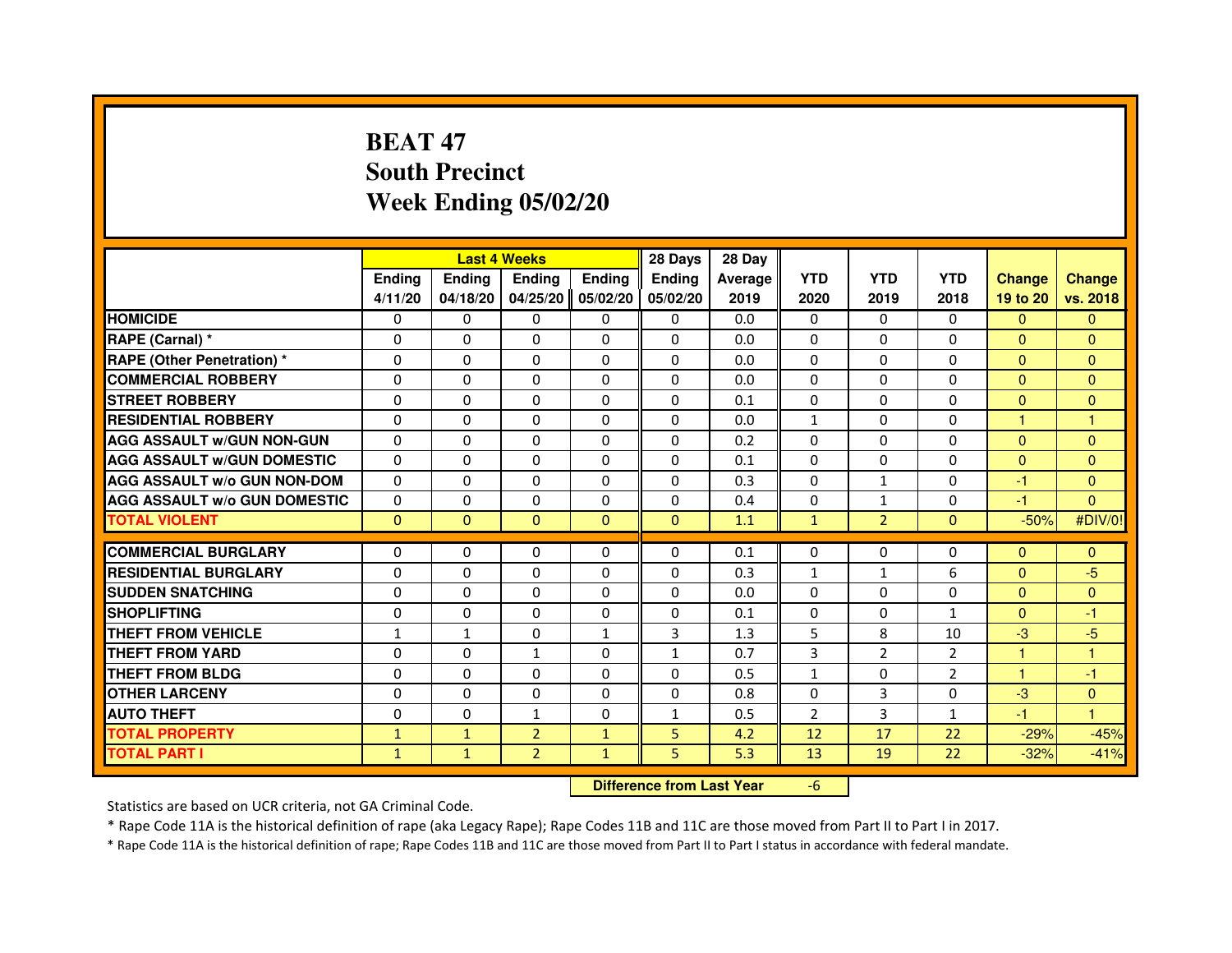# BEAT 47
# South Precinct
# Week Ending 05/02/20

| | Last 4 Weeks | | | | 28 Days | 28 Day | | | | | |
|---|---|---|---|---|---|---|---|---|---|---|---|
| | Ending 4/11/20 | Ending 04/18/20 | Ending 04/25/20 | Ending 05/02/20 | Ending 05/02/20 | Average 2019 | YTD 2020 | YTD 2019 | YTD 2018 | Change 19 to 20 | Change vs. 2018 |
| HOMICIDE | 0 | 0 | 0 | 0 | 0 | 0.0 | 0 | 0 | 0 | 0 | 0 |
| RAPE (Carnal) * | 0 | 0 | 0 | 0 | 0 | 0.0 | 0 | 0 | 0 | 0 | 0 |
| RAPE (Other Penetration) * | 0 | 0 | 0 | 0 | 0 | 0.0 | 0 | 0 | 0 | 0 | 0 |
| COMMERCIAL ROBBERY | 0 | 0 | 0 | 0 | 0 | 0.0 | 0 | 0 | 0 | 0 | 0 |
| STREET ROBBERY | 0 | 0 | 0 | 0 | 0 | 0.1 | 0 | 0 | 0 | 0 | 0 |
| RESIDENTIAL ROBBERY | 0 | 0 | 0 | 0 | 0 | 0.0 | 1 | 0 | 0 | 1 | 1 |
| AGG ASSAULT w/GUN NON-GUN | 0 | 0 | 0 | 0 | 0 | 0.2 | 0 | 0 | 0 | 0 | 0 |
| AGG ASSAULT w/GUN DOMESTIC | 0 | 0 | 0 | 0 | 0 | 0.1 | 0 | 0 | 0 | 0 | 0 |
| AGG ASSAULT w/o GUN NON-DOM | 0 | 0 | 0 | 0 | 0 | 0.3 | 0 | 1 | 0 | -1 | 0 |
| AGG ASSAULT w/o GUN DOMESTIC | 0 | 0 | 0 | 0 | 0 | 0.4 | 0 | 1 | 0 | -1 | 0 |
| TOTAL VIOLENT | 0 | 0 | 0 | 0 | 0 | 1.1 | 1 | 2 | 0 | -50% | #DIV/0! |
| COMMERCIAL BURGLARY | 0 | 0 | 0 | 0 | 0 | 0.1 | 0 | 0 | 0 | 0 | 0 |
| RESIDENTIAL BURGLARY | 0 | 0 | 0 | 0 | 0 | 0.3 | 1 | 1 | 6 | 0 | -5 |
| SUDDEN SNATCHING | 0 | 0 | 0 | 0 | 0 | 0.0 | 0 | 0 | 0 | 0 | 0 |
| SHOPLIFTING | 0 | 0 | 0 | 0 | 0 | 0.1 | 0 | 0 | 1 | 0 | -1 |
| THEFT FROM VEHICLE | 1 | 1 | 0 | 1 | 3 | 1.3 | 5 | 8 | 10 | -3 | -5 |
| THEFT FROM YARD | 0 | 0 | 1 | 0 | 1 | 0.7 | 3 | 2 | 2 | 1 | 1 |
| THEFT FROM BLDG | 0 | 0 | 0 | 0 | 0 | 0.5 | 1 | 0 | 2 | 1 | -1 |
| OTHER LARCENY | 0 | 0 | 0 | 0 | 0 | 0.8 | 0 | 3 | 0 | -3 | 0 |
| AUTO THEFT | 0 | 0 | 1 | 0 | 1 | 0.5 | 2 | 3 | 1 | -1 | 1 |
| TOTAL PROPERTY | 1 | 1 | 2 | 1 | 5 | 4.2 | 12 | 17 | 22 | -29% | -45% |
| TOTAL PART I | 1 | 1 | 2 | 1 | 5 | 5.3 | 13 | 19 | 22 | -32% | -41% |

**Difference from Last Year** -6

Statistics are based on UCR criteria, not GA Criminal Code.

* Rape Code 11A is the historical definition of rape (aka Legacy Rape); Rape Codes 11B and 11C are those moved from Part II to Part I in 2017.

* Rape Code 11A is the historical definition of rape; Rape Codes 11B and 11C are those moved from Part II to Part I status in accordance with federal mandate.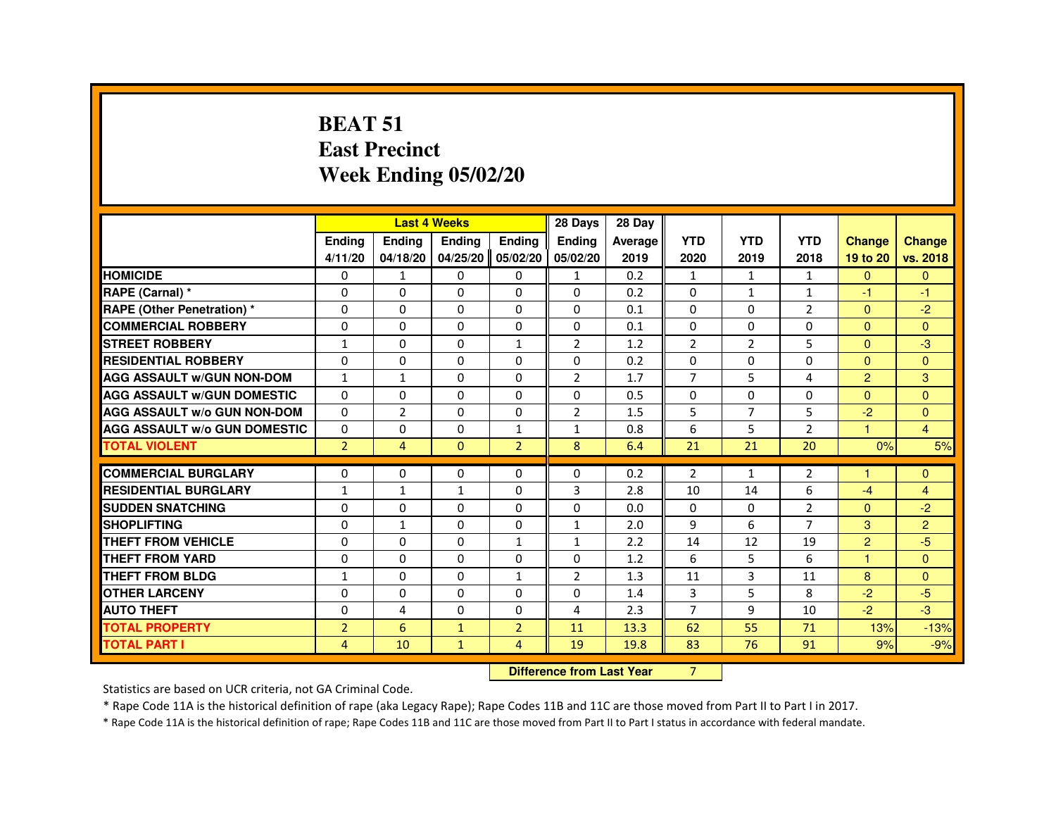# BEAT 51
## East Precinct
## Week Ending 05/02/20

| | Last 4 Weeks | | | | 28 Days | 28 Day | | | | | |
|---|---|---|---|---|---|---|---|---|---|---|---|
| | Ending 4/11/20 | Ending 04/18/20 | Ending 04/25/20 | Ending 05/02/20 | Ending 05/02/20 | Average 2019 | YTD 2020 | YTD 2019 | YTD 2018 | Change 19 to 20 | Change vs. 2018 |
| **HOMICIDE** | 0 | 1 | 0 | 0 | 1 | 0.2 | 1 | 1 | 1 | 0 | 0 |
| **RAPE (Carnal) *** | 0 | 0 | 0 | 0 | 0 | 0.2 | 0 | 1 | 1 | -1 | -1 |
| **RAPE (Other Penetration) *** | 0 | 0 | 0 | 0 | 0 | 0.1 | 0 | 0 | 2 | 0 | -2 |
| **COMMERCIAL ROBBERY** | 0 | 0 | 0 | 0 | 0 | 0.1 | 0 | 0 | 0 | 0 | 0 |
| **STREET ROBBERY** | 1 | 0 | 0 | 1 | 2 | 1.2 | 2 | 2 | 5 | 0 | -3 |
| **RESIDENTIAL ROBBERY** | 0 | 0 | 0 | 0 | 0 | 0.2 | 0 | 0 | 0 | 0 | 0 |
| **AGG ASSAULT w/GUN NON-DOM** | 1 | 1 | 0 | 0 | 2 | 1.7 | 7 | 5 | 4 | 2 | 3 |
| **AGG ASSAULT w/GUN DOMESTIC** | 0 | 0 | 0 | 0 | 0 | 0.5 | 0 | 0 | 0 | 0 | 0 |
| **AGG ASSAULT w/o GUN NON-DOM** | 0 | 2 | 0 | 0 | 2 | 1.5 | 5 | 7 | 5 | -2 | 0 |
| **AGG ASSAULT w/o GUN DOMESTIC** | 0 | 0 | 0 | 1 | 1 | 0.8 | 6 | 5 | 2 | 1 | 4 |
| **TOTAL VIOLENT** | 2 | 4 | 0 | 2 | 8 | 6.4 | 21 | 21 | 20 | 0% | 5% |
| **COMMERCIAL BURGLARY** | 0 | 0 | 0 | 0 | 0 | 0.2 | 2 | 1 | 2 | 1 | 0 |
| **RESIDENTIAL BURGLARY** | 1 | 1 | 1 | 0 | 3 | 2.8 | 10 | 14 | 6 | -4 | 4 |
| **SUDDEN SNATCHING** | 0 | 0 | 0 | 0 | 0 | 0.0 | 0 | 0 | 2 | 0 | -2 |
| **SHOPLIFTING** | 0 | 1 | 0 | 0 | 1 | 2.0 | 9 | 6 | 7 | 3 | 2 |
| **THEFT FROM VEHICLE** | 0 | 0 | 0 | 1 | 1 | 2.2 | 14 | 12 | 19 | 2 | -5 |
| **THEFT FROM YARD** | 0 | 0 | 0 | 0 | 0 | 1.2 | 6 | 5 | 6 | 1 | 0 |
| **THEFT FROM BLDG** | 1 | 0 | 0 | 1 | 2 | 1.3 | 11 | 3 | 11 | 8 | 0 |
| **OTHER LARCENY** | 0 | 0 | 0 | 0 | 0 | 1.4 | 3 | 5 | 8 | -2 | -5 |
| **AUTO THEFT** | 0 | 4 | 0 | 0 | 4 | 2.3 | 7 | 9 | 10 | -2 | -3 |
| **TOTAL PROPERTY** | 2 | 6 | 1 | 2 | 11 | 13.3 | 62 | 55 | 71 | 13% | -13% |
| **TOTAL PART I** | 4 | 10 | 1 | 4 | 19 | 19.8 | 83 | 76 | 91 | 9% | -9% |

**Difference from Last Year** 7

Statistics are based on UCR criteria, not GA Criminal Code.

* Rape Code 11A is the historical definition of rape (aka Legacy Rape); Rape Codes 11B and 11C are those moved from Part II to Part I in 2017.

* Rape Code 11A is the historical definition of rape; Rape Codes 11B and 11C are those moved from Part II to Part I status in accordance with federal mandate.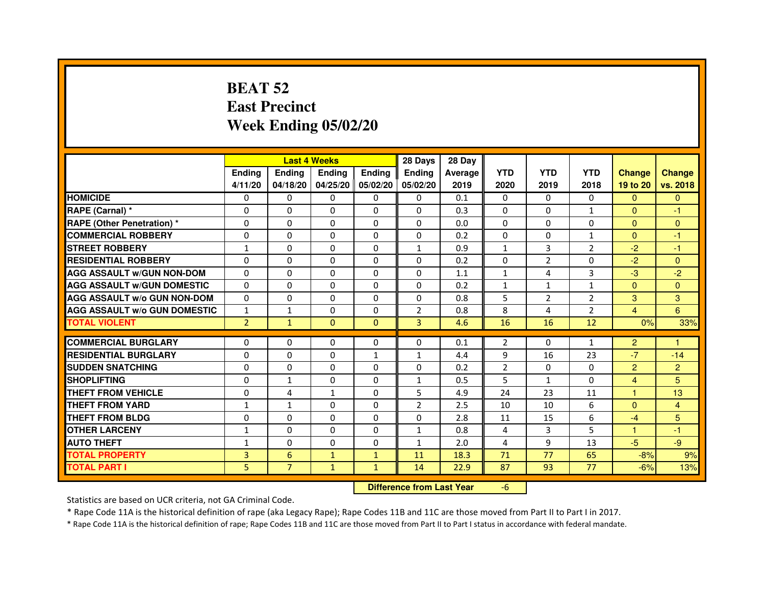# BEAT 52
# East Precinct
# Week Ending 05/02/20

| | Last 4 Weeks | | | | 28 Days | 28 Day | | | | | |
|---|---|---|---|---|---|---|---|---|---|---|---|
| | Ending 4/11/20 | Ending 04/18/20 | Ending 04/25/20 | Ending 05/02/20 | Ending 05/02/20 | Average 2019 | YTD 2020 | YTD 2019 | YTD 2018 | Change 19 to 20 | Change vs. 2018 |
| HOMICIDE | 0 | 0 | 0 | 0 | 0 | 0.1 | 0 | 0 | 0 | 0 | 0 |
| RAPE (Carnal) * | 0 | 0 | 0 | 0 | 0 | 0.3 | 0 | 0 | 1 | 0 | -1 |
| RAPE (Other Penetration) * | 0 | 0 | 0 | 0 | 0 | 0.0 | 0 | 0 | 0 | 0 | 0 |
| COMMERCIAL ROBBERY | 0 | 0 | 0 | 0 | 0 | 0.2 | 0 | 0 | 1 | 0 | -1 |
| STREET ROBBERY | 1 | 0 | 0 | 0 | 1 | 0.9 | 1 | 3 | 2 | -2 | -1 |
| RESIDENTIAL ROBBERY | 0 | 0 | 0 | 0 | 0 | 0.2 | 0 | 2 | 0 | -2 | 0 |
| AGG ASSAULT w/GUN NON-DOM | 0 | 0 | 0 | 0 | 0 | 1.1 | 1 | 4 | 3 | -3 | -2 |
| AGG ASSAULT w/GUN DOMESTIC | 0 | 0 | 0 | 0 | 0 | 0.2 | 1 | 1 | 1 | 0 | 0 |
| AGG ASSAULT w/o GUN NON-DOM | 0 | 0 | 0 | 0 | 0 | 0.8 | 5 | 2 | 2 | 3 | 3 |
| AGG ASSAULT w/o GUN DOMESTIC | 1 | 1 | 0 | 0 | 2 | 0.8 | 8 | 4 | 2 | 4 | 6 |
| TOTAL VIOLENT | 2 | 1 | 0 | 0 | 3 | 4.6 | 16 | 16 | 12 | 0% | 33% |
| COMMERCIAL BURGLARY | 0 | 0 | 0 | 0 | 0 | 0.1 | 2 | 0 | 1 | 2 | 1 |
| RESIDENTIAL BURGLARY | 0 | 0 | 0 | 1 | 1 | 4.4 | 9 | 16 | 23 | -7 | -14 |
| SUDDEN SNATCHING | 0 | 0 | 0 | 0 | 0 | 0.2 | 2 | 0 | 0 | 2 | 2 |
| SHOPLIFTING | 0 | 1 | 0 | 0 | 1 | 0.5 | 5 | 1 | 0 | 4 | 5 |
| THEFT FROM VEHICLE | 0 | 4 | 1 | 0 | 5 | 4.9 | 24 | 23 | 11 | 1 | 13 |
| THEFT FROM YARD | 1 | 1 | 0 | 0 | 2 | 2.5 | 10 | 10 | 6 | 0 | 4 |
| THEFT FROM BLDG | 0 | 0 | 0 | 0 | 0 | 2.8 | 11 | 15 | 6 | -4 | 5 |
| OTHER LARCENY | 1 | 0 | 0 | 0 | 1 | 0.8 | 4 | 3 | 5 | 1 | -1 |
| AUTO THEFT | 1 | 0 | 0 | 0 | 1 | 2.0 | 4 | 9 | 13 | -5 | -9 |
| TOTAL PROPERTY | 3 | 6 | 1 | 1 | 11 | 18.3 | 71 | 77 | 65 | -8% | 9% |
| TOTAL PART I | 5 | 7 | 1 | 1 | 14 | 22.9 | 87 | 93 | 77 | -6% | 13% |

**Difference from Last Year** -6

Statistics are based on UCR criteria, not GA Criminal Code.

* Rape Code 11A is the historical definition of rape (aka Legacy Rape); Rape Codes 11B and 11C are those moved from Part II to Part I in 2017.

* Rape Code 11A is the historical definition of rape; Rape Codes 11B and 11C are those moved from Part II to Part I status in accordance with federal mandate.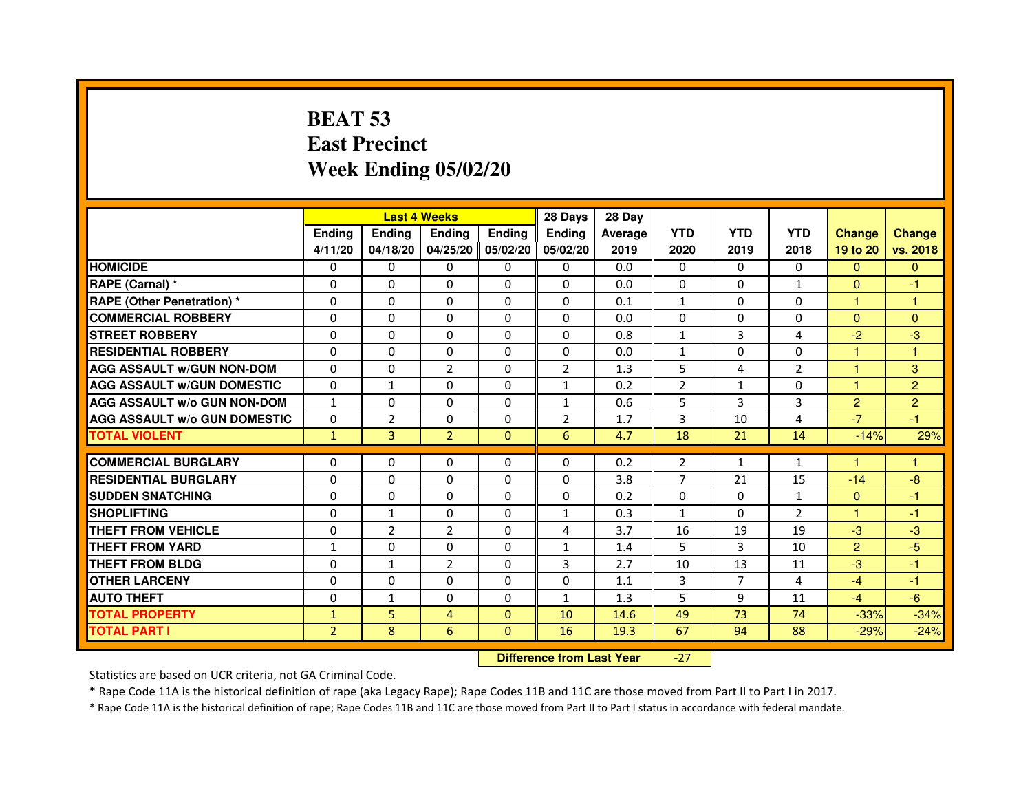# BEAT 53
# East Precinct
# Week Ending 05/02/20

| | Last 4 Weeks | | | | 28 Days | 28 Day | | | | | |
|---|---|---|---|---|---|---|---|---|---|---|---|
| | Ending 4/11/20 | Ending 04/18/20 | Ending 04/25/20 | Ending 05/02/20 | Ending 05/02/20 | Average 2019 | YTD 2020 | YTD 2019 | YTD 2018 | Change 19 to 20 | Change vs. 2018 |
| HOMICIDE | 0 | 0 | 0 | 0 | 0 | 0.0 | 0 | 0 | 0 | 0 | 0 |
| RAPE (Carnal) * | 0 | 0 | 0 | 0 | 0 | 0.0 | 0 | 0 | 1 | 0 | -1 |
| RAPE (Other Penetration) * | 0 | 0 | 0 | 0 | 0 | 0.1 | 1 | 0 | 0 | 1 | 1 |
| COMMERCIAL ROBBERY | 0 | 0 | 0 | 0 | 0 | 0.0 | 0 | 0 | 0 | 0 | 0 |
| STREET ROBBERY | 0 | 0 | 0 | 0 | 0 | 0.8 | 1 | 3 | 4 | -2 | -3 |
| RESIDENTIAL ROBBERY | 0 | 0 | 0 | 0 | 0 | 0.0 | 1 | 0 | 0 | 1 | 1 |
| AGG ASSAULT w/GUN NON-DOM | 0 | 0 | 2 | 0 | 2 | 1.3 | 5 | 4 | 2 | 1 | 3 |
| AGG ASSAULT w/GUN DOMESTIC | 0 | 1 | 0 | 0 | 1 | 0.2 | 2 | 1 | 0 | 1 | 2 |
| AGG ASSAULT w/o GUN NON-DOM | 1 | 0 | 0 | 0 | 1 | 0.6 | 5 | 3 | 3 | 2 | 2 |
| AGG ASSAULT w/o GUN DOMESTIC | 0 | 2 | 0 | 0 | 2 | 1.7 | 3 | 10 | 4 | -7 | -1 |
| TOTAL VIOLENT | 1 | 3 | 2 | 0 | 6 | 4.7 | 18 | 21 | 14 | -14% | 29% |
| COMMERCIAL BURGLARY | 0 | 0 | 0 | 0 | 0 | 0.2 | 2 | 1 | 1 | 1 | 1 |
| RESIDENTIAL BURGLARY | 0 | 0 | 0 | 0 | 0 | 3.8 | 7 | 21 | 15 | -14 | -8 |
| SUDDEN SNATCHING | 0 | 0 | 0 | 0 | 0 | 0.2 | 0 | 0 | 1 | 0 | -1 |
| SHOPLIFTING | 0 | 1 | 0 | 0 | 1 | 0.3 | 1 | 0 | 2 | 1 | -1 |
| THEFT FROM VEHICLE | 0 | 2 | 2 | 0 | 4 | 3.7 | 16 | 19 | 19 | -3 | -3 |
| THEFT FROM YARD | 1 | 0 | 0 | 0 | 1 | 1.4 | 5 | 3 | 10 | 2 | -5 |
| THEFT FROM BLDG | 0 | 1 | 2 | 0 | 3 | 2.7 | 10 | 13 | 11 | -3 | -1 |
| OTHER LARCENY | 0 | 0 | 0 | 0 | 0 | 1.1 | 3 | 7 | 4 | -4 | -1 |
| AUTO THEFT | 0 | 1 | 0 | 0 | 1 | 1.3 | 5 | 9 | 11 | -4 | -6 |
| TOTAL PROPERTY | 1 | 5 | 4 | 0 | 10 | 14.6 | 49 | 73 | 74 | -33% | -34% |
| TOTAL PART I | 2 | 8 | 6 | 0 | 16 | 19.3 | 67 | 94 | 88 | -29% | -24% |

**Difference from Last Year** -27

Statistics are based on UCR criteria, not GA Criminal Code.

* Rape Code 11A is the historical definition of rape (aka Legacy Rape); Rape Codes 11B and 11C are those moved from Part II to Part I in 2017.

* Rape Code 11A is the historical definition of rape; Rape Codes 11B and 11C are those moved from Part II to Part I status in accordance with federal mandate.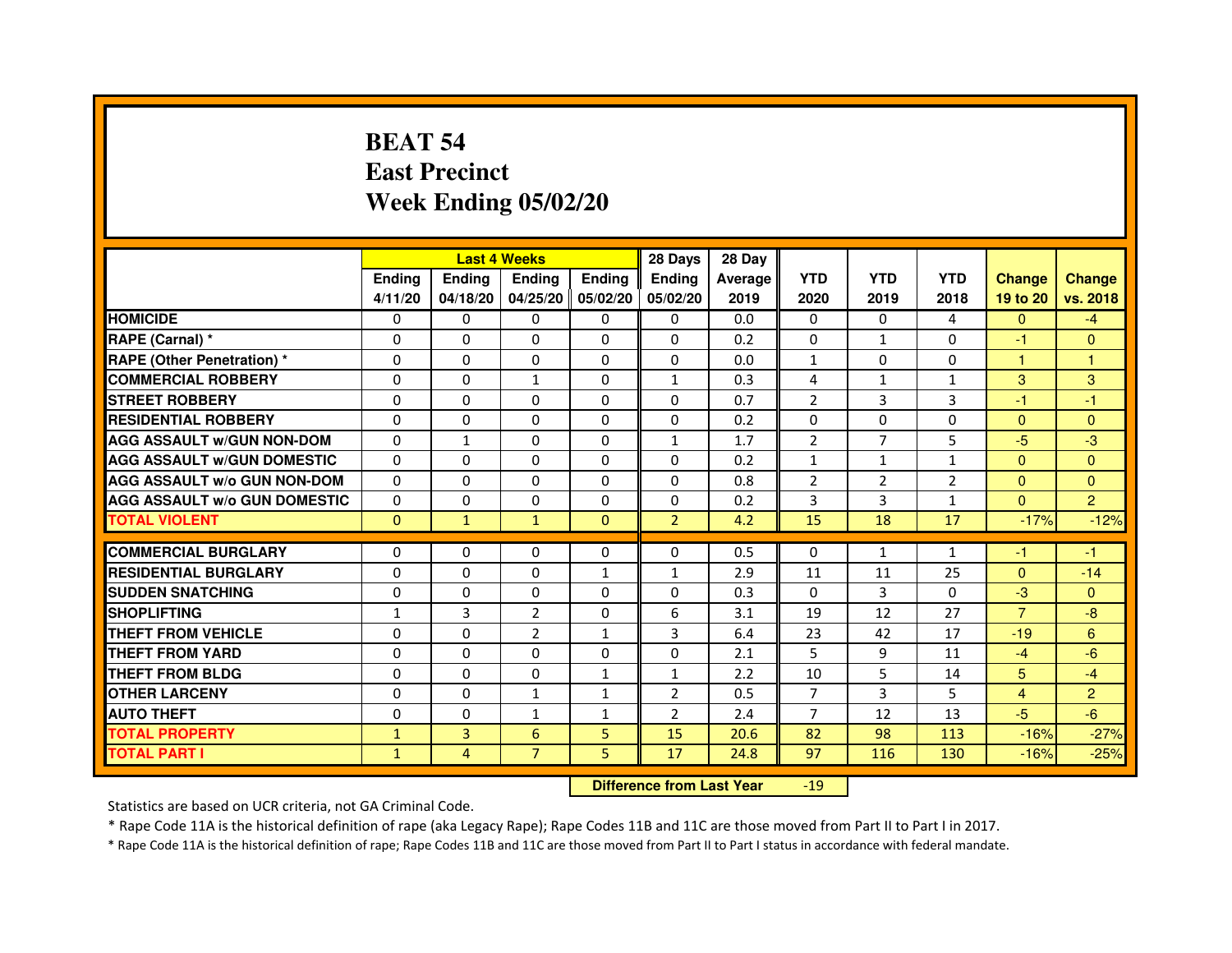# BEAT 54
# East Precinct
# Week Ending 05/02/20

| | Last 4 Weeks | | | | 28 Days | 28 Day | | | | | |
|---|---|---|---|---|---|---|---|---|---|---|---|
| | Ending 4/11/20 | Ending 04/18/20 | Ending 04/25/20 | Ending 05/02/20 | Ending 05/02/20 | Average 2019 | YTD 2020 | YTD 2019 | YTD 2018 | Change 19 to 20 | Change vs. 2018 |
| HOMICIDE | 0 | 0 | 0 | 0 | 0 | 0.0 | 0 | 0 | 4 | 0 | -4 |
| RAPE (Carnal) * | 0 | 0 | 0 | 0 | 0 | 0.2 | 0 | 1 | 0 | -1 | 0 |
| RAPE (Other Penetration) * | 0 | 0 | 0 | 0 | 0 | 0.0 | 1 | 0 | 0 | 1 | 1 |
| COMMERCIAL ROBBERY | 0 | 0 | 1 | 0 | 1 | 0.3 | 4 | 1 | 1 | 3 | 3 |
| STREET ROBBERY | 0 | 0 | 0 | 0 | 0 | 0.7 | 2 | 3 | 3 | -1 | -1 |
| RESIDENTIAL ROBBERY | 0 | 0 | 0 | 0 | 0 | 0.2 | 0 | 0 | 0 | 0 | 0 |
| AGG ASSAULT w/GUN NON-DOM | 0 | 1 | 0 | 0 | 1 | 1.7 | 2 | 7 | 5 | -5 | -3 |
| AGG ASSAULT w/GUN DOMESTIC | 0 | 0 | 0 | 0 | 0 | 0.2 | 1 | 1 | 1 | 0 | 0 |
| AGG ASSAULT w/o GUN NON-DOM | 0 | 0 | 0 | 0 | 0 | 0.8 | 2 | 2 | 2 | 0 | 0 |
| AGG ASSAULT w/o GUN DOMESTIC | 0 | 0 | 0 | 0 | 0 | 0.2 | 3 | 3 | 1 | 0 | 2 |
| TOTAL VIOLENT | 0 | 1 | 1 | 0 | 2 | 4.2 | 15 | 18 | 17 | -17% | -12% |
| COMMERCIAL BURGLARY | 0 | 0 | 0 | 0 | 0 | 0.5 | 0 | 1 | 1 | -1 | -1 |
| RESIDENTIAL BURGLARY | 0 | 0 | 0 | 1 | 1 | 2.9 | 11 | 11 | 25 | 0 | -14 |
| SUDDEN SNATCHING | 0 | 0 | 0 | 0 | 0 | 0.3 | 0 | 3 | 0 | -3 | 0 |
| SHOPLIFTING | 1 | 3 | 2 | 0 | 6 | 3.1 | 19 | 12 | 27 | 7 | -8 |
| THEFT FROM VEHICLE | 0 | 0 | 2 | 1 | 3 | 6.4 | 23 | 42 | 17 | -19 | 6 |
| THEFT FROM YARD | 0 | 0 | 0 | 0 | 0 | 2.1 | 5 | 9 | 11 | -4 | -6 |
| THEFT FROM BLDG | 0 | 0 | 0 | 1 | 1 | 2.2 | 10 | 5 | 14 | 5 | -4 |
| OTHER LARCENY | 0 | 0 | 1 | 1 | 2 | 0.5 | 7 | 3 | 5 | 4 | 2 |
| AUTO THEFT | 0 | 0 | 1 | 1 | 2 | 2.4 | 7 | 12 | 13 | -5 | -6 |
| TOTAL PROPERTY | 1 | 3 | 6 | 5 | 15 | 20.6 | 82 | 98 | 113 | -16% | -27% |
| TOTAL PART I | 1 | 4 | 7 | 5 | 17 | 24.8 | 97 | 116 | 130 | -16% | -25% |

**Difference from Last Year** -19

Statistics are based on UCR criteria, not GA Criminal Code.

* Rape Code 11A is the historical definition of rape (aka Legacy Rape); Rape Codes 11B and 11C are those moved from Part II to Part I in 2017.

* Rape Code 11A is the historical definition of rape; Rape Codes 11B and 11C are those moved from Part II to Part I status in accordance with federal mandate.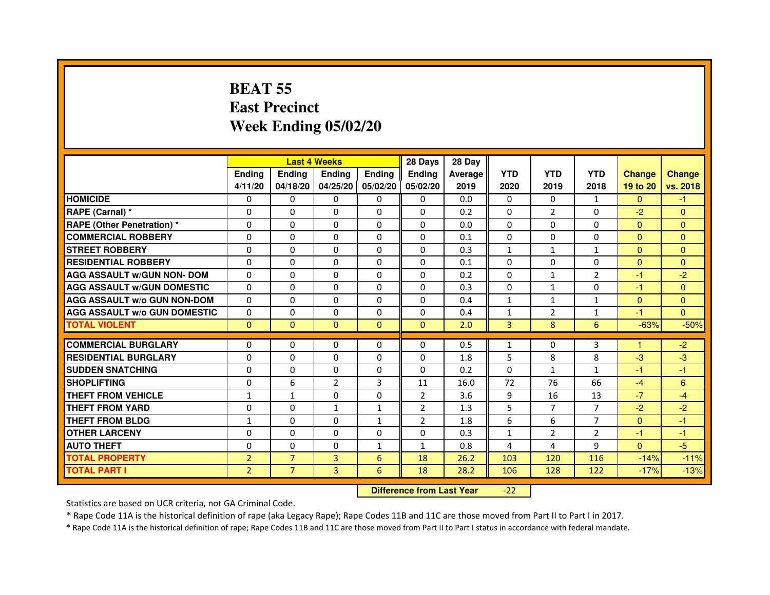# BEAT 55
# East Precinct
# Week Ending 05/02/20

| | Last 4 Weeks | | | | 28 Days | 28 Day | | | | | |
|---|---|---|---|---|---|---|---|---|---|---|---|
| | Ending 4/11/20 | Ending 04/18/20 | Ending 04/25/20 | Ending 05/02/20 | Ending 05/02/20 | Average 2019 | YTD 2020 | YTD 2019 | YTD 2018 | Change 19 to 20 | Change vs. 2018 |
| HOMICIDE | 0 | 0 | 0 | 0 | 0 | 0.0 | 0 | 0 | 1 | 0 | -1 |
| RAPE (Carnal) * | 0 | 0 | 0 | 0 | 0 | 0.2 | 0 | 2 | 0 | -2 | 0 |
| RAPE (Other Penetration) * | 0 | 0 | 0 | 0 | 0 | 0.0 | 0 | 0 | 0 | 0 | 0 |
| COMMERCIAL ROBBERY | 0 | 0 | 0 | 0 | 0 | 0.1 | 0 | 0 | 0 | 0 | 0 |
| STREET ROBBERY | 0 | 0 | 0 | 0 | 0 | 0.3 | 1 | 1 | 1 | 0 | 0 |
| RESIDENTIAL ROBBERY | 0 | 0 | 0 | 0 | 0 | 0.1 | 0 | 0 | 0 | 0 | 0 |
| AGG ASSAULT w/GUN NON- DOM | 0 | 0 | 0 | 0 | 0 | 0.2 | 0 | 1 | 2 | -1 | -2 |
| AGG ASSAULT w/GUN DOMESTIC | 0 | 0 | 0 | 0 | 0 | 0.3 | 0 | 1 | 0 | -1 | 0 |
| AGG ASSAULT w/o GUN NON-DOM | 0 | 0 | 0 | 0 | 0 | 0.4 | 1 | 1 | 1 | 0 | 0 |
| AGG ASSAULT w/o GUN DOMESTIC | 0 | 0 | 0 | 0 | 0 | 0.4 | 1 | 2 | 1 | -1 | 0 |
| TOTAL VIOLENT | 0 | 0 | 0 | 0 | 0 | 2.0 | 3 | 8 | 6 | -63% | -50% |
| COMMERCIAL BURGLARY | 0 | 0 | 0 | 0 | 0 | 0.5 | 1 | 0 | 3 | 1 | -2 |
| RESIDENTIAL BURGLARY | 0 | 0 | 0 | 0 | 0 | 1.8 | 5 | 8 | 8 | -3 | -3 |
| SUDDEN SNATCHING | 0 | 0 | 0 | 0 | 0 | 0.2 | 0 | 1 | 1 | -1 | -1 |
| SHOPLIFTING | 0 | 6 | 2 | 3 | 11 | 16.0 | 72 | 76 | 66 | -4 | 6 |
| THEFT FROM VEHICLE | 1 | 1 | 0 | 0 | 2 | 3.6 | 9 | 16 | 13 | -7 | -4 |
| THEFT FROM YARD | 0 | 0 | 1 | 1 | 2 | 1.3 | 5 | 7 | 7 | -2 | -2 |
| THEFT FROM BLDG | 1 | 0 | 0 | 1 | 2 | 1.8 | 6 | 6 | 7 | 0 | -1 |
| OTHER LARCENY | 0 | 0 | 0 | 0 | 0 | 0.3 | 1 | 2 | 2 | -1 | -1 |
| AUTO THEFT | 0 | 0 | 0 | 1 | 1 | 0.8 | 4 | 4 | 9 | 0 | -5 |
| TOTAL PROPERTY | 2 | 7 | 3 | 6 | 18 | 26.2 | 103 | 120 | 116 | -14% | -11% |
| TOTAL PART I | 2 | 7 | 3 | 6 | 18 | 28.2 | 106 | 128 | 122 | -17% | -13% |

**Difference from Last Year** -22

Statistics are based on UCR criteria, not GA Criminal Code.

* Rape Code 11A is the historical definition of rape (aka Legacy Rape); Rape Codes 11B and 11C are those moved from Part II to Part I in 2017.

* Rape Code 11A is the historical definition of rape; Rape Codes 11B and 11C are those moved from Part II to Part I status in accordance with federal mandate.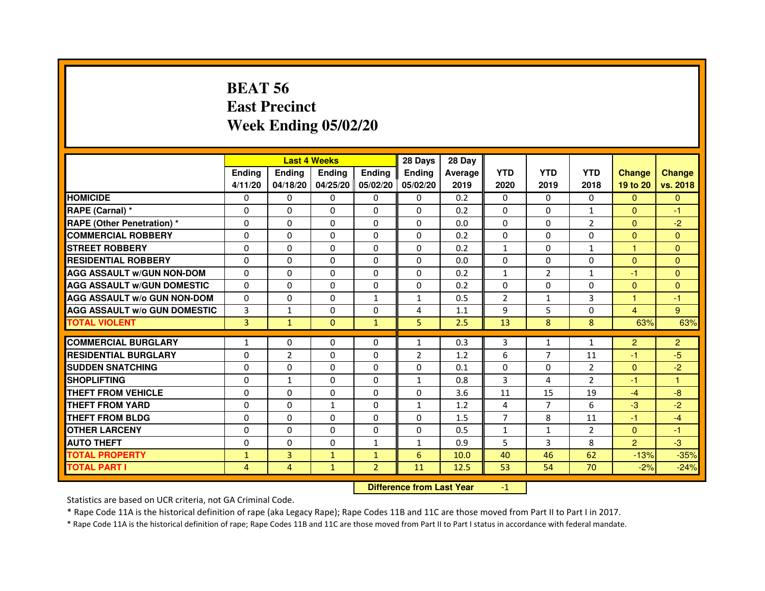# BEAT 56
# East Precinct
# Week Ending 05/02/20

| | Last 4 Weeks | | | | 28 Days | 28 Day | | | | | |
|---|---|---|---|---|---|---|---|---|---|---|---|
| | Ending 4/11/20 | Ending 04/18/20 | Ending 04/25/20 | Ending 05/02/20 | Ending 05/02/20 | Average 2019 | YTD 2020 | YTD 2019 | YTD 2018 | Change 19 to 20 | Change vs. 2018 |
| HOMICIDE | 0 | 0 | 0 | 0 | 0 | 0.2 | 0 | 0 | 0 | 0 | 0 |
| RAPE (Carnal) * | 0 | 0 | 0 | 0 | 0 | 0.2 | 0 | 0 | 1 | 0 | -1 |
| RAPE (Other Penetration) * | 0 | 0 | 0 | 0 | 0 | 0.0 | 0 | 0 | 2 | 0 | -2 |
| COMMERCIAL ROBBERY | 0 | 0 | 0 | 0 | 0 | 0.2 | 0 | 0 | 0 | 0 | 0 |
| STREET ROBBERY | 0 | 0 | 0 | 0 | 0 | 0.2 | 1 | 0 | 1 | 1 | 0 |
| RESIDENTIAL ROBBERY | 0 | 0 | 0 | 0 | 0 | 0.0 | 0 | 0 | 0 | 0 | 0 |
| AGG ASSAULT w/GUN NON-DOM | 0 | 0 | 0 | 0 | 0 | 0.2 | 1 | 2 | 1 | -1 | 0 |
| AGG ASSAULT w/GUN DOMESTIC | 0 | 0 | 0 | 0 | 0 | 0.2 | 0 | 0 | 0 | 0 | 0 |
| AGG ASSAULT w/o GUN NON-DOM | 0 | 0 | 0 | 1 | 1 | 0.5 | 2 | 1 | 3 | 1 | -1 |
| AGG ASSAULT w/o GUN DOMESTIC | 3 | 1 | 0 | 0 | 4 | 1.1 | 9 | 5 | 0 | 4 | 9 |
| TOTAL VIOLENT | 3 | 1 | 0 | 1 | 5 | 2.5 | 13 | 8 | 8 | 63% | 63% |
| COMMERCIAL BURGLARY | 1 | 0 | 0 | 0 | 1 | 0.3 | 3 | 1 | 1 | 2 | 2 |
| RESIDENTIAL BURGLARY | 0 | 2 | 0 | 0 | 2 | 1.2 | 6 | 7 | 11 | -1 | -5 |
| SUDDEN SNATCHING | 0 | 0 | 0 | 0 | 0 | 0.1 | 0 | 0 | 2 | 0 | -2 |
| SHOPLIFTING | 0 | 1 | 0 | 0 | 1 | 0.8 | 3 | 4 | 2 | -1 | 1 |
| THEFT FROM VEHICLE | 0 | 0 | 0 | 0 | 0 | 3.6 | 11 | 15 | 19 | -4 | -8 |
| THEFT FROM YARD | 0 | 0 | 1 | 0 | 1 | 1.2 | 4 | 7 | 6 | -3 | -2 |
| THEFT FROM BLDG | 0 | 0 | 0 | 0 | 0 | 1.5 | 7 | 8 | 11 | -1 | -4 |
| OTHER LARCENY | 0 | 0 | 0 | 0 | 0 | 0.5 | 1 | 1 | 2 | 0 | -1 |
| AUTO THEFT | 0 | 0 | 0 | 1 | 1 | 0.9 | 5 | 3 | 8 | 2 | -3 |
| TOTAL PROPERTY | 1 | 3 | 1 | 1 | 6 | 10.0 | 40 | 46 | 62 | -13% | -35% |
| TOTAL PART I | 4 | 4 | 1 | 2 | 11 | 12.5 | 53 | 54 | 70 | -2% | -24% |

**Difference from Last Year** -1

Statistics are based on UCR criteria, not GA Criminal Code.

* Rape Code 11A is the historical definition of rape (aka Legacy Rape); Rape Codes 11B and 11C are those moved from Part II to Part I in 2017.

* Rape Code 11A is the historical definition of rape; Rape Codes 11B and 11C are those moved from Part II to Part I status in accordance with federal mandate.